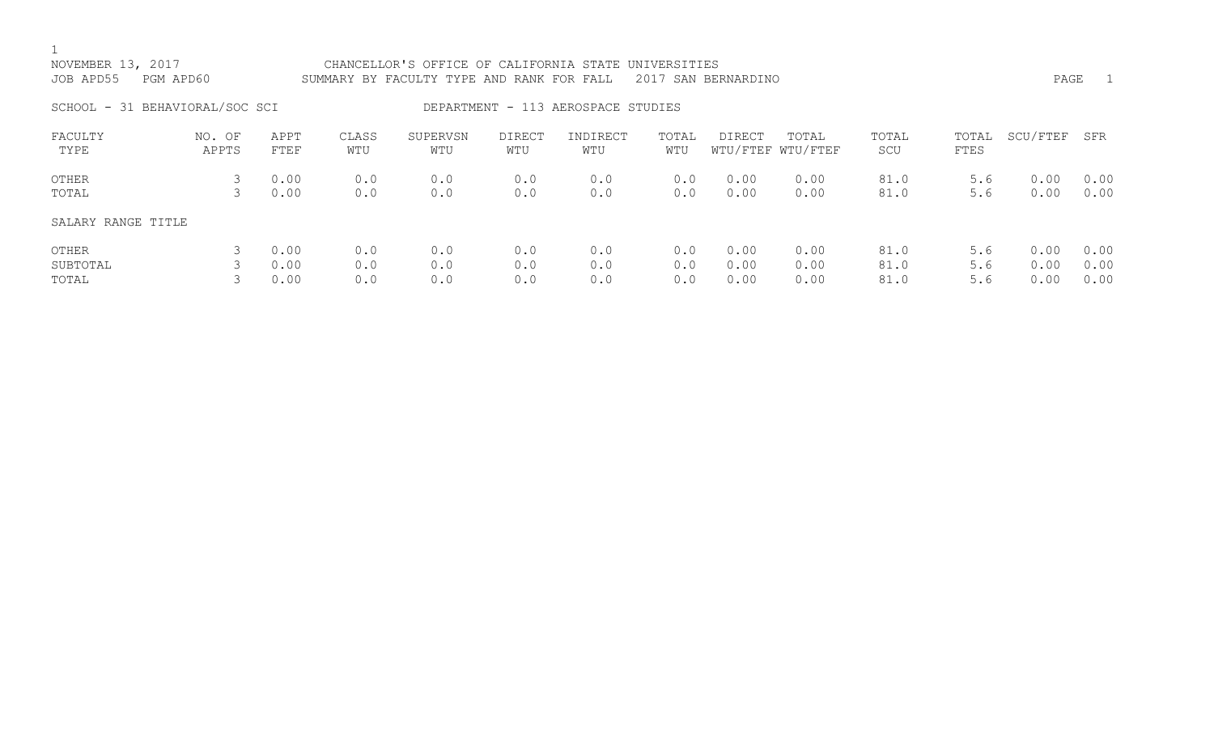NOVEMBER 13, 2017 CHANCELLOR'S OFFICE OF CALIFORNIA STATE UNIVERSITIES

JOB APD55 PGM APD60 SUMMARY BY FACULTY TYPE AND RANK FOR FALL 2017 SAN BERNARDINO

SCHOOL - 31 BEHAVIORAL/SOC SCI DEPARTMENT - 113 AEROSPACE STUDIES

| FACULTY TYPE | NO. OF APPTS | APPT FTEF | CLASS WTU | SUPERVSN WTU | DIRECT WTU | INDIRECT WTU | TOTAL WTU | DIRECT WTU/FTEF | TOTAL WTU/FTEF | TOTAL SCU | TOTAL FTES | SCU/FTEF | SFR |
|---|---|---|---|---|---|---|---|---|---|---|---|---|---|
| OTHER | 3 | 0.00 | 0.0 | 0.0 | 0.0 | 0.0 | 0.0 | 0.00 | 0.00 | 81.0 | 5.6 | 0.00 | 0.00 |
| TOTAL | 3 | 0.00 | 0.0 | 0.0 | 0.0 | 0.0 | 0.0 | 0.00 | 0.00 | 81.0 | 5.6 | 0.00 | 0.00 |
| SALARY RANGE TITLE | | | | | | | | | | | | | |
| OTHER | 3 | 0.00 | 0.0 | 0.0 | 0.0 | 0.0 | 0.0 | 0.00 | 0.00 | 81.0 | 5.6 | 0.00 | 0.00 |
| SUBTOTAL | 3 | 0.00 | 0.0 | 0.0 | 0.0 | 0.0 | 0.0 | 0.00 | 0.00 | 81.0 | 5.6 | 0.00 | 0.00 |
| TOTAL | 3 | 0.00 | 0.0 | 0.0 | 0.0 | 0.0 | 0.0 | 0.00 | 0.00 | 81.0 | 5.6 | 0.00 | 0.00 |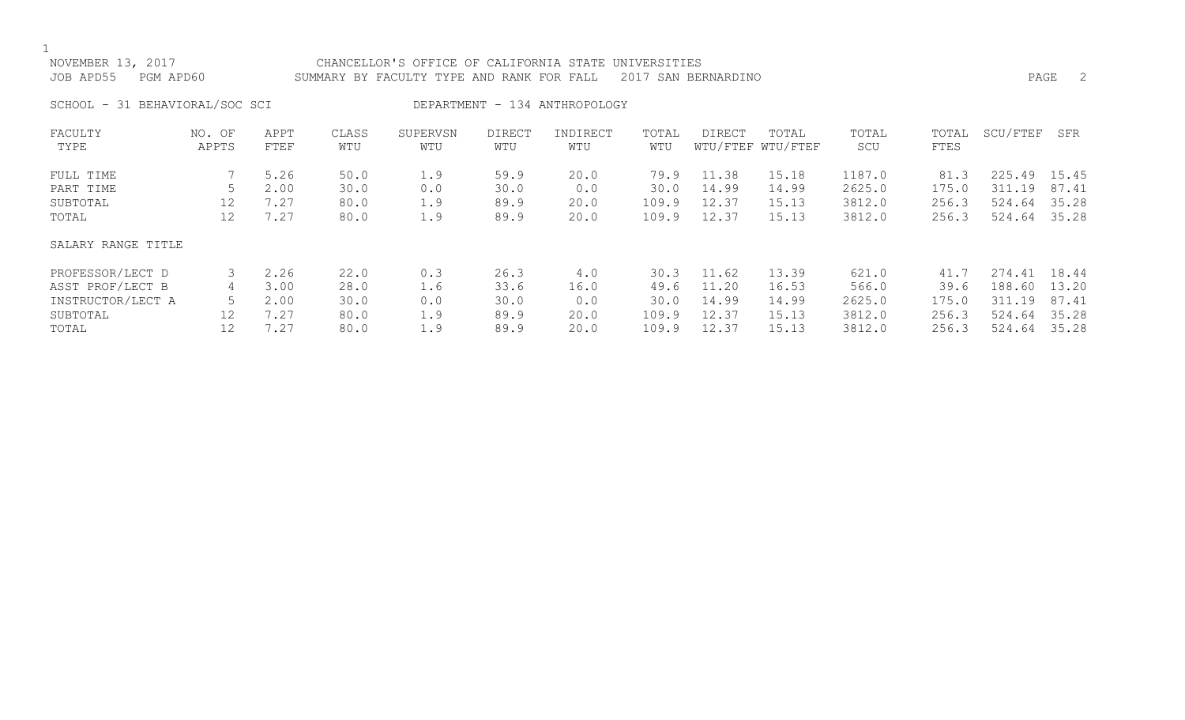NOVEMBER 13, 2017 CHANCELLOR'S OFFICE OF CALIFORNIA STATE UNIVERSITIES
JOB APD55 PGM APD60 SUMMARY BY FACULTY TYPE AND RANK FOR FALL 2017 SAN BERNARDINO

SCHOOL - 31 BEHAVIORAL/SOC SCI DEPARTMENT - 134 ANTHROPOLOGY

| FACULTY TYPE | NO. OF APPTS | APPT FTEF | CLASS WTU | SUPERVSN WTU | DIRECT WTU | INDIRECT WTU | TOTAL WTU | DIRECT WTU/FTEF | TOTAL WTU/FTEF | TOTAL SCU | TOTAL FTES | SCU/FTEF | SFR |
|---|---|---|---|---|---|---|---|---|---|---|---|---|---|
| FULL TIME | 7 | 5.26 | 50.0 | 1.9 | 59.9 | 20.0 | 79.9 | 11.38 | 15.18 | 1187.0 | 81.3 | 225.49 | 15.45 |
| PART TIME | 5 | 2.00 | 30.0 | 0.0 | 30.0 | 0.0 | 30.0 | 14.99 | 14.99 | 2625.0 | 175.0 | 311.19 | 87.41 |
| SUBTOTAL | 12 | 7.27 | 80.0 | 1.9 | 89.9 | 20.0 | 109.9 | 12.37 | 15.13 | 3812.0 | 256.3 | 524.64 | 35.28 |
| TOTAL | 12 | 7.27 | 80.0 | 1.9 | 89.9 | 20.0 | 109.9 | 12.37 | 15.13 | 3812.0 | 256.3 | 524.64 | 35.28 |

SALARY RANGE TITLE

| SALARY RANGE TITLE | NO. OF APPTS | APPT FTEF | CLASS WTU | SUPERVSN WTU | DIRECT WTU | INDIRECT WTU | TOTAL WTU | DIRECT WTU/FTEF | TOTAL WTU/FTEF | TOTAL SCU | TOTAL FTES | SCU/FTEF | SFR |
|---|---|---|---|---|---|---|---|---|---|---|---|---|---|
| PROFESSOR/LECT D | 3 | 2.26 | 22.0 | 0.3 | 26.3 | 4.0 | 30.3 | 11.62 | 13.39 | 621.0 | 41.7 | 274.41 | 18.44 |
| ASST PROF/LECT B | 4 | 3.00 | 28.0 | 1.6 | 33.6 | 16.0 | 49.6 | 11.20 | 16.53 | 566.0 | 39.6 | 188.60 | 13.20 |
| INSTRUCTOR/LECT A | 5 | 2.00 | 30.0 | 0.0 | 30.0 | 0.0 | 30.0 | 14.99 | 14.99 | 2625.0 | 175.0 | 311.19 | 87.41 |
| SUBTOTAL | 12 | 7.27 | 80.0 | 1.9 | 89.9 | 20.0 | 109.9 | 12.37 | 15.13 | 3812.0 | 256.3 | 524.64 | 35.28 |
| TOTAL | 12 | 7.27 | 80.0 | 1.9 | 89.9 | 20.0 | 109.9 | 12.37 | 15.13 | 3812.0 | 256.3 | 524.64 | 35.28 |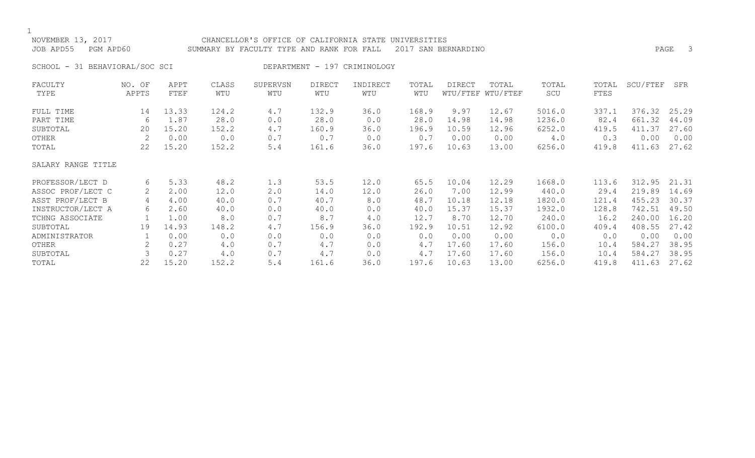NOVEMBER 13, 2017 CHANCELLOR'S OFFICE OF CALIFORNIA STATE UNIVERSITIES
JOB APD55 PGM APD60 SUMMARY BY FACULTY TYPE AND RANK FOR FALL 2017 SAN BERNARDINO

SCHOOL - 31 BEHAVIORAL/SOC SCI DEPARTMENT - 197 CRIMINOLOGY

| FACULTY TYPE | NO. OF APPTS | APPT FTEF | CLASS WTU | SUPERVSN WTU | DIRECT WTU | INDIRECT WTU | TOTAL WTU | DIRECT WTU/FTEF | TOTAL WTU/FTEF | TOTAL SCU | TOTAL FTES | SCU/FTEF | SFR |
|---|---|---|---|---|---|---|---|---|---|---|---|---|---|
| FULL TIME | 14 | 13.33 | 124.2 | 4.7 | 132.9 | 36.0 | 168.9 | 9.97 | 12.67 | 5016.0 | 337.1 | 376.32 | 25.29 |
| PART TIME | 6 | 1.87 | 28.0 | 0.0 | 28.0 | 0.0 | 28.0 | 14.98 | 14.98 | 1236.0 | 82.4 | 661.32 | 44.09 |
| SUBTOTAL | 20 | 15.20 | 152.2 | 4.7 | 160.9 | 36.0 | 196.9 | 10.59 | 12.96 | 6252.0 | 419.5 | 411.37 | 27.60 |
| OTHER | 2 | 0.00 | 0.0 | 0.7 | 0.7 | 0.0 | 0.7 | 0.00 | 0.00 | 4.0 | 0.3 | 0.00 | 0.00 |
| TOTAL | 22 | 15.20 | 152.2 | 5.4 | 161.6 | 36.0 | 197.6 | 10.63 | 13.00 | 6256.0 | 419.8 | 411.63 | 27.62 |

| SALARY RANGE TITLE | NO. OF APPTS | APPT FTEF | CLASS WTU | SUPERVSN WTU | DIRECT WTU | INDIRECT WTU | TOTAL WTU | DIRECT WTU/FTEF | TOTAL WTU/FTEF | TOTAL SCU | TOTAL FTES | SCU/FTEF | SFR |
|---|---|---|---|---|---|---|---|---|---|---|---|---|---|
| PROFESSOR/LECT D | 6 | 5.33 | 48.2 | 1.3 | 53.5 | 12.0 | 65.5 | 10.04 | 12.29 | 1668.0 | 113.6 | 312.95 | 21.31 |
| ASSOC PROF/LECT C | 2 | 2.00 | 12.0 | 2.0 | 14.0 | 12.0 | 26.0 | 7.00 | 12.99 | 440.0 | 29.4 | 219.89 | 14.69 |
| ASST PROF/LECT B | 4 | 4.00 | 40.0 | 0.7 | 40.7 | 8.0 | 48.7 | 10.18 | 12.18 | 1820.0 | 121.4 | 455.23 | 30.37 |
| INSTRUCTOR/LECT A | 6 | 2.60 | 40.0 | 0.0 | 40.0 | 0.0 | 40.0 | 15.37 | 15.37 | 1932.0 | 128.8 | 742.51 | 49.50 |
| TCHNG ASSOCIATE | 1 | 1.00 | 8.0 | 0.7 | 8.7 | 4.0 | 12.7 | 8.70 | 12.70 | 240.0 | 16.2 | 240.00 | 16.20 |
| SUBTOTAL | 19 | 14.93 | 148.2 | 4.7 | 156.9 | 36.0 | 192.9 | 10.51 | 12.92 | 6100.0 | 409.4 | 408.55 | 27.42 |
| ADMINISTRATOR | 1 | 0.00 | 0.0 | 0.0 | 0.0 | 0.0 | 0.0 | 0.00 | 0.00 | 0.0 | 0.0 | 0.00 | 0.00 |
| OTHER | 2 | 0.27 | 4.0 | 0.7 | 4.7 | 0.0 | 4.7 | 17.60 | 17.60 | 156.0 | 10.4 | 584.27 | 38.95 |
| SUBTOTAL | 3 | 0.27 | 4.0 | 0.7 | 4.7 | 0.0 | 4.7 | 17.60 | 17.60 | 156.0 | 10.4 | 584.27 | 38.95 |
| TOTAL | 22 | 15.20 | 152.2 | 5.4 | 161.6 | 36.0 | 197.6 | 10.63 | 13.00 | 6256.0 | 419.8 | 411.63 | 27.62 |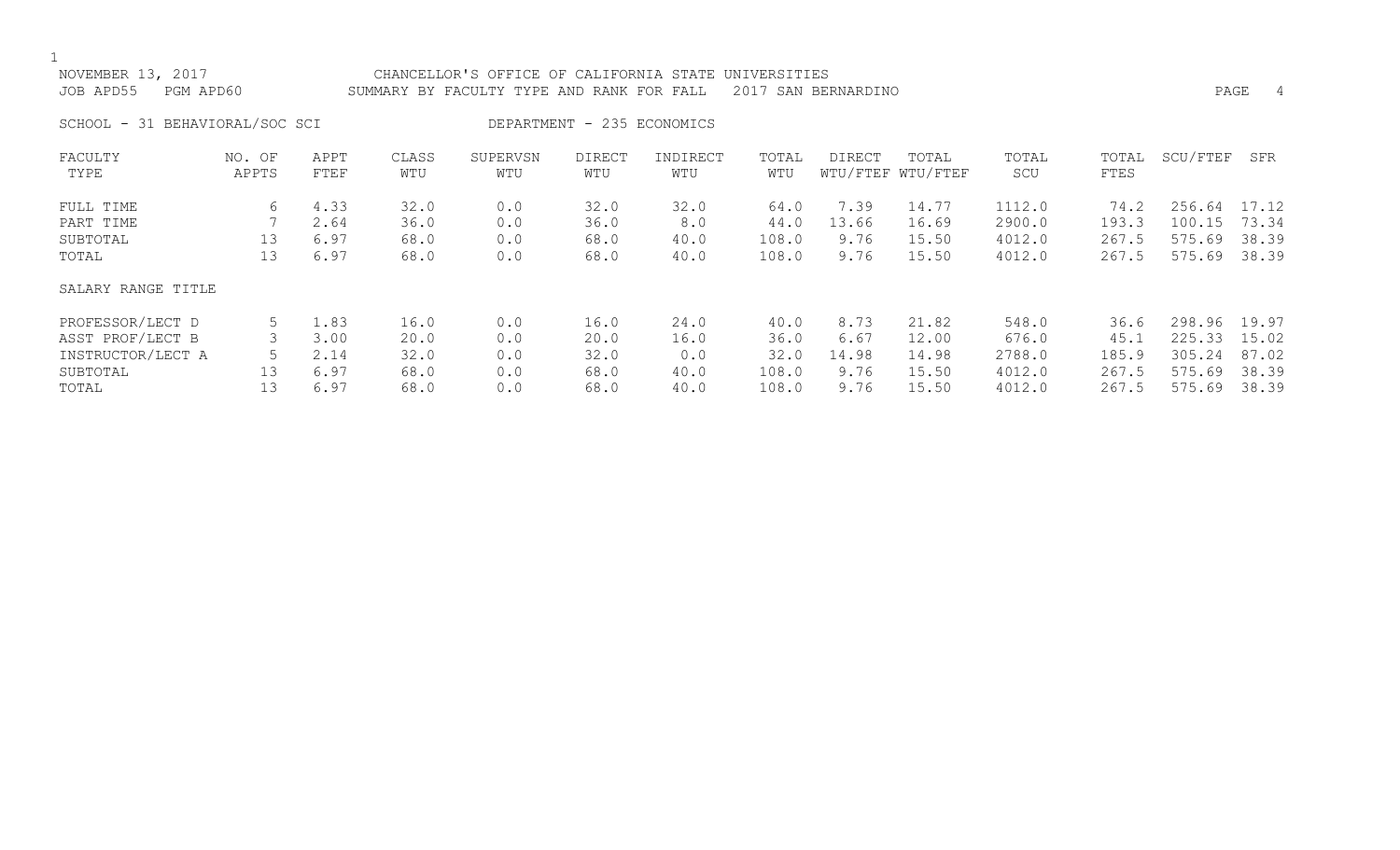NOVEMBER 13, 2017 CHANCELLOR'S OFFICE OF CALIFORNIA STATE UNIVERSITIES
JOB APD55 PGM APD60 SUMMARY BY FACULTY TYPE AND RANK FOR FALL 2017 SAN BERNARDINO

SCHOOL - 31 BEHAVIORAL/SOC SCI DEPARTMENT - 235 ECONOMICS

| FACULTY TYPE | NO. OF APPTS | APPT FTEF | CLASS WTU | SUPERVSN WTU | DIRECT WTU | INDIRECT WTU | TOTAL WTU | DIRECT WTU/FTEF | TOTAL WTU/FTEF | TOTAL SCU | TOTAL FTES | SCU/FTEF | SFR |
|---|---|---|---|---|---|---|---|---|---|---|---|---|---|
| FULL TIME | 6 | 4.33 | 32.0 | 0.0 | 32.0 | 32.0 | 64.0 | 7.39 | 14.77 | 1112.0 | 74.2 | 256.64 | 17.12 |
| PART TIME | 7 | 2.64 | 36.0 | 0.0 | 36.0 | 8.0 | 44.0 | 13.66 | 16.69 | 2900.0 | 193.3 | 100.15 | 73.34 |
| SUBTOTAL | 13 | 6.97 | 68.0 | 0.0 | 68.0 | 40.0 | 108.0 | 9.76 | 15.50 | 4012.0 | 267.5 | 575.69 | 38.39 |
| TOTAL | 13 | 6.97 | 68.0 | 0.0 | 68.0 | 40.0 | 108.0 | 9.76 | 15.50 | 4012.0 | 267.5 | 575.69 | 38.39 |
| SALARY RANGE TITLE | | | | | | | | | | | | | |
| PROFESSOR/LECT D | 5 | 1.83 | 16.0 | 0.0 | 16.0 | 24.0 | 40.0 | 8.73 | 21.82 | 548.0 | 36.6 | 298.96 | 19.97 |
| ASST PROF/LECT B | 3 | 3.00 | 20.0 | 0.0 | 20.0 | 16.0 | 36.0 | 6.67 | 12.00 | 676.0 | 45.1 | 225.33 | 15.02 |
| INSTRUCTOR/LECT A | 5 | 2.14 | 32.0 | 0.0 | 32.0 | 0.0 | 32.0 | 14.98 | 14.98 | 2788.0 | 185.9 | 305.24 | 87.02 |
| SUBTOTAL | 13 | 6.97 | 68.0 | 0.0 | 68.0 | 40.0 | 108.0 | 9.76 | 15.50 | 4012.0 | 267.5 | 575.69 | 38.39 |
| TOTAL | 13 | 6.97 | 68.0 | 0.0 | 68.0 | 40.0 | 108.0 | 9.76 | 15.50 | 4012.0 | 267.5 | 575.69 | 38.39 |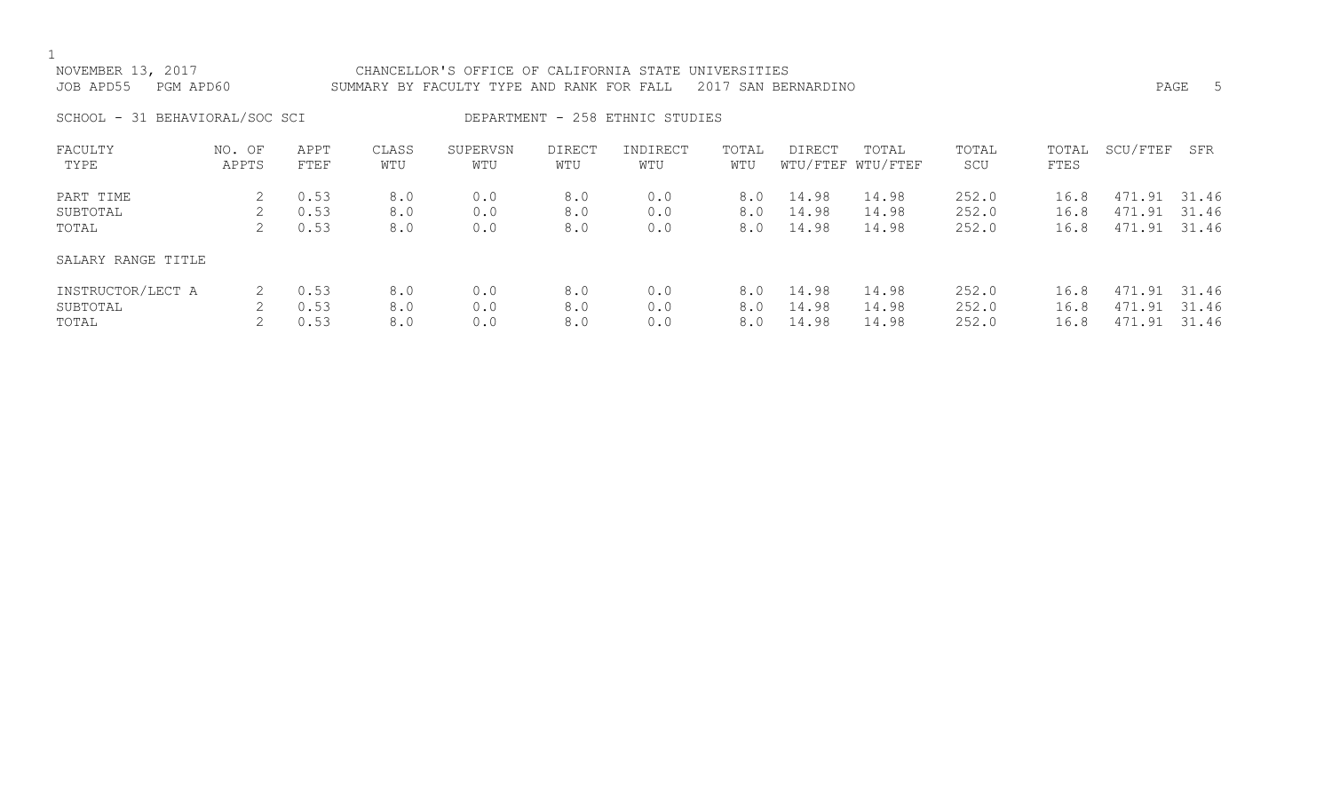NOVEMBER 13, 2017 CHANCELLOR'S OFFICE OF CALIFORNIA STATE UNIVERSITIES
JOB APD55 PGM APD60 SUMMARY BY FACULTY TYPE AND RANK FOR FALL 2017 SAN BERNARDINO

SCHOOL - 31 BEHAVIORAL/SOC SCI DEPARTMENT - 258 ETHNIC STUDIES

| FACULTY TYPE | NO. OF APPTS | APPT FTEF | CLASS WTU | SUPERVSN WTU | DIRECT WTU | INDIRECT WTU | TOTAL WTU | DIRECT WTU/FTEF | TOTAL WTU/FTEF | TOTAL SCU | TOTAL FTES | SCU/FTEF | SFR |
|---|---|---|---|---|---|---|---|---|---|---|---|---|---|
| PART TIME | 2 | 0.53 | 8.0 | 0.0 | 8.0 | 0.0 | 8.0 | 14.98 | 14.98 | 252.0 | 16.8 | 471.91 | 31.46 |
| SUBTOTAL | 2 | 0.53 | 8.0 | 0.0 | 8.0 | 0.0 | 8.0 | 14.98 | 14.98 | 252.0 | 16.8 | 471.91 | 31.46 |
| TOTAL | 2 | 0.53 | 8.0 | 0.0 | 8.0 | 0.0 | 8.0 | 14.98 | 14.98 | 252.0 | 16.8 | 471.91 | 31.46 |
| SALARY RANGE TITLE | | | | | | | | | | | | | |
| INSTRUCTOR/LECT A | 2 | 0.53 | 8.0 | 0.0 | 8.0 | 0.0 | 8.0 | 14.98 | 14.98 | 252.0 | 16.8 | 471.91 | 31.46 |
| SUBTOTAL | 2 | 0.53 | 8.0 | 0.0 | 8.0 | 0.0 | 8.0 | 14.98 | 14.98 | 252.0 | 16.8 | 471.91 | 31.46 |
| TOTAL | 2 | 0.53 | 8.0 | 0.0 | 8.0 | 0.0 | 8.0 | 14.98 | 14.98 | 252.0 | 16.8 | 471.91 | 31.46 |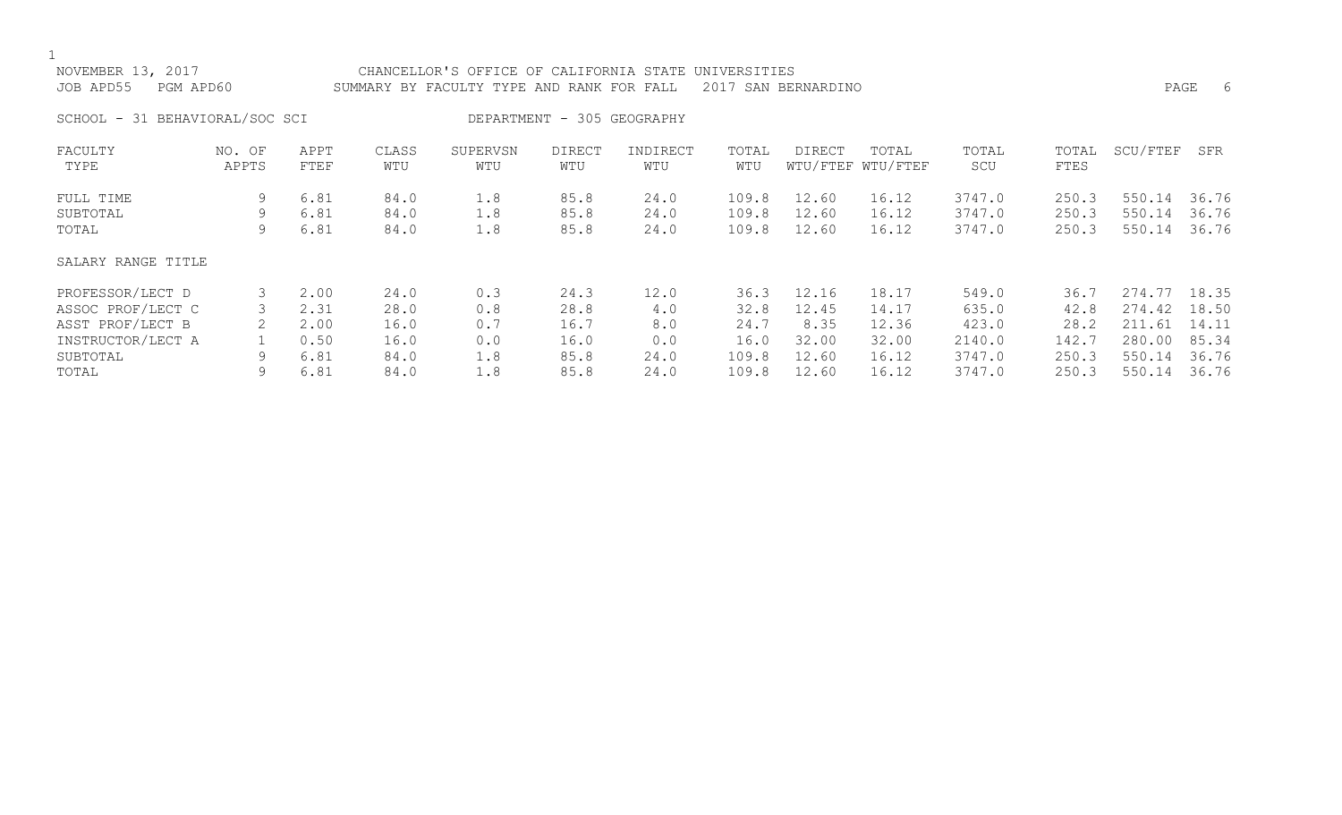NOVEMBER 13, 2017 CHANCELLOR'S OFFICE OF CALIFORNIA STATE UNIVERSITIES
JOB APD55 PGM APD60 SUMMARY BY FACULTY TYPE AND RANK FOR FALL 2017 SAN BERNARDINO

SCHOOL - 31 BEHAVIORAL/SOC SCI DEPARTMENT - 305 GEOGRAPHY

| FACULTY TYPE | NO. OF APPTS | APPT FTEF | CLASS WTU | SUPERVSN WTU | DIRECT WTU | INDIRECT WTU | TOTAL WTU | DIRECT WTU/FTEF | TOTAL WTU/FTEF | TOTAL SCU | TOTAL FTES | SCU/FTEF | SFR |
|---|---|---|---|---|---|---|---|---|---|---|---|---|---|
| FULL TIME | 9 | 6.81 | 84.0 | 1.8 | 85.8 | 24.0 | 109.8 | 12.60 | 16.12 | 3747.0 | 250.3 | 550.14 | 36.76 |
| SUBTOTAL | 9 | 6.81 | 84.0 | 1.8 | 85.8 | 24.0 | 109.8 | 12.60 | 16.12 | 3747.0 | 250.3 | 550.14 | 36.76 |
| TOTAL | 9 | 6.81 | 84.0 | 1.8 | 85.8 | 24.0 | 109.8 | 12.60 | 16.12 | 3747.0 | 250.3 | 550.14 | 36.76 |
| SALARY RANGE TITLE | | | | | | | | | | | | | |
| PROFESSOR/LECT D | 3 | 2.00 | 24.0 | 0.3 | 24.3 | 12.0 | 36.3 | 12.16 | 18.17 | 549.0 | 36.7 | 274.77 | 18.35 |
| ASSOC PROF/LECT C | 3 | 2.31 | 28.0 | 0.8 | 28.8 | 4.0 | 32.8 | 12.45 | 14.17 | 635.0 | 42.8 | 274.42 | 18.50 |
| ASST PROF/LECT B | 2 | 2.00 | 16.0 | 0.7 | 16.7 | 8.0 | 24.7 | 8.35 | 12.36 | 423.0 | 28.2 | 211.61 | 14.11 |
| INSTRUCTOR/LECT A | 1 | 0.50 | 16.0 | 0.0 | 16.0 | 0.0 | 16.0 | 32.00 | 32.00 | 2140.0 | 142.7 | 280.00 | 85.34 |
| SUBTOTAL | 9 | 6.81 | 84.0 | 1.8 | 85.8 | 24.0 | 109.8 | 12.60 | 16.12 | 3747.0 | 250.3 | 550.14 | 36.76 |
| TOTAL | 9 | 6.81 | 84.0 | 1.8 | 85.8 | 24.0 | 109.8 | 12.60 | 16.12 | 3747.0 | 250.3 | 550.14 | 36.76 |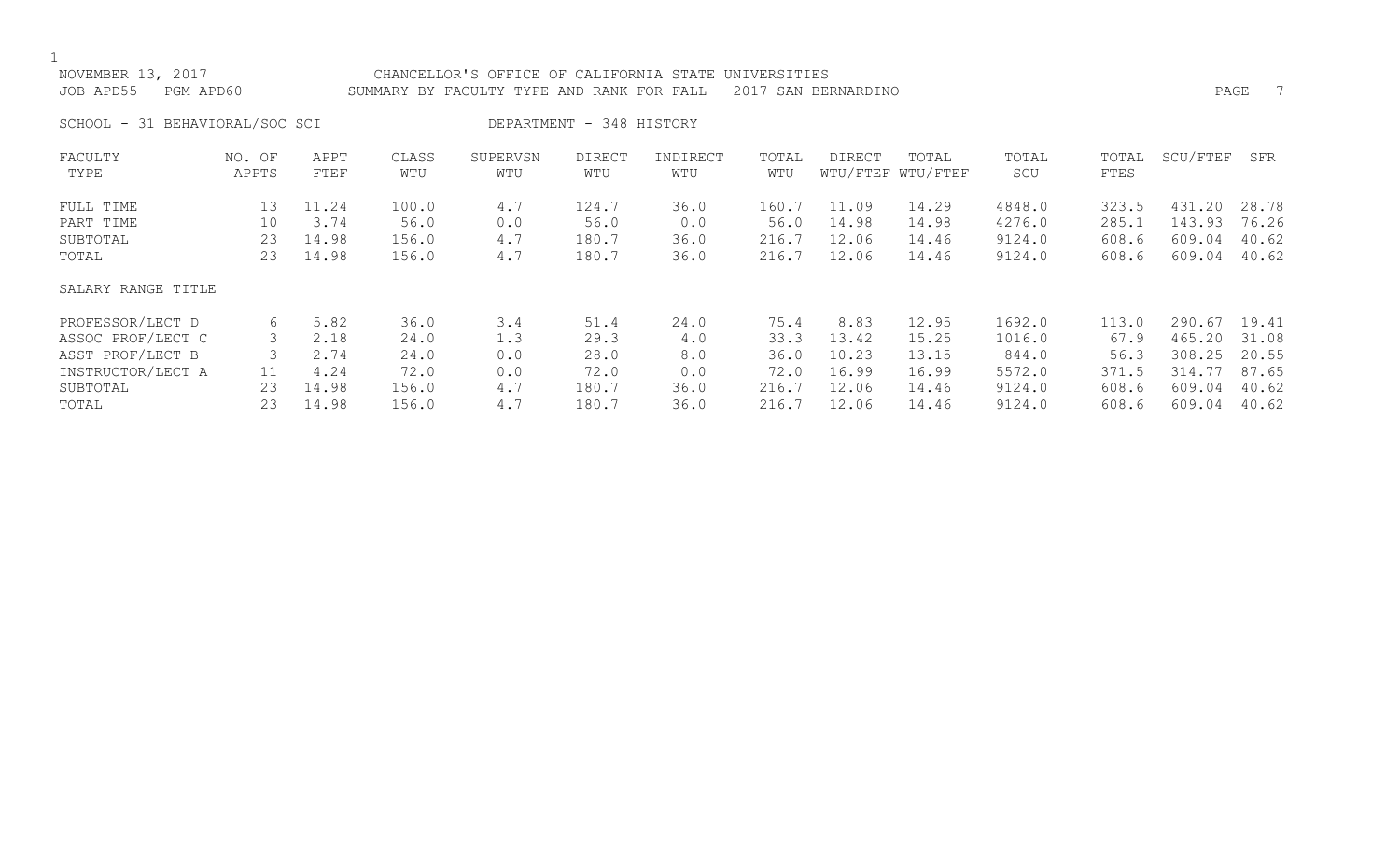NOVEMBER 13, 2017 CHANCELLOR'S OFFICE OF CALIFORNIA STATE UNIVERSITIES
JOB APD55 PGM APD60 SUMMARY BY FACULTY TYPE AND RANK FOR FALL 2017 SAN BERNARDINO

SCHOOL - 31 BEHAVIORAL/SOC SCI DEPARTMENT - 348 HISTORY

| FACULTY TYPE | NO. OF APPTS | APPT FTEF | CLASS WTU | SUPERVSN WTU | DIRECT WTU | INDIRECT WTU | TOTAL WTU | DIRECT WTU/FTEF | TOTAL WTU/FTEF | TOTAL SCU | TOTAL FTES | SCU/FTEF | SFR |
|---|---|---|---|---|---|---|---|---|---|---|---|---|---|
| FULL TIME | 13 | 11.24 | 100.0 | 4.7 | 124.7 | 36.0 | 160.7 | 11.09 | 14.29 | 4848.0 | 323.5 | 431.20 | 28.78 |
| PART TIME | 10 | 3.74 | 56.0 | 0.0 | 56.0 | 0.0 | 56.0 | 14.98 | 14.98 | 4276.0 | 285.1 | 143.93 | 76.26 |
| SUBTOTAL | 23 | 14.98 | 156.0 | 4.7 | 180.7 | 36.0 | 216.7 | 12.06 | 14.46 | 9124.0 | 608.6 | 609.04 | 40.62 |
| TOTAL | 23 | 14.98 | 156.0 | 4.7 | 180.7 | 36.0 | 216.7 | 12.06 | 14.46 | 9124.0 | 608.6 | 609.04 | 40.62 |
| SALARY RANGE TITLE | | | | | | | | | | | | | |
| PROFESSOR/LECT D | 6 | 5.82 | 36.0 | 3.4 | 51.4 | 24.0 | 75.4 | 8.83 | 12.95 | 1692.0 | 113.0 | 290.67 | 19.41 |
| ASSOC PROF/LECT C | 3 | 2.18 | 24.0 | 1.3 | 29.3 | 4.0 | 33.3 | 13.42 | 15.25 | 1016.0 | 67.9 | 465.20 | 31.08 |
| ASST PROF/LECT B | 3 | 2.74 | 24.0 | 0.0 | 28.0 | 8.0 | 36.0 | 10.23 | 13.15 | 844.0 | 56.3 | 308.25 | 20.55 |
| INSTRUCTOR/LECT A | 11 | 4.24 | 72.0 | 0.0 | 72.0 | 0.0 | 72.0 | 16.99 | 16.99 | 5572.0 | 371.5 | 314.77 | 87.65 |
| SUBTOTAL | 23 | 14.98 | 156.0 | 4.7 | 180.7 | 36.0 | 216.7 | 12.06 | 14.46 | 9124.0 | 608.6 | 609.04 | 40.62 |
| TOTAL | 23 | 14.98 | 156.0 | 4.7 | 180.7 | 36.0 | 216.7 | 12.06 | 14.46 | 9124.0 | 608.6 | 609.04 | 40.62 |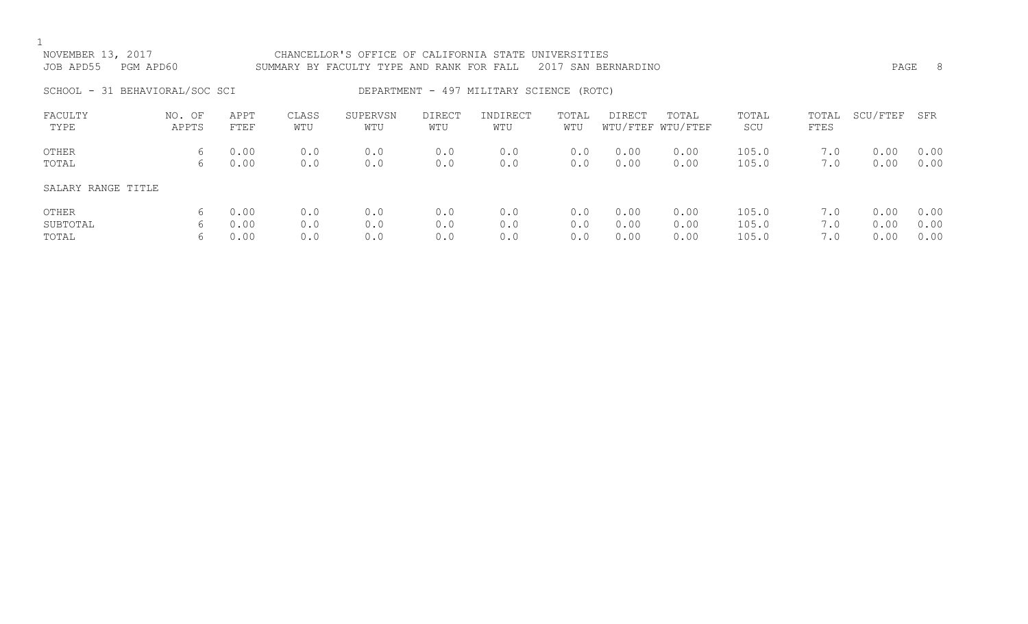NOVEMBER 13, 2017 CHANCELLOR'S OFFICE OF CALIFORNIA STATE UNIVERSITIES
JOB APD55 PGM APD60 SUMMARY BY FACULTY TYPE AND RANK FOR FALL 2017 SAN BERNARDINO

SCHOOL - 31 BEHAVIORAL/SOC SCI DEPARTMENT - 497 MILITARY SCIENCE (ROTC)

| FACULTY TYPE | NO. OF APPTS | APPT FTEF | CLASS WTU | SUPERVSN WTU | DIRECT WTU | INDIRECT WTU | TOTAL WTU | DIRECT WTU/FTEF | TOTAL WTU/FTEF | TOTAL SCU | TOTAL FTES | SCU/FTEF | SFR |
|---|---|---|---|---|---|---|---|---|---|---|---|---|---|
| OTHER | 6 | 0.00 | 0.0 | 0.0 | 0.0 | 0.0 | 0.0 | 0.00 | 0.00 | 105.0 | 7.0 | 0.00 | 0.00 |
| TOTAL | 6 | 0.00 | 0.0 | 0.0 | 0.0 | 0.0 | 0.0 | 0.00 | 0.00 | 105.0 | 7.0 | 0.00 | 0.00 |
| SALARY RANGE TITLE | | | | | | | | | | | | | |
| OTHER | 6 | 0.00 | 0.0 | 0.0 | 0.0 | 0.0 | 0.0 | 0.00 | 0.00 | 105.0 | 7.0 | 0.00 | 0.00 |
| SUBTOTAL | 6 | 0.00 | 0.0 | 0.0 | 0.0 | 0.0 | 0.0 | 0.00 | 0.00 | 105.0 | 7.0 | 0.00 | 0.00 |
| TOTAL | 6 | 0.00 | 0.0 | 0.0 | 0.0 | 0.0 | 0.0 | 0.00 | 0.00 | 105.0 | 7.0 | 0.00 | 0.00 |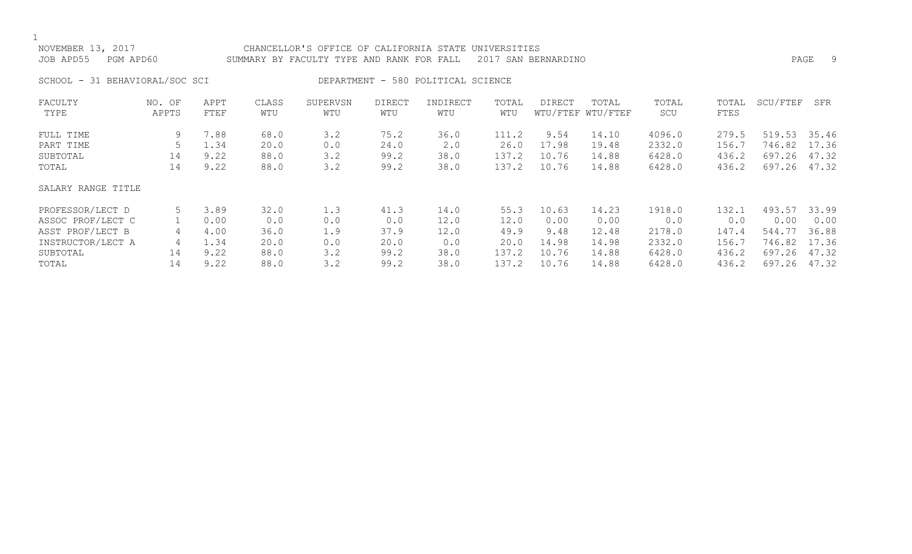NOVEMBER 13, 2017 CHANCELLOR'S OFFICE OF CALIFORNIA STATE UNIVERSITIES
JOB APD55 PGM APD60 SUMMARY BY FACULTY TYPE AND RANK FOR FALL 2017 SAN BERNARDINO

SCHOOL - 31 BEHAVIORAL/SOC SCI DEPARTMENT - 580 POLITICAL SCIENCE

| FACULTY TYPE | NO. OF APPTS | APPT FTEF | CLASS WTU | SUPERVSN WTU | DIRECT WTU | INDIRECT WTU | TOTAL WTU | DIRECT WTU/FTEF | TOTAL WTU/FTEF | TOTAL SCU | TOTAL FTES | SCU/FTEF | SFR |
|---|---|---|---|---|---|---|---|---|---|---|---|---|---|
| FULL TIME | 9 | 7.88 | 68.0 | 3.2 | 75.2 | 36.0 | 111.2 | 9.54 | 14.10 | 4096.0 | 279.5 | 519.53 | 35.46 |
| PART TIME | 5 | 1.34 | 20.0 | 0.0 | 24.0 | 2.0 | 26.0 | 17.98 | 19.48 | 2332.0 | 156.7 | 746.82 | 17.36 |
| SUBTOTAL | 14 | 9.22 | 88.0 | 3.2 | 99.2 | 38.0 | 137.2 | 10.76 | 14.88 | 6428.0 | 436.2 | 697.26 | 47.32 |
| TOTAL | 14 | 9.22 | 88.0 | 3.2 | 99.2 | 38.0 | 137.2 | 10.76 | 14.88 | 6428.0 | 436.2 | 697.26 | 47.32 |
| **SALARY RANGE TITLE** | | | | | | | | | | | | | |
| PROFESSOR/LECT D | 5 | 3.89 | 32.0 | 1.3 | 41.3 | 14.0 | 55.3 | 10.63 | 14.23 | 1918.0 | 132.1 | 493.57 | 33.99 |
| ASSOC PROF/LECT C | 1 | 0.00 | 0.0 | 0.0 | 0.0 | 12.0 | 12.0 | 0.00 | 0.00 | 0.0 | 0.0 | 0.00 | 0.00 |
| ASST PROF/LECT B | 4 | 4.00 | 36.0 | 1.9 | 37.9 | 12.0 | 49.9 | 9.48 | 12.48 | 2178.0 | 147.4 | 544.77 | 36.88 |
| INSTRUCTOR/LECT A | 4 | 1.34 | 20.0 | 0.0 | 20.0 | 0.0 | 20.0 | 14.98 | 14.98 | 2332.0 | 156.7 | 746.82 | 17.36 |
| SUBTOTAL | 14 | 9.22 | 88.0 | 3.2 | 99.2 | 38.0 | 137.2 | 10.76 | 14.88 | 6428.0 | 436.2 | 697.26 | 47.32 |
| TOTAL | 14 | 9.22 | 88.0 | 3.2 | 99.2 | 38.0 | 137.2 | 10.76 | 14.88 | 6428.0 | 436.2 | 697.26 | 47.32 |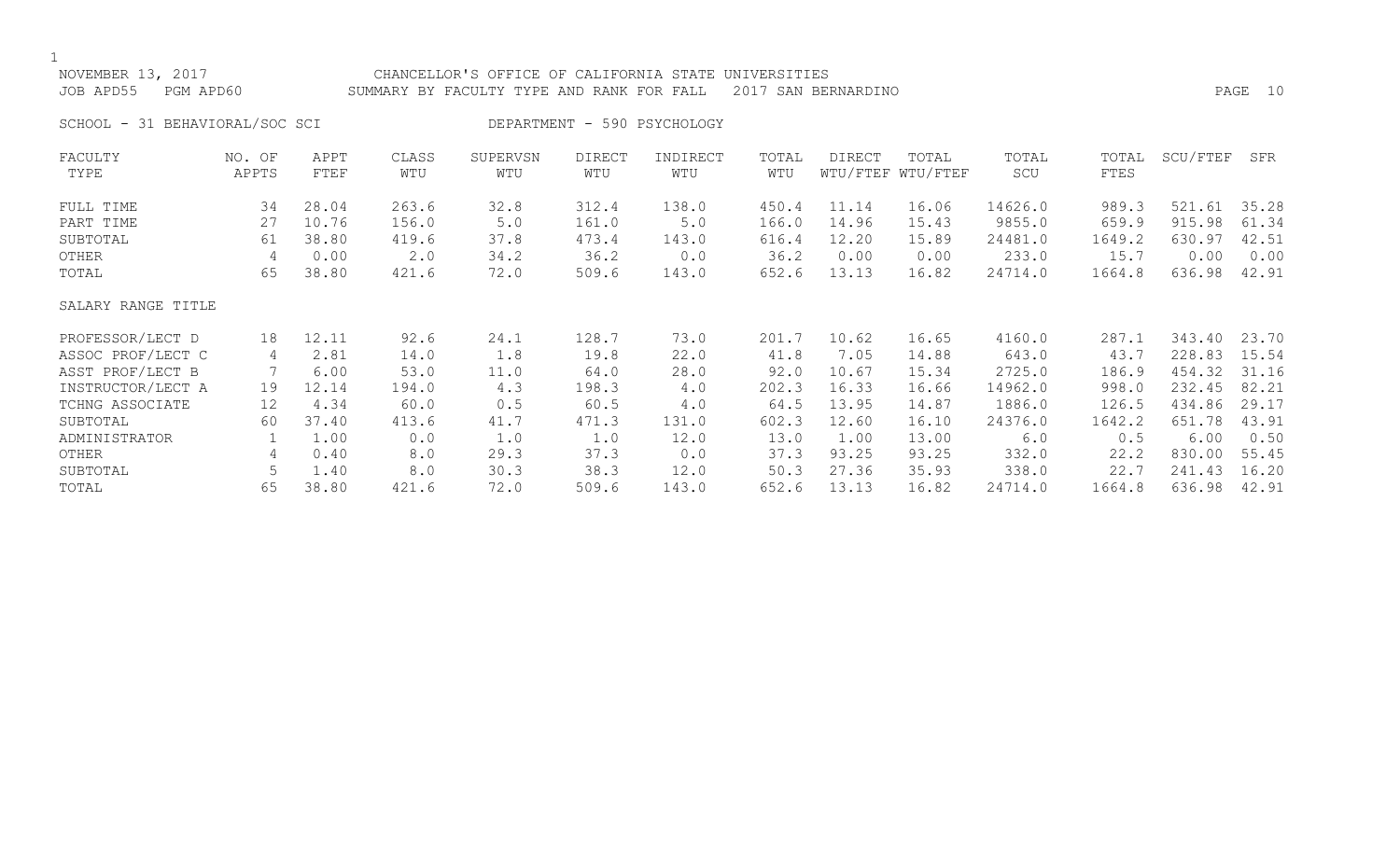NOVEMBER 13, 2017 CHANCELLOR'S OFFICE OF CALIFORNIA STATE UNIVERSITIES
JOB APD55 PGM APD60 SUMMARY BY FACULTY TYPE AND RANK FOR FALL 2017 SAN BERNARDINO

SCHOOL - 31 BEHAVIORAL/SOC SCI DEPARTMENT - 590 PSYCHOLOGY

| FACULTY TYPE | NO. OF APPTS | APPT FTEF | CLASS WTU | SUPERVSN WTU | DIRECT WTU | INDIRECT WTU | TOTAL WTU | DIRECT WTU/FTEF | TOTAL WTU/FTEF | TOTAL SCU | TOTAL FTES | SCU/FTEF | SFR |
|---|---|---|---|---|---|---|---|---|---|---|---|---|---|
| FULL TIME | 34 | 28.04 | 263.6 | 32.8 | 312.4 | 138.0 | 450.4 | 11.14 | 16.06 | 14626.0 | 989.3 | 521.61 | 35.28 |
| PART TIME | 27 | 10.76 | 156.0 | 5.0 | 161.0 | 5.0 | 166.0 | 14.96 | 15.43 | 9855.0 | 659.9 | 915.98 | 61.34 |
| SUBTOTAL | 61 | 38.80 | 419.6 | 37.8 | 473.4 | 143.0 | 616.4 | 12.20 | 15.89 | 24481.0 | 1649.2 | 630.97 | 42.51 |
| OTHER | 4 | 0.00 | 2.0 | 34.2 | 36.2 | 0.0 | 36.2 | 0.00 | 0.00 | 233.0 | 15.7 | 0.00 | 0.00 |
| TOTAL | 65 | 38.80 | 421.6 | 72.0 | 509.6 | 143.0 | 652.6 | 13.13 | 16.82 | 24714.0 | 1664.8 | 636.98 | 42.91 |
| SALARY RANGE TITLE | | | | | | | | | | | | | |
| PROFESSOR/LECT D | 18 | 12.11 | 92.6 | 24.1 | 128.7 | 73.0 | 201.7 | 10.62 | 16.65 | 4160.0 | 287.1 | 343.40 | 23.70 |
| ASSOC PROF/LECT C | 4 | 2.81 | 14.0 | 1.8 | 19.8 | 22.0 | 41.8 | 7.05 | 14.88 | 643.0 | 43.7 | 228.83 | 15.54 |
| ASST PROF/LECT B | 7 | 6.00 | 53.0 | 11.0 | 64.0 | 28.0 | 92.0 | 10.67 | 15.34 | 2725.0 | 186.9 | 454.32 | 31.16 |
| INSTRUCTOR/LECT A | 19 | 12.14 | 194.0 | 4.3 | 198.3 | 4.0 | 202.3 | 16.33 | 16.66 | 14962.0 | 998.0 | 232.45 | 82.21 |
| TCHNG ASSOCIATE | 12 | 4.34 | 60.0 | 0.5 | 60.5 | 4.0 | 64.5 | 13.95 | 14.87 | 1886.0 | 126.5 | 434.86 | 29.17 |
| SUBTOTAL | 60 | 37.40 | 413.6 | 41.7 | 471.3 | 131.0 | 602.3 | 12.60 | 16.10 | 24376.0 | 1642.2 | 651.78 | 43.91 |
| ADMINISTRATOR | 1 | 1.00 | 0.0 | 1.0 | 1.0 | 12.0 | 13.0 | 1.00 | 13.00 | 6.0 | 0.5 | 6.00 | 0.50 |
| OTHER | 4 | 0.40 | 8.0 | 29.3 | 37.3 | 0.0 | 37.3 | 93.25 | 93.25 | 332.0 | 22.2 | 830.00 | 55.45 |
| SUBTOTAL | 5 | 1.40 | 8.0 | 30.3 | 38.3 | 12.0 | 50.3 | 27.36 | 35.93 | 338.0 | 22.7 | 241.43 | 16.20 |
| TOTAL | 65 | 38.80 | 421.6 | 72.0 | 509.6 | 143.0 | 652.6 | 13.13 | 16.82 | 24714.0 | 1664.8 | 636.98 | 42.91 |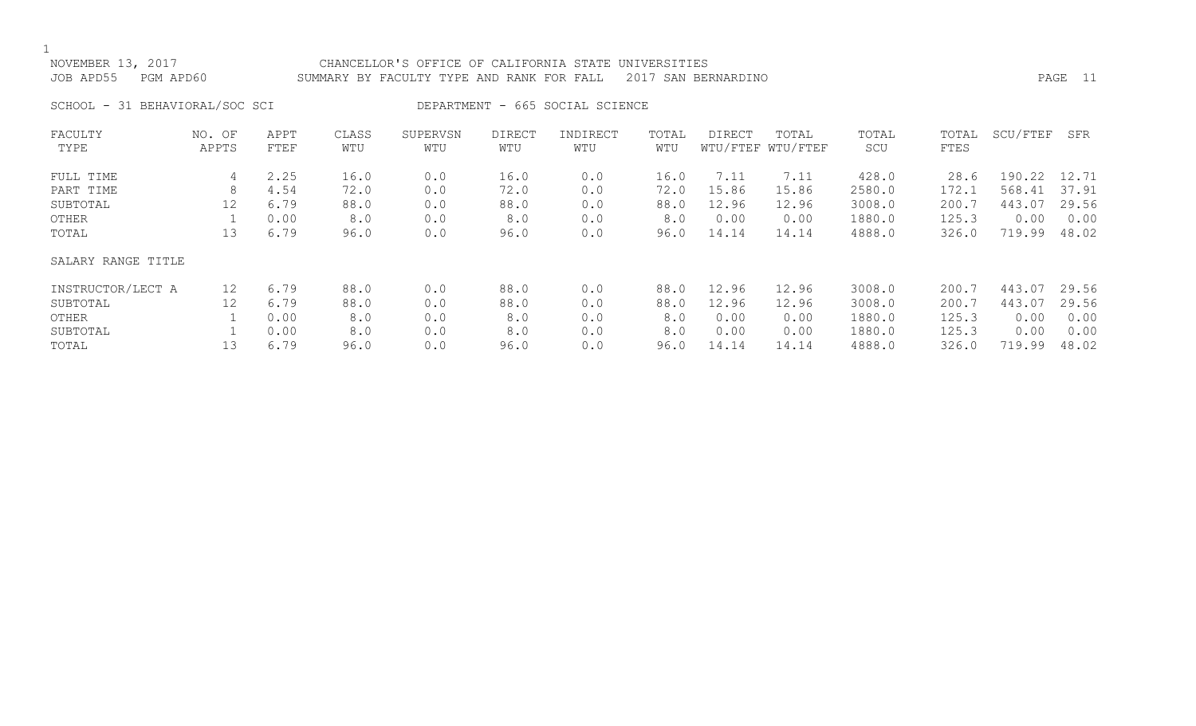NOVEMBER 13, 2017 CHANCELLOR'S OFFICE OF CALIFORNIA STATE UNIVERSITIES
JOB APD55 PGM APD60 SUMMARY BY FACULTY TYPE AND RANK FOR FALL 2017 SAN BERNARDINO

SCHOOL - 31 BEHAVIORAL/SOC SCI DEPARTMENT - 665 SOCIAL SCIENCE

| FACULTY TYPE | NO. OF APPTS | APPT FTEF | CLASS WTU | SUPERVSN WTU | DIRECT WTU | INDIRECT WTU | TOTAL WTU | DIRECT WTU/FTEF | TOTAL WTU/FTEF | TOTAL SCU | TOTAL FTES | SCU/FTEF | SFR |
|---|---|---|---|---|---|---|---|---|---|---|---|---|---|
| FULL TIME | 4 | 2.25 | 16.0 | 0.0 | 16.0 | 0.0 | 16.0 | 7.11 | 7.11 | 428.0 | 28.6 | 190.22 | 12.71 |
| PART TIME | 8 | 4.54 | 72.0 | 0.0 | 72.0 | 0.0 | 72.0 | 15.86 | 15.86 | 2580.0 | 172.1 | 568.41 | 37.91 |
| SUBTOTAL | 12 | 6.79 | 88.0 | 0.0 | 88.0 | 0.0 | 88.0 | 12.96 | 12.96 | 3008.0 | 200.7 | 443.07 | 29.56 |
| OTHER | 1 | 0.00 | 8.0 | 0.0 | 8.0 | 0.0 | 8.0 | 0.00 | 0.00 | 1880.0 | 125.3 | 0.00 | 0.00 |
| TOTAL | 13 | 6.79 | 96.0 | 0.0 | 96.0 | 0.0 | 96.0 | 14.14 | 14.14 | 4888.0 | 326.0 | 719.99 | 48.02 |
| SALARY RANGE TITLE | | | | | | | | | | | | | |
| INSTRUCTOR/LECT A | 12 | 6.79 | 88.0 | 0.0 | 88.0 | 0.0 | 88.0 | 12.96 | 12.96 | 3008.0 | 200.7 | 443.07 | 29.56 |
| SUBTOTAL | 12 | 6.79 | 88.0 | 0.0 | 88.0 | 0.0 | 88.0 | 12.96 | 12.96 | 3008.0 | 200.7 | 443.07 | 29.56 |
| OTHER | 1 | 0.00 | 8.0 | 0.0 | 8.0 | 0.0 | 8.0 | 0.00 | 0.00 | 1880.0 | 125.3 | 0.00 | 0.00 |
| SUBTOTAL | 1 | 0.00 | 8.0 | 0.0 | 8.0 | 0.0 | 8.0 | 0.00 | 0.00 | 1880.0 | 125.3 | 0.00 | 0.00 |
| TOTAL | 13 | 6.79 | 96.0 | 0.0 | 96.0 | 0.0 | 96.0 | 14.14 | 14.14 | 4888.0 | 326.0 | 719.99 | 48.02 |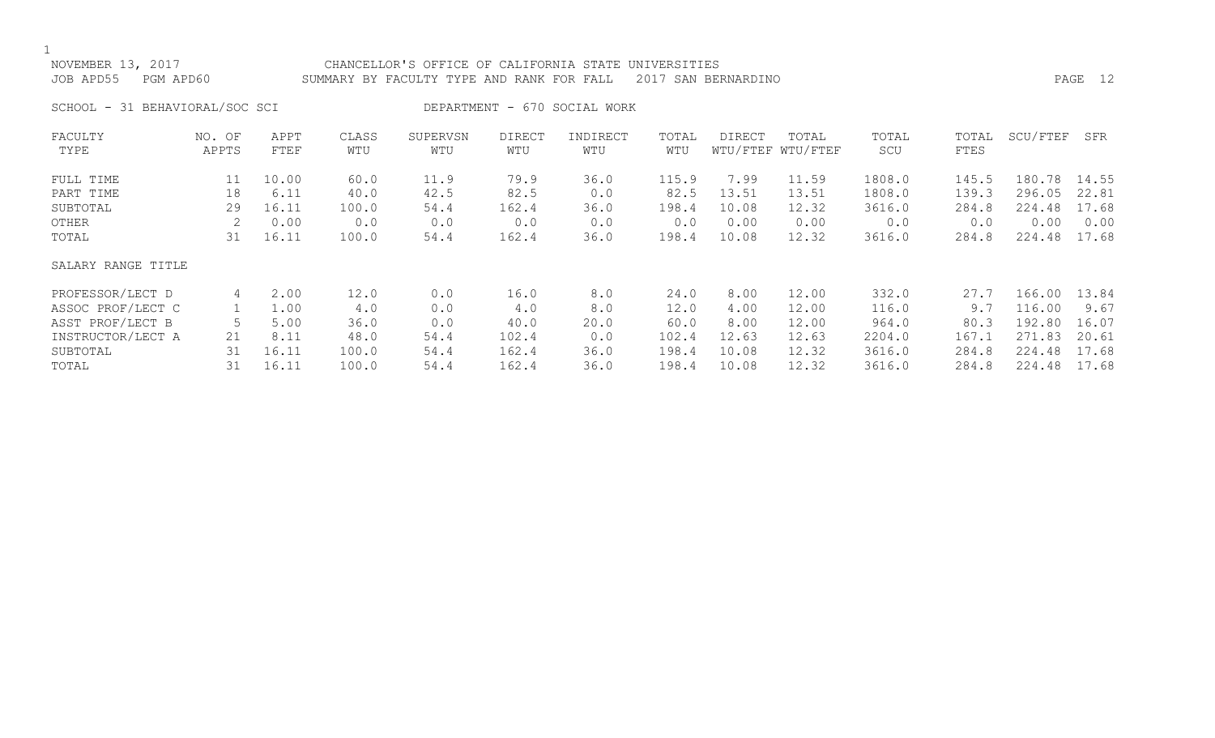NOVEMBER 13, 2017 CHANCELLOR'S OFFICE OF CALIFORNIA STATE UNIVERSITIES
JOB APD55 PGM APD60 SUMMARY BY FACULTY TYPE AND RANK FOR FALL 2017 SAN BERNARDINO

SCHOOL - 31 BEHAVIORAL/SOC SCI DEPARTMENT - 670 SOCIAL WORK

| FACULTY TYPE | NO. OF APPTS | APPT FTEF | CLASS WTU | SUPERVSN WTU | DIRECT WTU | INDIRECT WTU | TOTAL WTU | DIRECT WTU/FTEF | TOTAL WTU/FTEF | TOTAL SCU | TOTAL FTES | SCU/FTEF | SFR |
|---|---|---|---|---|---|---|---|---|---|---|---|---|---|
| FULL TIME | 11 | 10.00 | 60.0 | 11.9 | 79.9 | 36.0 | 115.9 | 7.99 | 11.59 | 1808.0 | 145.5 | 180.78 | 14.55 |
| PART TIME | 18 | 6.11 | 40.0 | 42.5 | 82.5 | 0.0 | 82.5 | 13.51 | 13.51 | 1808.0 | 139.3 | 296.05 | 22.81 |
| SUBTOTAL | 29 | 16.11 | 100.0 | 54.4 | 162.4 | 36.0 | 198.4 | 10.08 | 12.32 | 3616.0 | 284.8 | 224.48 | 17.68 |
| OTHER | 2 | 0.00 | 0.0 | 0.0 | 0.0 | 0.0 | 0.0 | 0.00 | 0.00 | 0.0 | 0.0 | 0.00 | 0.00 |
| TOTAL | 31 | 16.11 | 100.0 | 54.4 | 162.4 | 36.0 | 198.4 | 10.08 | 12.32 | 3616.0 | 284.8 | 224.48 | 17.68 |
| SALARY RANGE TITLE | | | | | | | | | | | | | |
| PROFESSOR/LECT D | 4 | 2.00 | 12.0 | 0.0 | 16.0 | 8.0 | 24.0 | 8.00 | 12.00 | 332.0 | 27.7 | 166.00 | 13.84 |
| ASSOC PROF/LECT C | 1 | 1.00 | 4.0 | 0.0 | 4.0 | 8.0 | 12.0 | 4.00 | 12.00 | 116.0 | 9.7 | 116.00 | 9.67 |
| ASST PROF/LECT B | 5 | 5.00 | 36.0 | 0.0 | 40.0 | 20.0 | 60.0 | 8.00 | 12.00 | 964.0 | 80.3 | 192.80 | 16.07 |
| INSTRUCTOR/LECT A | 21 | 8.11 | 48.0 | 54.4 | 102.4 | 0.0 | 102.4 | 12.63 | 12.63 | 2204.0 | 167.1 | 271.83 | 20.61 |
| SUBTOTAL | 31 | 16.11 | 100.0 | 54.4 | 162.4 | 36.0 | 198.4 | 10.08 | 12.32 | 3616.0 | 284.8 | 224.48 | 17.68 |
| TOTAL | 31 | 16.11 | 100.0 | 54.4 | 162.4 | 36.0 | 198.4 | 10.08 | 12.32 | 3616.0 | 284.8 | 224.48 | 17.68 |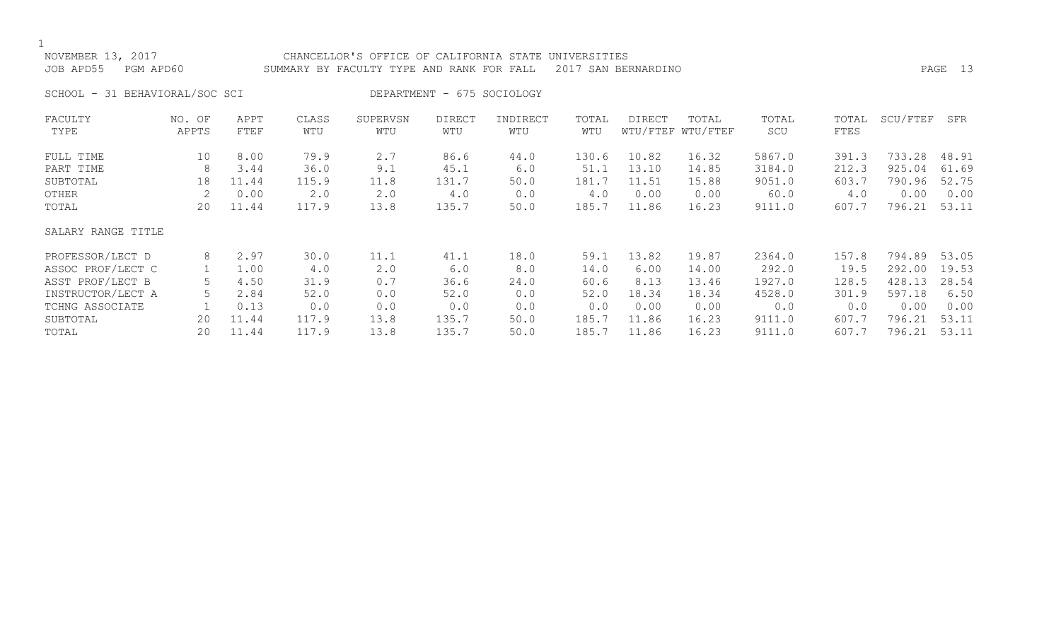NOVEMBER 13, 2017 CHANCELLOR'S OFFICE OF CALIFORNIA STATE UNIVERSITIES
JOB APD55 PGM APD60 SUMMARY BY FACULTY TYPE AND RANK FOR FALL 2017 SAN BERNARDINO

SCHOOL - 31 BEHAVIORAL/SOC SCI DEPARTMENT - 675 SOCIOLOGY

| FACULTY TYPE | NO. OF APPTS | APPT FTEF | CLASS WTU | SUPERVSN WTU | DIRECT WTU | INDIRECT WTU | TOTAL WTU | DIRECT WTU/FTEF | TOTAL WTU/FTEF | TOTAL SCU | TOTAL FTES | SCU/FTEF | SFR |
|---|---|---|---|---|---|---|---|---|---|---|---|---|---|
| FULL TIME | 10 | 8.00 | 79.9 | 2.7 | 86.6 | 44.0 | 130.6 | 10.82 | 16.32 | 5867.0 | 391.3 | 733.28 | 48.91 |
| PART TIME | 8 | 3.44 | 36.0 | 9.1 | 45.1 | 6.0 | 51.1 | 13.10 | 14.85 | 3184.0 | 212.3 | 925.04 | 61.69 |
| SUBTOTAL | 18 | 11.44 | 115.9 | 11.8 | 131.7 | 50.0 | 181.7 | 11.51 | 15.88 | 9051.0 | 603.7 | 790.96 | 52.75 |
| OTHER | 2 | 0.00 | 2.0 | 2.0 | 4.0 | 0.0 | 4.0 | 0.00 | 0.00 | 60.0 | 4.0 | 0.00 | 0.00 |
| TOTAL | 20 | 11.44 | 117.9 | 13.8 | 135.7 | 50.0 | 185.7 | 11.86 | 16.23 | 9111.0 | 607.7 | 796.21 | 53.11 |
| SALARY RANGE TITLE | | | | | | | | | | | | | |
| PROFESSOR/LECT D | 8 | 2.97 | 30.0 | 11.1 | 41.1 | 18.0 | 59.1 | 13.82 | 19.87 | 2364.0 | 157.8 | 794.89 | 53.05 |
| ASSOC PROF/LECT C | 1 | 1.00 | 4.0 | 2.0 | 6.0 | 8.0 | 14.0 | 6.00 | 14.00 | 292.0 | 19.5 | 292.00 | 19.53 |
| ASST PROF/LECT B | 5 | 4.50 | 31.9 | 0.7 | 36.6 | 24.0 | 60.6 | 8.13 | 13.46 | 1927.0 | 128.5 | 428.13 | 28.54 |
| INSTRUCTOR/LECT A | 5 | 2.84 | 52.0 | 0.0 | 52.0 | 0.0 | 52.0 | 18.34 | 18.34 | 4528.0 | 301.9 | 597.18 | 6.50 |
| TCHNG ASSOCIATE | 1 | 0.13 | 0.0 | 0.0 | 0.0 | 0.0 | 0.0 | 0.00 | 0.00 | 0.0 | 0.0 | 0.00 | 0.00 |
| SUBTOTAL | 20 | 11.44 | 117.9 | 13.8 | 135.7 | 50.0 | 185.7 | 11.86 | 16.23 | 9111.0 | 607.7 | 796.21 | 53.11 |
| TOTAL | 20 | 11.44 | 117.9 | 13.8 | 135.7 | 50.0 | 185.7 | 11.86 | 16.23 | 9111.0 | 607.7 | 796.21 | 53.11 |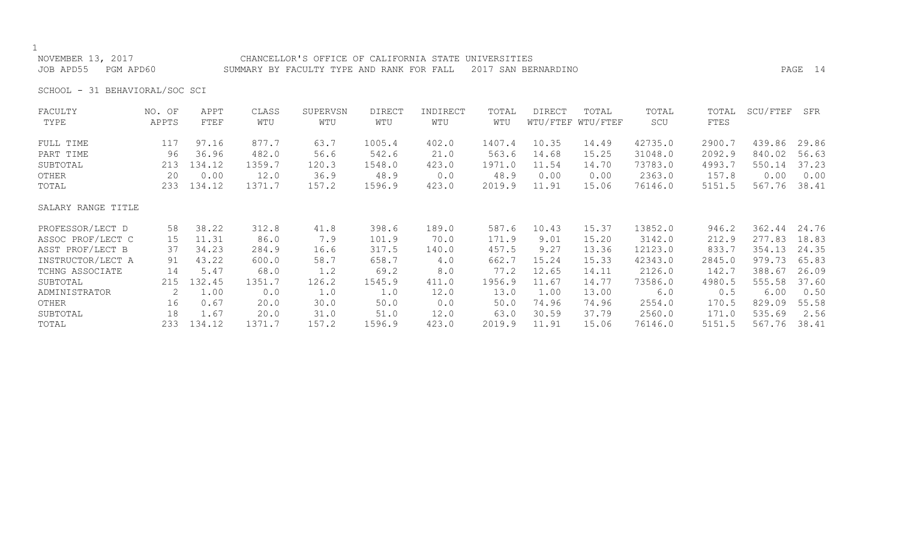NOVEMBER 13, 2017 CHANCELLOR'S OFFICE OF CALIFORNIA STATE UNIVERSITIES

JOB APD55 PGM APD60 SUMMARY BY FACULTY TYPE AND RANK FOR FALL 2017 SAN BERNARDINO

SCHOOL - 31 BEHAVIORAL/SOC SCI

| FACULTY TYPE | NO. OF APPTS | APPT FTEF | CLASS WTU | SUPERVSN WTU | DIRECT WTU | INDIRECT WTU | TOTAL WTU | DIRECT WTU/FTEF | TOTAL WTU/FTEF | TOTAL SCU | TOTAL FTES | SCU/FTEF | SFR |
|---|---|---|---|---|---|---|---|---|---|---|---|---|---|
| FULL TIME | 117 | 97.16 | 877.7 | 63.7 | 1005.4 | 402.0 | 1407.4 | 10.35 | 14.49 | 42735.0 | 2900.7 | 439.86 | 29.86 |
| PART TIME | 96 | 36.96 | 482.0 | 56.6 | 542.6 | 21.0 | 563.6 | 14.68 | 15.25 | 31048.0 | 2092.9 | 840.02 | 56.63 |
| SUBTOTAL | 213 | 134.12 | 1359.7 | 120.3 | 1548.0 | 423.0 | 1971.0 | 11.54 | 14.70 | 73783.0 | 4993.7 | 550.14 | 37.23 |
| OTHER | 20 | 0.00 | 12.0 | 36.9 | 48.9 | 0.0 | 48.9 | 0.00 | 0.00 | 2363.0 | 157.8 | 0.00 | 0.00 |
| TOTAL | 233 | 134.12 | 1371.7 | 157.2 | 1596.9 | 423.0 | 2019.9 | 11.91 | 15.06 | 76146.0 | 5151.5 | 567.76 | 38.41 |

| SALARY RANGE TITLE | NO. OF APPTS | APPT FTEF | CLASS WTU | SUPERVSN WTU | DIRECT WTU | INDIRECT WTU | TOTAL WTU | DIRECT WTU/FTEF | TOTAL WTU/FTEF | TOTAL SCU | TOTAL FTES | SCU/FTEF | SFR |
|---|---|---|---|---|---|---|---|---|---|---|---|---|---|
| PROFESSOR/LECT D | 58 | 38.22 | 312.8 | 41.8 | 398.6 | 189.0 | 587.6 | 10.43 | 15.37 | 13852.0 | 946.2 | 362.44 | 24.76 |
| ASSOC PROF/LECT C | 15 | 11.31 | 86.0 | 7.9 | 101.9 | 70.0 | 171.9 | 9.01 | 15.20 | 3142.0 | 212.9 | 277.83 | 18.83 |
| ASST PROF/LECT B | 37 | 34.23 | 284.9 | 16.6 | 317.5 | 140.0 | 457.5 | 9.27 | 13.36 | 12123.0 | 833.7 | 354.13 | 24.35 |
| INSTRUCTOR/LECT A | 91 | 43.22 | 600.0 | 58.7 | 658.7 | 4.0 | 662.7 | 15.24 | 15.33 | 42343.0 | 2845.0 | 979.73 | 65.83 |
| TCHNG ASSOCIATE | 14 | 5.47 | 68.0 | 1.2 | 69.2 | 8.0 | 77.2 | 12.65 | 14.11 | 2126.0 | 142.7 | 388.67 | 26.09 |
| SUBTOTAL | 215 | 132.45 | 1351.7 | 126.2 | 1545.9 | 411.0 | 1956.9 | 11.67 | 14.77 | 73586.0 | 4980.5 | 555.58 | 37.60 |
| ADMINISTRATOR | 2 | 1.00 | 0.0 | 1.0 | 1.0 | 12.0 | 13.0 | 1.00 | 13.00 | 6.0 | 0.5 | 6.00 | 0.50 |
| OTHER | 16 | 0.67 | 20.0 | 30.0 | 50.0 | 0.0 | 50.0 | 74.96 | 74.96 | 2554.0 | 170.5 | 829.09 | 55.58 |
| SUBTOTAL | 18 | 1.67 | 20.0 | 31.0 | 51.0 | 12.0 | 63.0 | 30.59 | 37.79 | 2560.0 | 171.0 | 535.69 | 2.56 |
| TOTAL | 233 | 134.12 | 1371.7 | 157.2 | 1596.9 | 423.0 | 2019.9 | 11.91 | 15.06 | 76146.0 | 5151.5 | 567.76 | 38.41 |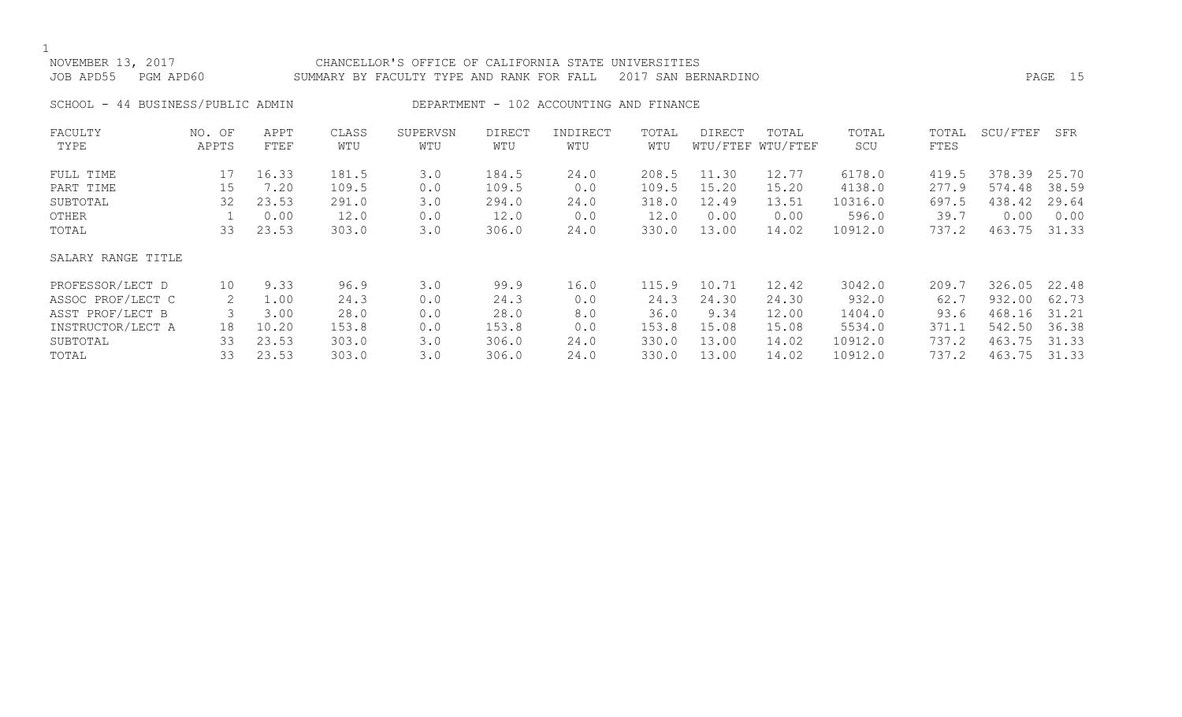NOVEMBER 13, 2017 CHANCELLOR'S OFFICE OF CALIFORNIA STATE UNIVERSITIES
JOB APD55 PGM APD60 SUMMARY BY FACULTY TYPE AND RANK FOR FALL 2017 SAN BERNARDINO

SCHOOL - 44 BUSINESS/PUBLIC ADMIN DEPARTMENT - 102 ACCOUNTING AND FINANCE

| FACULTY TYPE | NO. OF APPTS | APPT FTEF | CLASS WTU | SUPERVSN WTU | DIRECT WTU | INDIRECT WTU | TOTAL WTU | DIRECT WTU/FTEF | TOTAL WTU/FTEF | TOTAL SCU | TOTAL FTES | SCU/FTEF | SFR |
|---|---|---|---|---|---|---|---|---|---|---|---|---|---|
| FULL TIME | 17 | 16.33 | 181.5 | 3.0 | 184.5 | 24.0 | 208.5 | 11.30 | 12.77 | 6178.0 | 419.5 | 378.39 | 25.70 |
| PART TIME | 15 | 7.20 | 109.5 | 0.0 | 109.5 | 0.0 | 109.5 | 15.20 | 15.20 | 4138.0 | 277.9 | 574.48 | 38.59 |
| SUBTOTAL | 32 | 23.53 | 291.0 | 3.0 | 294.0 | 24.0 | 318.0 | 12.49 | 13.51 | 10316.0 | 697.5 | 438.42 | 29.64 |
| OTHER | 1 | 0.00 | 12.0 | 0.0 | 12.0 | 0.0 | 12.0 | 0.00 | 0.00 | 596.0 | 39.7 | 0.00 | 0.00 |
| TOTAL | 33 | 23.53 | 303.0 | 3.0 | 306.0 | 24.0 | 330.0 | 13.00 | 14.02 | 10912.0 | 737.2 | 463.75 | 31.33 |
| SALARY RANGE TITLE | | | | | | | | | | | | | |
| PROFESSOR/LECT D | 10 | 9.33 | 96.9 | 3.0 | 99.9 | 16.0 | 115.9 | 10.71 | 12.42 | 3042.0 | 209.7 | 326.05 | 22.48 |
| ASSOC PROF/LECT C | 2 | 1.00 | 24.3 | 0.0 | 24.3 | 0.0 | 24.3 | 24.30 | 24.30 | 932.0 | 62.7 | 932.00 | 62.73 |
| ASST PROF/LECT B | 3 | 3.00 | 28.0 | 0.0 | 28.0 | 8.0 | 36.0 | 9.34 | 12.00 | 1404.0 | 93.6 | 468.16 | 31.21 |
| INSTRUCTOR/LECT A | 18 | 10.20 | 153.8 | 0.0 | 153.8 | 0.0 | 153.8 | 15.08 | 15.08 | 5534.0 | 371.1 | 542.50 | 36.38 |
| SUBTOTAL | 33 | 23.53 | 303.0 | 3.0 | 306.0 | 24.0 | 330.0 | 13.00 | 14.02 | 10912.0 | 737.2 | 463.75 | 31.33 |
| TOTAL | 33 | 23.53 | 303.0 | 3.0 | 306.0 | 24.0 | 330.0 | 13.00 | 14.02 | 10912.0 | 737.2 | 463.75 | 31.33 |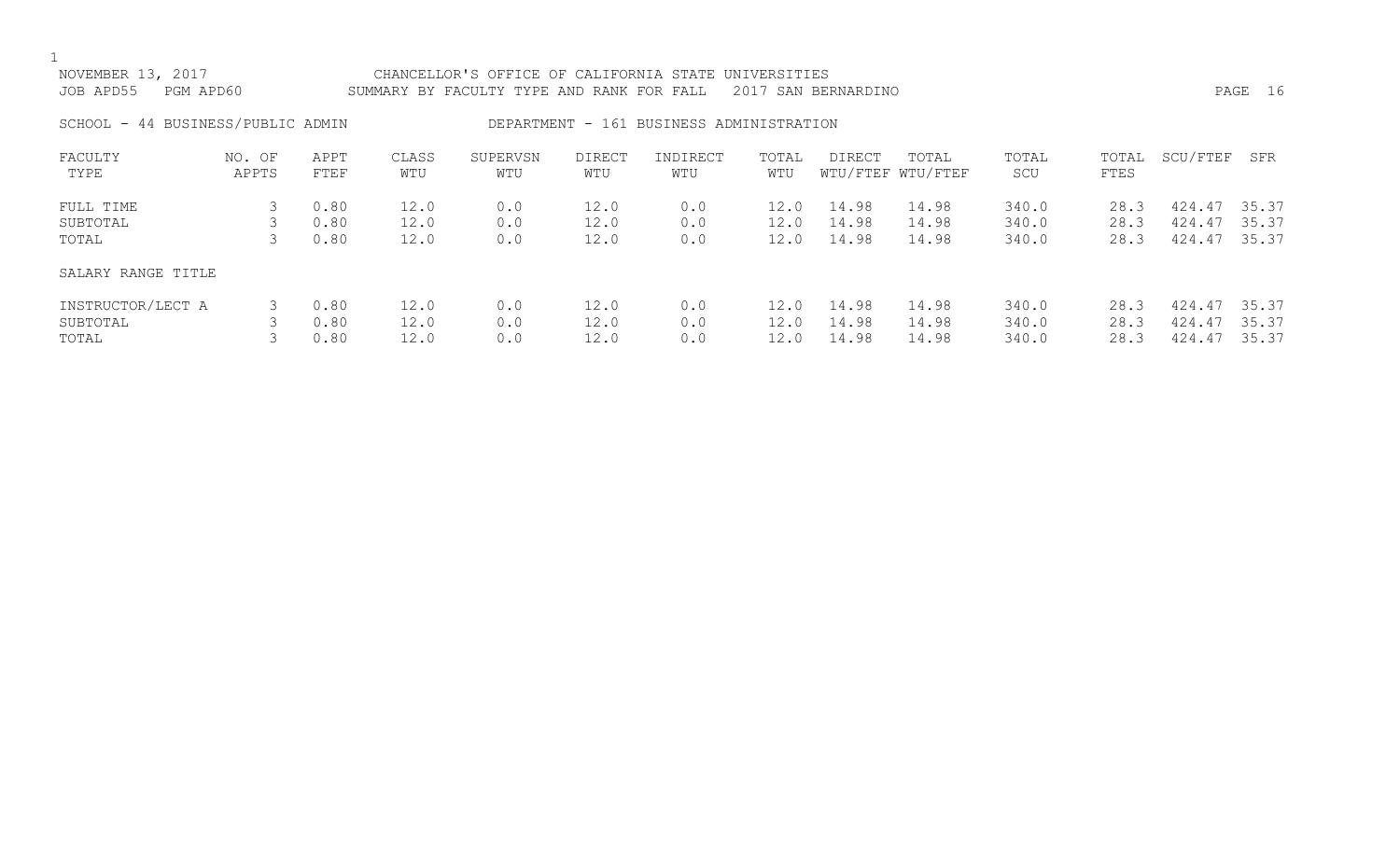NOVEMBER 13, 2017 CHANCELLOR'S OFFICE OF CALIFORNIA STATE UNIVERSITIES
JOB APD55 PGM APD60 SUMMARY BY FACULTY TYPE AND RANK FOR FALL 2017 SAN BERNARDINO

SCHOOL - 44 BUSINESS/PUBLIC ADMIN DEPARTMENT - 161 BUSINESS ADMINISTRATION

| FACULTY TYPE | NO. OF APPTS | APPT FTEF | CLASS WTU | SUPERVSN WTU | DIRECT WTU | INDIRECT WTU | TOTAL WTU | DIRECT WTU/FTEF | TOTAL WTU/FTEF | TOTAL SCU | TOTAL FTES | SCU/FTEF | SFR |
|---|---|---|---|---|---|---|---|---|---|---|---|---|---|
| FULL TIME | 3 | 0.80 | 12.0 | 0.0 | 12.0 | 0.0 | 12.0 | 14.98 | 14.98 | 340.0 | 28.3 | 424.47 | 35.37 |
| SUBTOTAL | 3 | 0.80 | 12.0 | 0.0 | 12.0 | 0.0 | 12.0 | 14.98 | 14.98 | 340.0 | 28.3 | 424.47 | 35.37 |
| TOTAL | 3 | 0.80 | 12.0 | 0.0 | 12.0 | 0.0 | 12.0 | 14.98 | 14.98 | 340.0 | 28.3 | 424.47 | 35.37 |
| SALARY RANGE TITLE | | | | | | | | | | | | | |
| INSTRUCTOR/LECT A | 3 | 0.80 | 12.0 | 0.0 | 12.0 | 0.0 | 12.0 | 14.98 | 14.98 | 340.0 | 28.3 | 424.47 | 35.37 |
| SUBTOTAL | 3 | 0.80 | 12.0 | 0.0 | 12.0 | 0.0 | 12.0 | 14.98 | 14.98 | 340.0 | 28.3 | 424.47 | 35.37 |
| TOTAL | 3 | 0.80 | 12.0 | 0.0 | 12.0 | 0.0 | 12.0 | 14.98 | 14.98 | 340.0 | 28.3 | 424.47 | 35.37 |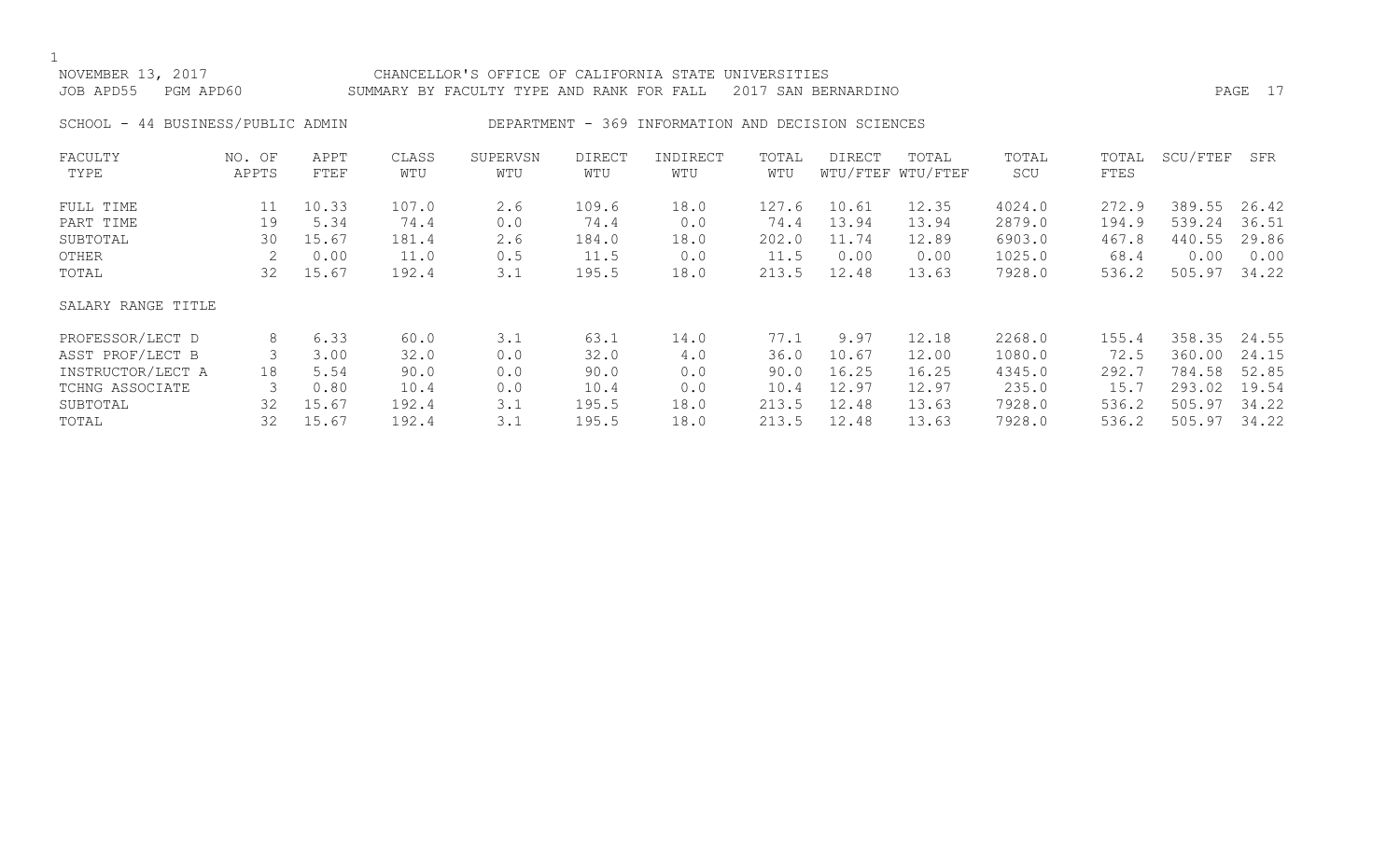NOVEMBER 13, 2017 CHANCELLOR'S OFFICE OF CALIFORNIA STATE UNIVERSITIES
JOB APD55 PGM APD60 SUMMARY BY FACULTY TYPE AND RANK FOR FALL 2017 SAN BERNARDINO

SCHOOL - 44 BUSINESS/PUBLIC ADMIN DEPARTMENT - 369 INFORMATION AND DECISION SCIENCES

| FACULTY TYPE | NO. OF APPTS | APPT FTEF | CLASS WTU | SUPERVSN WTU | DIRECT WTU | INDIRECT WTU | TOTAL WTU | DIRECT WTU/FTEF | TOTAL WTU/FTEF | TOTAL SCU | TOTAL FTES | SCU/FTEF | SFR |
|---|---|---|---|---|---|---|---|---|---|---|---|---|---|
| FULL TIME | 11 | 10.33 | 107.0 | 2.6 | 109.6 | 18.0 | 127.6 | 10.61 | 12.35 | 4024.0 | 272.9 | 389.55 | 26.42 |
| PART TIME | 19 | 5.34 | 74.4 | 0.0 | 74.4 | 0.0 | 74.4 | 13.94 | 13.94 | 2879.0 | 194.9 | 539.24 | 36.51 |
| SUBTOTAL | 30 | 15.67 | 181.4 | 2.6 | 184.0 | 18.0 | 202.0 | 11.74 | 12.89 | 6903.0 | 467.8 | 440.55 | 29.86 |
| OTHER | 2 | 0.00 | 11.0 | 0.5 | 11.5 | 0.0 | 11.5 | 0.00 | 0.00 | 1025.0 | 68.4 | 0.00 | 0.00 |
| TOTAL | 32 | 15.67 | 192.4 | 3.1 | 195.5 | 18.0 | 213.5 | 12.48 | 13.63 | 7928.0 | 536.2 | 505.97 | 34.22 |

| SALARY RANGE TITLE | NO. OF APPTS | APPT FTEF | CLASS WTU | SUPERVSN WTU | DIRECT WTU | INDIRECT WTU | TOTAL WTU | DIRECT WTU/FTEF | TOTAL WTU/FTEF | TOTAL SCU | TOTAL FTES | SCU/FTEF | SFR |
|---|---|---|---|---|---|---|---|---|---|---|---|---|---|
| PROFESSOR/LECT D | 8 | 6.33 | 60.0 | 3.1 | 63.1 | 14.0 | 77.1 | 9.97 | 12.18 | 2268.0 | 155.4 | 358.35 | 24.55 |
| ASST PROF/LECT B | 3 | 3.00 | 32.0 | 0.0 | 32.0 | 4.0 | 36.0 | 10.67 | 12.00 | 1080.0 | 72.5 | 360.00 | 24.15 |
| INSTRUCTOR/LECT A | 18 | 5.54 | 90.0 | 0.0 | 90.0 | 0.0 | 90.0 | 16.25 | 16.25 | 4345.0 | 292.7 | 784.58 | 52.85 |
| TCHNG ASSOCIATE | 3 | 0.80 | 10.4 | 0.0 | 10.4 | 0.0 | 10.4 | 12.97 | 12.97 | 235.0 | 15.7 | 293.02 | 19.54 |
| SUBTOTAL | 32 | 15.67 | 192.4 | 3.1 | 195.5 | 18.0 | 213.5 | 12.48 | 13.63 | 7928.0 | 536.2 | 505.97 | 34.22 |
| TOTAL | 32 | 15.67 | 192.4 | 3.1 | 195.5 | 18.0 | 213.5 | 12.48 | 13.63 | 7928.0 | 536.2 | 505.97 | 34.22 |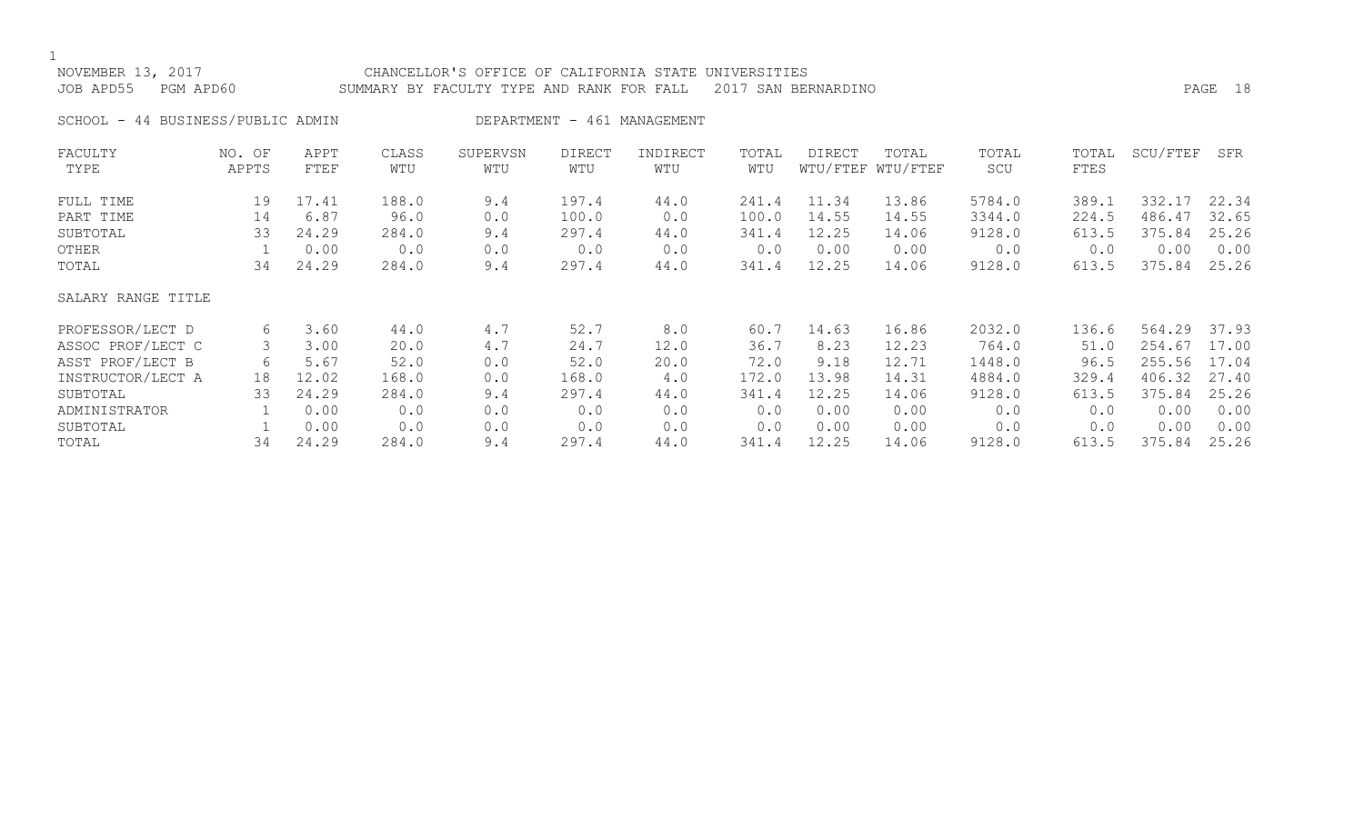NOVEMBER 13, 2017 CHANCELLOR'S OFFICE OF CALIFORNIA STATE UNIVERSITIES
JOB APD55 PGM APD60 SUMMARY BY FACULTY TYPE AND RANK FOR FALL 2017 SAN BERNARDINO

SCHOOL - 44 BUSINESS/PUBLIC ADMIN DEPARTMENT - 461 MANAGEMENT

| FACULTY TYPE | NO. OF APPTS | APPT FTEF | CLASS WTU | SUPERVSN WTU | DIRECT WTU | INDIRECT WTU | TOTAL WTU | DIRECT WTU/FTEF | TOTAL WTU/FTEF | TOTAL SCU | TOTAL FTES | SCU/FTEF | SFR |
|---|---|---|---|---|---|---|---|---|---|---|---|---|---|
| FULL TIME | 19 | 17.41 | 188.0 | 9.4 | 197.4 | 44.0 | 241.4 | 11.34 | 13.86 | 5784.0 | 389.1 | 332.17 | 22.34 |
| PART TIME | 14 | 6.87 | 96.0 | 0.0 | 100.0 | 0.0 | 100.0 | 14.55 | 14.55 | 3344.0 | 224.5 | 486.47 | 32.65 |
| SUBTOTAL | 33 | 24.29 | 284.0 | 9.4 | 297.4 | 44.0 | 341.4 | 12.25 | 14.06 | 9128.0 | 613.5 | 375.84 | 25.26 |
| OTHER | 1 | 0.00 | 0.0 | 0.0 | 0.0 | 0.0 | 0.0 | 0.00 | 0.00 | 0.0 | 0.0 | 0.00 | 0.00 |
| TOTAL | 34 | 24.29 | 284.0 | 9.4 | 297.4 | 44.0 | 341.4 | 12.25 | 14.06 | 9128.0 | 613.5 | 375.84 | 25.26 |
| SALARY RANGE TITLE | | | | | | | | | | | | | |
| PROFESSOR/LECT D | 6 | 3.60 | 44.0 | 4.7 | 52.7 | 8.0 | 60.7 | 14.63 | 16.86 | 2032.0 | 136.6 | 564.29 | 37.93 |
| ASSOC PROF/LECT C | 3 | 3.00 | 20.0 | 4.7 | 24.7 | 12.0 | 36.7 | 8.23 | 12.23 | 764.0 | 51.0 | 254.67 | 17.00 |
| ASST PROF/LECT B | 6 | 5.67 | 52.0 | 0.0 | 52.0 | 20.0 | 72.0 | 9.18 | 12.71 | 1448.0 | 96.5 | 255.56 | 17.04 |
| INSTRUCTOR/LECT A | 18 | 12.02 | 168.0 | 0.0 | 168.0 | 4.0 | 172.0 | 13.98 | 14.31 | 4884.0 | 329.4 | 406.32 | 27.40 |
| SUBTOTAL | 33 | 24.29 | 284.0 | 9.4 | 297.4 | 44.0 | 341.4 | 12.25 | 14.06 | 9128.0 | 613.5 | 375.84 | 25.26 |
| ADMINISTRATOR | 1 | 0.00 | 0.0 | 0.0 | 0.0 | 0.0 | 0.0 | 0.00 | 0.00 | 0.0 | 0.0 | 0.00 | 0.00 |
| SUBTOTAL | 1 | 0.00 | 0.0 | 0.0 | 0.0 | 0.0 | 0.0 | 0.00 | 0.00 | 0.0 | 0.0 | 0.00 | 0.00 |
| TOTAL | 34 | 24.29 | 284.0 | 9.4 | 297.4 | 44.0 | 341.4 | 12.25 | 14.06 | 9128.0 | 613.5 | 375.84 | 25.26 |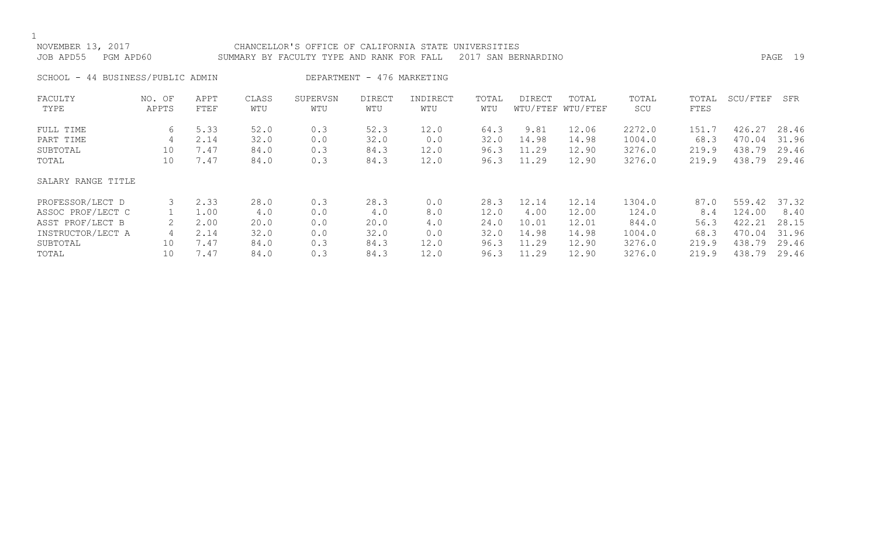NOVEMBER 13, 2017 CHANCELLOR'S OFFICE OF CALIFORNIA STATE UNIVERSITIES
JOB APD55 PGM APD60 SUMMARY BY FACULTY TYPE AND RANK FOR FALL 2017 SAN BERNARDINO

SCHOOL - 44 BUSINESS/PUBLIC ADMIN DEPARTMENT - 476 MARKETING

| FACULTY TYPE | NO. OF APPTS | APPT FTEF | CLASS WTU | SUPERVSN WTU | DIRECT WTU | INDIRECT WTU | TOTAL WTU | DIRECT WTU/FTEF | TOTAL WTU/FTEF | TOTAL SCU | TOTAL FTES | SCU/FTEF | SFR |
|---|---|---|---|---|---|---|---|---|---|---|---|---|---|
| FULL TIME | 6 | 5.33 | 52.0 | 0.3 | 52.3 | 12.0 | 64.3 | 9.81 | 12.06 | 2272.0 | 151.7 | 426.27 | 28.46 |
| PART TIME | 4 | 2.14 | 32.0 | 0.0 | 32.0 | 0.0 | 32.0 | 14.98 | 14.98 | 1004.0 | 68.3 | 470.04 | 31.96 |
| SUBTOTAL | 10 | 7.47 | 84.0 | 0.3 | 84.3 | 12.0 | 96.3 | 11.29 | 12.90 | 3276.0 | 219.9 | 438.79 | 29.46 |
| TOTAL | 10 | 7.47 | 84.0 | 0.3 | 84.3 | 12.0 | 96.3 | 11.29 | 12.90 | 3276.0 | 219.9 | 438.79 | 29.46 |
| SALARY RANGE TITLE | | | | | | | | | | | | | |
| PROFESSOR/LECT D | 3 | 2.33 | 28.0 | 0.3 | 28.3 | 0.0 | 28.3 | 12.14 | 12.14 | 1304.0 | 87.0 | 559.42 | 37.32 |
| ASSOC PROF/LECT C | 1 | 1.00 | 4.0 | 0.0 | 4.0 | 8.0 | 12.0 | 4.00 | 12.00 | 124.0 | 8.4 | 124.00 | 8.40 |
| ASST PROF/LECT B | 2 | 2.00 | 20.0 | 0.0 | 20.0 | 4.0 | 24.0 | 10.01 | 12.01 | 844.0 | 56.3 | 422.21 | 28.15 |
| INSTRUCTOR/LECT A | 4 | 2.14 | 32.0 | 0.0 | 32.0 | 0.0 | 32.0 | 14.98 | 14.98 | 1004.0 | 68.3 | 470.04 | 31.96 |
| SUBTOTAL | 10 | 7.47 | 84.0 | 0.3 | 84.3 | 12.0 | 96.3 | 11.29 | 12.90 | 3276.0 | 219.9 | 438.79 | 29.46 |
| TOTAL | 10 | 7.47 | 84.0 | 0.3 | 84.3 | 12.0 | 96.3 | 11.29 | 12.90 | 3276.0 | 219.9 | 438.79 | 29.46 |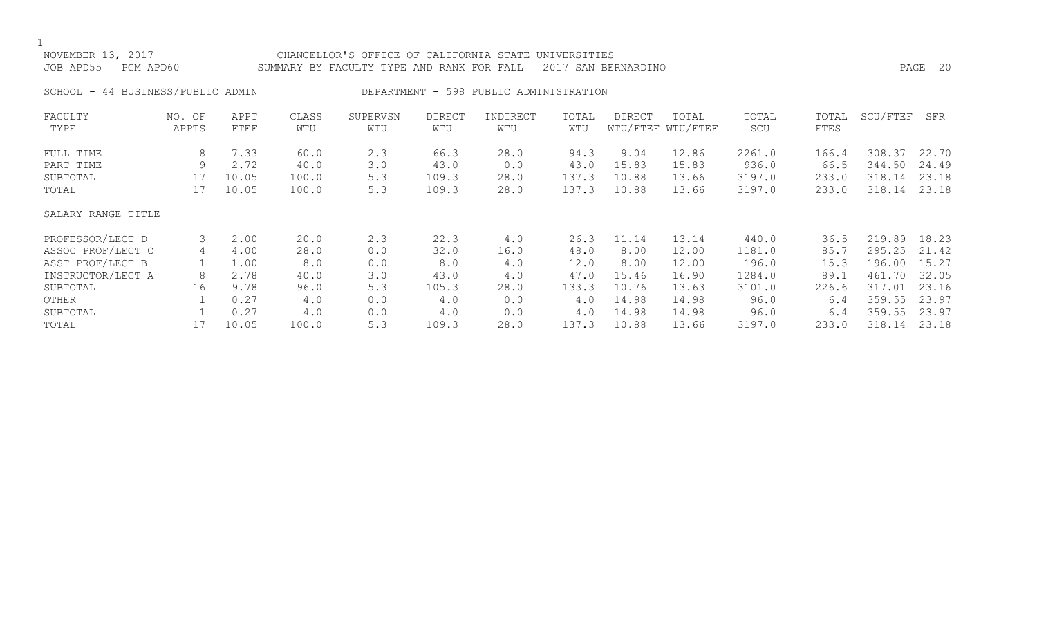NOVEMBER 13, 2017 CHANCELLOR'S OFFICE OF CALIFORNIA STATE UNIVERSITIES
JOB APD55 PGM APD60 SUMMARY BY FACULTY TYPE AND RANK FOR FALL 2017 SAN BERNARDINO

SCHOOL - 44 BUSINESS/PUBLIC ADMIN DEPARTMENT - 598 PUBLIC ADMINISTRATION

| FACULTY TYPE | NO. OF APPTS | APPT FTEF | CLASS WTU | SUPERVSN WTU | DIRECT WTU | INDIRECT WTU | TOTAL WTU | DIRECT WTU/FTEF | TOTAL WTU/FTEF | TOTAL SCU | TOTAL FTES | SCU/FTEF | SFR |
|---|---|---|---|---|---|---|---|---|---|---|---|---|---|
| FULL TIME | 8 | 7.33 | 60.0 | 2.3 | 66.3 | 28.0 | 94.3 | 9.04 | 12.86 | 2261.0 | 166.4 | 308.37 | 22.70 |
| PART TIME | 9 | 2.72 | 40.0 | 3.0 | 43.0 | 0.0 | 43.0 | 15.83 | 15.83 | 936.0 | 66.5 | 344.50 | 24.49 |
| SUBTOTAL | 17 | 10.05 | 100.0 | 5.3 | 109.3 | 28.0 | 137.3 | 10.88 | 13.66 | 3197.0 | 233.0 | 318.14 | 23.18 |
| TOTAL | 17 | 10.05 | 100.0 | 5.3 | 109.3 | 28.0 | 137.3 | 10.88 | 13.66 | 3197.0 | 233.0 | 318.14 | 23.18 |
| SALARY RANGE TITLE | | | | | | | | | | | | | |
| PROFESSOR/LECT D | 3 | 2.00 | 20.0 | 2.3 | 22.3 | 4.0 | 26.3 | 11.14 | 13.14 | 440.0 | 36.5 | 219.89 | 18.23 |
| ASSOC PROF/LECT C | 4 | 4.00 | 28.0 | 0.0 | 32.0 | 16.0 | 48.0 | 8.00 | 12.00 | 1181.0 | 85.7 | 295.25 | 21.42 |
| ASST PROF/LECT B | 1 | 1.00 | 8.0 | 0.0 | 8.0 | 4.0 | 12.0 | 8.00 | 12.00 | 196.0 | 15.3 | 196.00 | 15.27 |
| INSTRUCTOR/LECT A | 8 | 2.78 | 40.0 | 3.0 | 43.0 | 4.0 | 47.0 | 15.46 | 16.90 | 1284.0 | 89.1 | 461.70 | 32.05 |
| SUBTOTAL | 16 | 9.78 | 96.0 | 5.3 | 105.3 | 28.0 | 133.3 | 10.76 | 13.63 | 3101.0 | 226.6 | 317.01 | 23.16 |
| OTHER | 1 | 0.27 | 4.0 | 0.0 | 4.0 | 0.0 | 4.0 | 14.98 | 14.98 | 96.0 | 6.4 | 359.55 | 23.97 |
| SUBTOTAL | 1 | 0.27 | 4.0 | 0.0 | 4.0 | 0.0 | 4.0 | 14.98 | 14.98 | 96.0 | 6.4 | 359.55 | 23.97 |
| TOTAL | 17 | 10.05 | 100.0 | 5.3 | 109.3 | 28.0 | 137.3 | 10.88 | 13.66 | 3197.0 | 233.0 | 318.14 | 23.18 |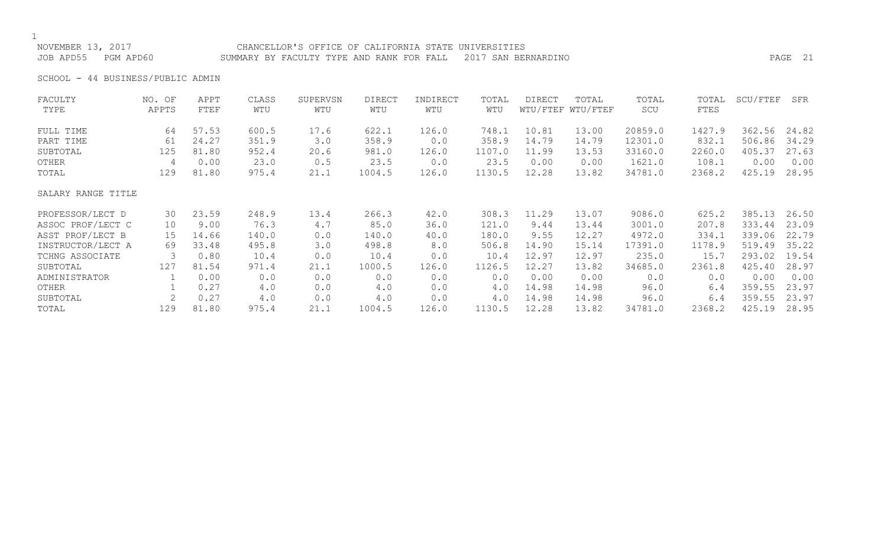NOVEMBER 13, 2017 CHANCELLOR'S OFFICE OF CALIFORNIA STATE UNIVERSITIES
JOB APD55 PGM APD60 SUMMARY BY FACULTY TYPE AND RANK FOR FALL 2017 SAN BERNARDINO

SCHOOL - 44 BUSINESS/PUBLIC ADMIN

| FACULTY TYPE | NO. OF APPTS | APPT FTEF | CLASS WTU | SUPERVSN WTU | DIRECT WTU | INDIRECT WTU | TOTAL WTU | DIRECT WTU/FTEF | TOTAL WTU/FTEF | TOTAL SCU | TOTAL FTES | SCU/FTEF | SFR |
|---|---|---|---|---|---|---|---|---|---|---|---|---|---|
| FULL TIME | 64 | 57.53 | 600.5 | 17.6 | 622.1 | 126.0 | 748.1 | 10.81 | 13.00 | 20859.0 | 1427.9 | 362.56 | 24.82 |
| PART TIME | 61 | 24.27 | 351.9 | 3.0 | 358.9 | 0.0 | 358.9 | 14.79 | 14.79 | 12301.0 | 832.1 | 506.86 | 34.29 |
| SUBTOTAL | 125 | 81.80 | 952.4 | 20.6 | 981.0 | 126.0 | 1107.0 | 11.99 | 13.53 | 33160.0 | 2260.0 | 405.37 | 27.63 |
| OTHER | 4 | 0.00 | 23.0 | 0.5 | 23.5 | 0.0 | 23.5 | 0.00 | 0.00 | 1621.0 | 108.1 | 0.00 | 0.00 |
| TOTAL | 129 | 81.80 | 975.4 | 21.1 | 1004.5 | 126.0 | 1130.5 | 12.28 | 13.82 | 34781.0 | 2368.2 | 425.19 | 28.95 |
| SALARY RANGE TITLE | | | | | | | | | | | | | |
| PROFESSOR/LECT D | 30 | 23.59 | 248.9 | 13.4 | 266.3 | 42.0 | 308.3 | 11.29 | 13.07 | 9086.0 | 625.2 | 385.13 | 26.50 |
| ASSOC PROF/LECT C | 10 | 9.00 | 76.3 | 4.7 | 85.0 | 36.0 | 121.0 | 9.44 | 13.44 | 3001.0 | 207.8 | 333.44 | 23.09 |
| ASST PROF/LECT B | 15 | 14.66 | 140.0 | 0.0 | 140.0 | 40.0 | 180.0 | 9.55 | 12.27 | 4972.0 | 334.1 | 339.06 | 22.79 |
| INSTRUCTOR/LECT A | 69 | 33.48 | 495.8 | 3.0 | 498.8 | 8.0 | 506.8 | 14.90 | 15.14 | 17391.0 | 1178.9 | 519.49 | 35.22 |
| TCHNG ASSOCIATE | 3 | 0.80 | 10.4 | 0.0 | 10.4 | 0.0 | 10.4 | 12.97 | 12.97 | 235.0 | 15.7 | 293.02 | 19.54 |
| SUBTOTAL | 127 | 81.54 | 971.4 | 21.1 | 1000.5 | 126.0 | 1126.5 | 12.27 | 13.82 | 34685.0 | 2361.8 | 425.40 | 28.97 |
| ADMINISTRATOR | 1 | 0.00 | 0.0 | 0.0 | 0.0 | 0.0 | 0.0 | 0.00 | 0.00 | 0.0 | 0.0 | 0.00 | 0.00 |
| OTHER | 1 | 0.27 | 4.0 | 0.0 | 4.0 | 0.0 | 4.0 | 14.98 | 14.98 | 96.0 | 6.4 | 359.55 | 23.97 |
| SUBTOTAL | 2 | 0.27 | 4.0 | 0.0 | 4.0 | 0.0 | 4.0 | 14.98 | 14.98 | 96.0 | 6.4 | 359.55 | 23.97 |
| TOTAL | 129 | 81.80 | 975.4 | 21.1 | 1004.5 | 126.0 | 1130.5 | 12.28 | 13.82 | 34781.0 | 2368.2 | 425.19 | 28.95 |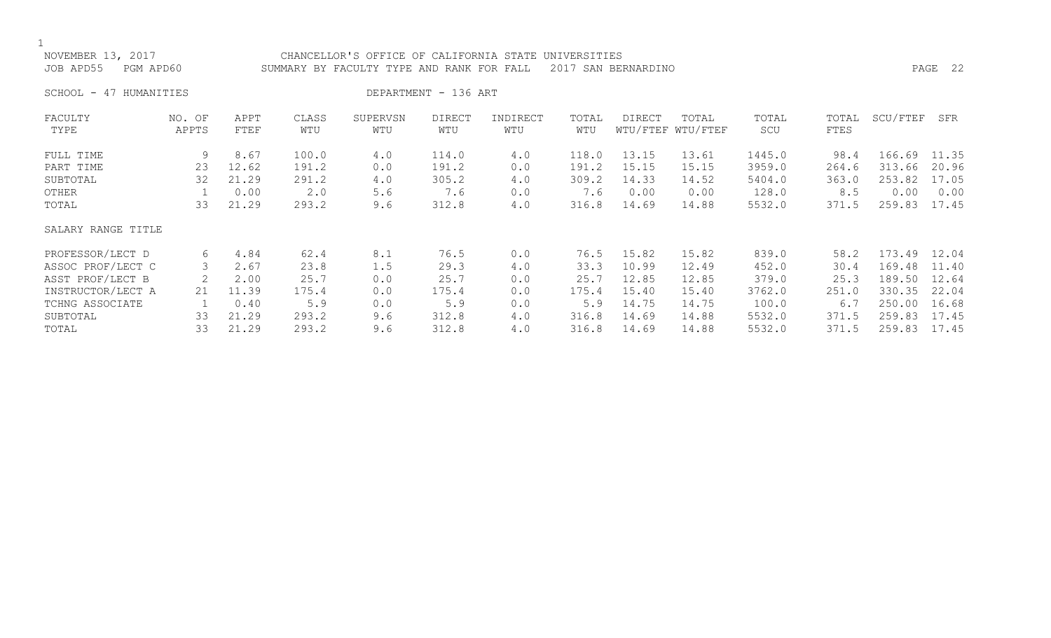NOVEMBER 13, 2017 — CHANCELLOR'S OFFICE OF CALIFORNIA STATE UNIVERSITIES

JOB APD55 PGM APD60 — SUMMARY BY FACULTY TYPE AND RANK FOR FALL 2017 SAN BERNARDINO

SCHOOL - 47 HUMANITIES — DEPARTMENT - 136 ART

| FACULTY TYPE | NO. OF APPTS | APPT FTEF | CLASS WTU | SUPERVSN WTU | DIRECT WTU | INDIRECT WTU | TOTAL WTU | DIRECT WTU/FTEF | TOTAL WTU/FTEF | TOTAL SCU | TOTAL FTES | SCU/FTEF | SFR |
|---|---|---|---|---|---|---|---|---|---|---|---|---|---|
| FULL TIME | 9 | 8.67 | 100.0 | 4.0 | 114.0 | 4.0 | 118.0 | 13.15 | 13.61 | 1445.0 | 98.4 | 166.69 | 11.35 |
| PART TIME | 23 | 12.62 | 191.2 | 0.0 | 191.2 | 0.0 | 191.2 | 15.15 | 15.15 | 3959.0 | 264.6 | 313.66 | 20.96 |
| SUBTOTAL | 32 | 21.29 | 291.2 | 4.0 | 305.2 | 4.0 | 309.2 | 14.33 | 14.52 | 5404.0 | 363.0 | 253.82 | 17.05 |
| OTHER | 1 | 0.00 | 2.0 | 5.6 | 7.6 | 0.0 | 7.6 | 0.00 | 0.00 | 128.0 | 8.5 | 0.00 | 0.00 |
| TOTAL | 33 | 21.29 | 293.2 | 9.6 | 312.8 | 4.0 | 316.8 | 14.69 | 14.88 | 5532.0 | 371.5 | 259.83 | 17.45 |
| **SALARY RANGE TITLE** | | | | | | | | | | | | | |
| PROFESSOR/LECT D | 6 | 4.84 | 62.4 | 8.1 | 76.5 | 0.0 | 76.5 | 15.82 | 15.82 | 839.0 | 58.2 | 173.49 | 12.04 |
| ASSOC PROF/LECT C | 3 | 2.67 | 23.8 | 1.5 | 29.3 | 4.0 | 33.3 | 10.99 | 12.49 | 452.0 | 30.4 | 169.48 | 11.40 |
| ASST PROF/LECT B | 2 | 2.00 | 25.7 | 0.0 | 25.7 | 0.0 | 25.7 | 12.85 | 12.85 | 379.0 | 25.3 | 189.50 | 12.64 |
| INSTRUCTOR/LECT A | 21 | 11.39 | 175.4 | 0.0 | 175.4 | 0.0 | 175.4 | 15.40 | 15.40 | 3762.0 | 251.0 | 330.35 | 22.04 |
| TCHNG ASSOCIATE | 1 | 0.40 | 5.9 | 0.0 | 5.9 | 0.0 | 5.9 | 14.75 | 14.75 | 100.0 | 6.7 | 250.00 | 16.68 |
| SUBTOTAL | 33 | 21.29 | 293.2 | 9.6 | 312.8 | 4.0 | 316.8 | 14.69 | 14.88 | 5532.0 | 371.5 | 259.83 | 17.45 |
| TOTAL | 33 | 21.29 | 293.2 | 9.6 | 312.8 | 4.0 | 316.8 | 14.69 | 14.88 | 5532.0 | 371.5 | 259.83 | 17.45 |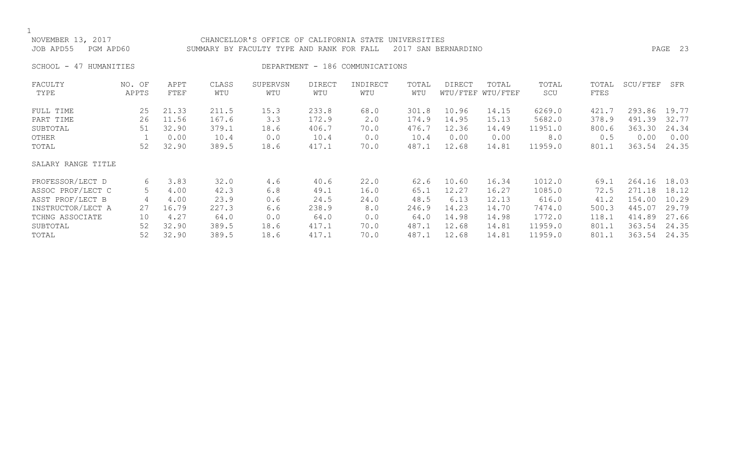NOVEMBER 13, 2017 CHANCELLOR'S OFFICE OF CALIFORNIA STATE UNIVERSITIES
JOB APD55 PGM APD60 SUMMARY BY FACULTY TYPE AND RANK FOR FALL 2017 SAN BERNARDINO

SCHOOL - 47 HUMANITIES DEPARTMENT - 186 COMMUNICATIONS

| FACULTY TYPE | NO. OF APPTS | APPT FTEF | CLASS WTU | SUPERVSN WTU | DIRECT WTU | INDIRECT WTU | TOTAL WTU | DIRECT WTU/FTEF | TOTAL WTU/FTEF | TOTAL SCU | TOTAL FTES | SCU/FTEF | SFR |
|---|---|---|---|---|---|---|---|---|---|---|---|---|---|
| FULL TIME | 25 | 21.33 | 211.5 | 15.3 | 233.8 | 68.0 | 301.8 | 10.96 | 14.15 | 6269.0 | 421.7 | 293.86 | 19.77 |
| PART TIME | 26 | 11.56 | 167.6 | 3.3 | 172.9 | 2.0 | 174.9 | 14.95 | 15.13 | 5682.0 | 378.9 | 491.39 | 32.77 |
| SUBTOTAL | 51 | 32.90 | 379.1 | 18.6 | 406.7 | 70.0 | 476.7 | 12.36 | 14.49 | 11951.0 | 800.6 | 363.30 | 24.34 |
| OTHER | 1 | 0.00 | 10.4 | 0.0 | 10.4 | 0.0 | 10.4 | 0.00 | 0.00 | 8.0 | 0.5 | 0.00 | 0.00 |
| TOTAL | 52 | 32.90 | 389.5 | 18.6 | 417.1 | 70.0 | 487.1 | 12.68 | 14.81 | 11959.0 | 801.1 | 363.54 | 24.35 |
| SALARY RANGE TITLE | | | | | | | | | | | | | |
| PROFESSOR/LECT D | 6 | 3.83 | 32.0 | 4.6 | 40.6 | 22.0 | 62.6 | 10.60 | 16.34 | 1012.0 | 69.1 | 264.16 | 18.03 |
| ASSOC PROF/LECT C | 5 | 4.00 | 42.3 | 6.8 | 49.1 | 16.0 | 65.1 | 12.27 | 16.27 | 1085.0 | 72.5 | 271.18 | 18.12 |
| ASST PROF/LECT B | 4 | 4.00 | 23.9 | 0.6 | 24.5 | 24.0 | 48.5 | 6.13 | 12.13 | 616.0 | 41.2 | 154.00 | 10.29 |
| INSTRUCTOR/LECT A | 27 | 16.79 | 227.3 | 6.6 | 238.9 | 8.0 | 246.9 | 14.23 | 14.70 | 7474.0 | 500.3 | 445.07 | 29.79 |
| TCHNG ASSOCIATE | 10 | 4.27 | 64.0 | 0.0 | 64.0 | 0.0 | 64.0 | 14.98 | 14.98 | 1772.0 | 118.1 | 414.89 | 27.66 |
| SUBTOTAL | 52 | 32.90 | 389.5 | 18.6 | 417.1 | 70.0 | 487.1 | 12.68 | 14.81 | 11959.0 | 801.1 | 363.54 | 24.35 |
| TOTAL | 52 | 32.90 | 389.5 | 18.6 | 417.1 | 70.0 | 487.1 | 12.68 | 14.81 | 11959.0 | 801.1 | 363.54 | 24.35 |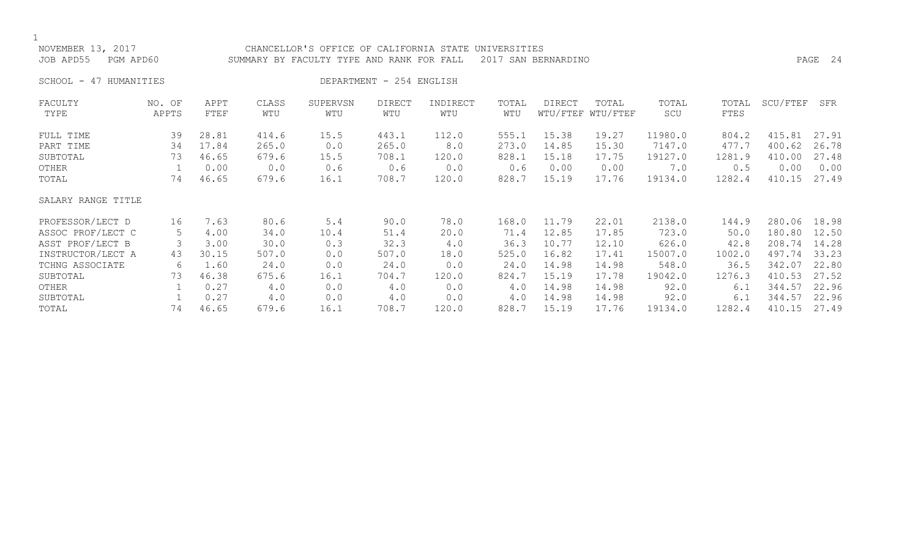NOVEMBER 13, 2017 CHANCELLOR'S OFFICE OF CALIFORNIA STATE UNIVERSITIES
JOB APD55 PGM APD60 SUMMARY BY FACULTY TYPE AND RANK FOR FALL 2017 SAN BERNARDINO

SCHOOL - 47 HUMANITIES DEPARTMENT - 254 ENGLISH

| FACULTY TYPE | NO. OF APPTS | APPT FTEF | CLASS WTU | SUPERVSN WTU | DIRECT WTU | INDIRECT WTU | TOTAL WTU | DIRECT WTU/FTEF | TOTAL WTU/FTEF | TOTAL SCU | TOTAL FTES | SCU/FTEF | SFR |
|---|---|---|---|---|---|---|---|---|---|---|---|---|---|
| FULL TIME | 39 | 28.81 | 414.6 | 15.5 | 443.1 | 112.0 | 555.1 | 15.38 | 19.27 | 11980.0 | 804.2 | 415.81 | 27.91 |
| PART TIME | 34 | 17.84 | 265.0 | 0.0 | 265.0 | 8.0 | 273.0 | 14.85 | 15.30 | 7147.0 | 477.7 | 400.62 | 26.78 |
| SUBTOTAL | 73 | 46.65 | 679.6 | 15.5 | 708.1 | 120.0 | 828.1 | 15.18 | 17.75 | 19127.0 | 1281.9 | 410.00 | 27.48 |
| OTHER | 1 | 0.00 | 0.0 | 0.6 | 0.6 | 0.0 | 0.6 | 0.00 | 0.00 | 7.0 | 0.5 | 0.00 | 0.00 |
| TOTAL | 74 | 46.65 | 679.6 | 16.1 | 708.7 | 120.0 | 828.7 | 15.19 | 17.76 | 19134.0 | 1282.4 | 410.15 | 27.49 |
| SALARY RANGE TITLE | | | | | | | | | | | | | |
| PROFESSOR/LECT D | 16 | 7.63 | 80.6 | 5.4 | 90.0 | 78.0 | 168.0 | 11.79 | 22.01 | 2138.0 | 144.9 | 280.06 | 18.98 |
| ASSOC PROF/LECT C | 5 | 4.00 | 34.0 | 10.4 | 51.4 | 20.0 | 71.4 | 12.85 | 17.85 | 723.0 | 50.0 | 180.80 | 12.50 |
| ASST PROF/LECT B | 3 | 3.00 | 30.0 | 0.3 | 32.3 | 4.0 | 36.3 | 10.77 | 12.10 | 626.0 | 42.8 | 208.74 | 14.28 |
| INSTRUCTOR/LECT A | 43 | 30.15 | 507.0 | 0.0 | 507.0 | 18.0 | 525.0 | 16.82 | 17.41 | 15007.0 | 1002.0 | 497.74 | 33.23 |
| TCHNG ASSOCIATE | 6 | 1.60 | 24.0 | 0.0 | 24.0 | 0.0 | 24.0 | 14.98 | 14.98 | 548.0 | 36.5 | 342.07 | 22.80 |
| SUBTOTAL | 73 | 46.38 | 675.6 | 16.1 | 704.7 | 120.0 | 824.7 | 15.19 | 17.78 | 19042.0 | 1276.3 | 410.53 | 27.52 |
| OTHER | 1 | 0.27 | 4.0 | 0.0 | 4.0 | 0.0 | 4.0 | 14.98 | 14.98 | 92.0 | 6.1 | 344.57 | 22.96 |
| SUBTOTAL | 1 | 0.27 | 4.0 | 0.0 | 4.0 | 0.0 | 4.0 | 14.98 | 14.98 | 92.0 | 6.1 | 344.57 | 22.96 |
| TOTAL | 74 | 46.65 | 679.6 | 16.1 | 708.7 | 120.0 | 828.7 | 15.19 | 17.76 | 19134.0 | 1282.4 | 410.15 | 27.49 |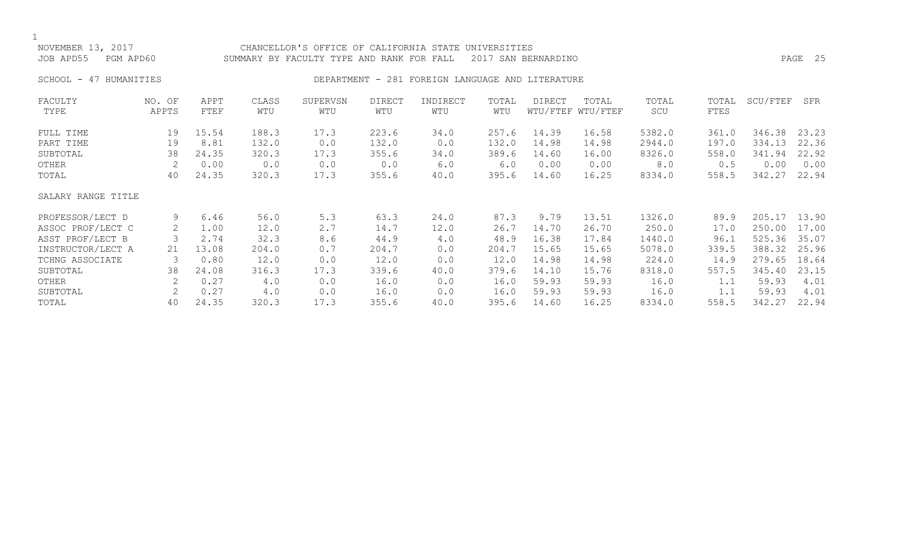NOVEMBER 13, 2017 CHANCELLOR'S OFFICE OF CALIFORNIA STATE UNIVERSITIES
JOB APD55 PGM APD60 SUMMARY BY FACULTY TYPE AND RANK FOR FALL 2017 SAN BERNARDINO

SCHOOL - 47 HUMANITIES DEPARTMENT - 281 FOREIGN LANGUAGE AND LITERATURE

| FACULTY TYPE | NO. OF APPTS | APPT FTEF | CLASS WTU | SUPERVSN WTU | DIRECT WTU | INDIRECT WTU | TOTAL WTU | DIRECT WTU/FTEF | TOTAL WTU/FTEF | TOTAL SCU | TOTAL FTES | SCU/FTEF | SFR |
|---|---|---|---|---|---|---|---|---|---|---|---|---|---|
| FULL TIME | 19 | 15.54 | 188.3 | 17.3 | 223.6 | 34.0 | 257.6 | 14.39 | 16.58 | 5382.0 | 361.0 | 346.38 | 23.23 |
| PART TIME | 19 | 8.81 | 132.0 | 0.0 | 132.0 | 0.0 | 132.0 | 14.98 | 14.98 | 2944.0 | 197.0 | 334.13 | 22.36 |
| SUBTOTAL | 38 | 24.35 | 320.3 | 17.3 | 355.6 | 34.0 | 389.6 | 14.60 | 16.00 | 8326.0 | 558.0 | 341.94 | 22.92 |
| OTHER | 2 | 0.00 | 0.0 | 0.0 | 0.0 | 6.0 | 6.0 | 0.00 | 0.00 | 8.0 | 0.5 | 0.00 | 0.00 |
| TOTAL | 40 | 24.35 | 320.3 | 17.3 | 355.6 | 40.0 | 395.6 | 14.60 | 16.25 | 8334.0 | 558.5 | 342.27 | 22.94 |
| SALARY RANGE TITLE | | | | | | | | | | | | | |
| PROFESSOR/LECT D | 9 | 6.46 | 56.0 | 5.3 | 63.3 | 24.0 | 87.3 | 9.79 | 13.51 | 1326.0 | 89.9 | 205.17 | 13.90 |
| ASSOC PROF/LECT C | 2 | 1.00 | 12.0 | 2.7 | 14.7 | 12.0 | 26.7 | 14.70 | 26.70 | 250.0 | 17.0 | 250.00 | 17.00 |
| ASST PROF/LECT B | 3 | 2.74 | 32.3 | 8.6 | 44.9 | 4.0 | 48.9 | 16.38 | 17.84 | 1440.0 | 96.1 | 525.36 | 35.07 |
| INSTRUCTOR/LECT A | 21 | 13.08 | 204.0 | 0.7 | 204.7 | 0.0 | 204.7 | 15.65 | 15.65 | 5078.0 | 339.5 | 388.32 | 25.96 |
| TCHNG ASSOCIATE | 3 | 0.80 | 12.0 | 0.0 | 12.0 | 0.0 | 12.0 | 14.98 | 14.98 | 224.0 | 14.9 | 279.65 | 18.64 |
| SUBTOTAL | 38 | 24.08 | 316.3 | 17.3 | 339.6 | 40.0 | 379.6 | 14.10 | 15.76 | 8318.0 | 557.5 | 345.40 | 23.15 |
| OTHER | 2 | 0.27 | 4.0 | 0.0 | 16.0 | 0.0 | 16.0 | 59.93 | 59.93 | 16.0 | 1.1 | 59.93 | 4.01 |
| SUBTOTAL | 2 | 0.27 | 4.0 | 0.0 | 16.0 | 0.0 | 16.0 | 59.93 | 59.93 | 16.0 | 1.1 | 59.93 | 4.01 |
| TOTAL | 40 | 24.35 | 320.3 | 17.3 | 355.6 | 40.0 | 395.6 | 14.60 | 16.25 | 8334.0 | 558.5 | 342.27 | 22.94 |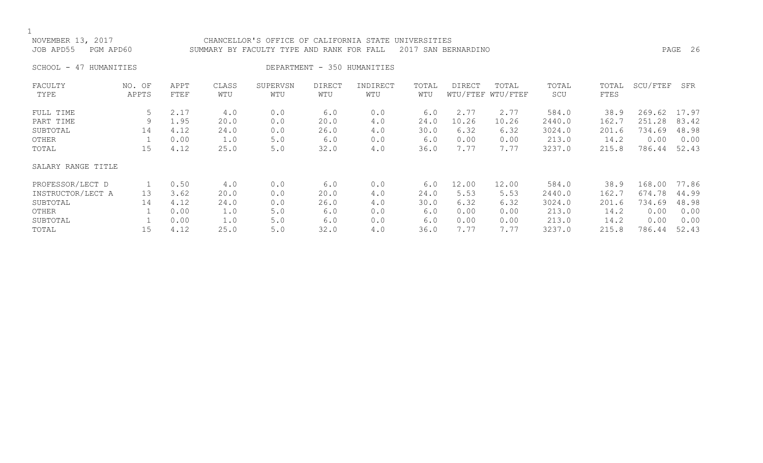NOVEMBER 13, 2017 CHANCELLOR'S OFFICE OF CALIFORNIA STATE UNIVERSITIES
JOB APD55 PGM APD60 SUMMARY BY FACULTY TYPE AND RANK FOR FALL 2017 SAN BERNARDINO

SCHOOL - 47 HUMANITIES DEPARTMENT - 350 HUMANITIES

| FACULTY TYPE | NO. OF APPTS | APPT FTEF | CLASS WTU | SUPERVSN WTU | DIRECT WTU | INDIRECT WTU | TOTAL WTU | DIRECT WTU/FTEF | TOTAL WTU/FTEF | TOTAL SCU | TOTAL FTES | SCU/FTEF | SFR |
|---|---|---|---|---|---|---|---|---|---|---|---|---|---|
| FULL TIME | 5 | 2.17 | 4.0 | 0.0 | 6.0 | 0.0 | 6.0 | 2.77 | 2.77 | 584.0 | 38.9 | 269.62 | 17.97 |
| PART TIME | 9 | 1.95 | 20.0 | 0.0 | 20.0 | 4.0 | 24.0 | 10.26 | 10.26 | 2440.0 | 162.7 | 251.28 | 83.42 |
| SUBTOTAL | 14 | 4.12 | 24.0 | 0.0 | 26.0 | 4.0 | 30.0 | 6.32 | 6.32 | 3024.0 | 201.6 | 734.69 | 48.98 |
| OTHER | 1 | 0.00 | 1.0 | 5.0 | 6.0 | 0.0 | 6.0 | 0.00 | 0.00 | 213.0 | 14.2 | 0.00 | 0.00 |
| TOTAL | 15 | 4.12 | 25.0 | 5.0 | 32.0 | 4.0 | 36.0 | 7.77 | 7.77 | 3237.0 | 215.8 | 786.44 | 52.43 |
| SALARY RANGE TITLE | | | | | | | | | | | | | |
| PROFESSOR/LECT D | 1 | 0.50 | 4.0 | 0.0 | 6.0 | 0.0 | 6.0 | 12.00 | 12.00 | 584.0 | 38.9 | 168.00 | 77.86 |
| INSTRUCTOR/LECT A | 13 | 3.62 | 20.0 | 0.0 | 20.0 | 4.0 | 24.0 | 5.53 | 5.53 | 2440.0 | 162.7 | 674.78 | 44.99 |
| SUBTOTAL | 14 | 4.12 | 24.0 | 0.0 | 26.0 | 4.0 | 30.0 | 6.32 | 6.32 | 3024.0 | 201.6 | 734.69 | 48.98 |
| OTHER | 1 | 0.00 | 1.0 | 5.0 | 6.0 | 0.0 | 6.0 | 0.00 | 0.00 | 213.0 | 14.2 | 0.00 | 0.00 |
| SUBTOTAL | 1 | 0.00 | 1.0 | 5.0 | 6.0 | 0.0 | 6.0 | 0.00 | 0.00 | 213.0 | 14.2 | 0.00 | 0.00 |
| TOTAL | 15 | 4.12 | 25.0 | 5.0 | 32.0 | 4.0 | 36.0 | 7.77 | 7.77 | 3237.0 | 215.8 | 786.44 | 52.43 |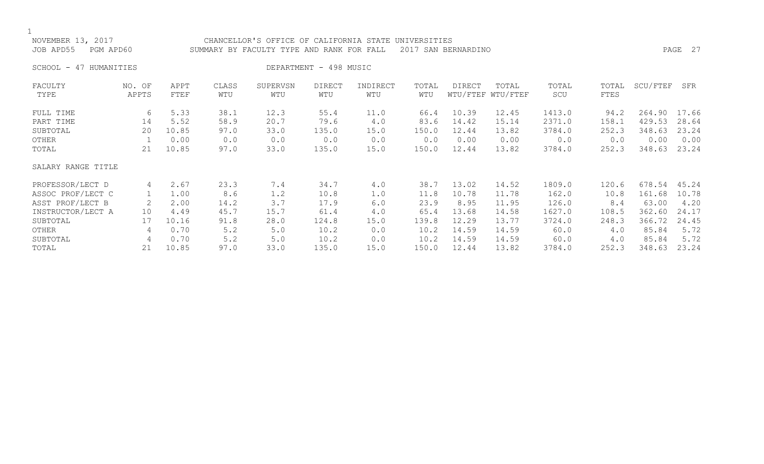NOVEMBER 13, 2017 CHANCELLOR'S OFFICE OF CALIFORNIA STATE UNIVERSITIES
JOB APD55 PGM APD60 SUMMARY BY FACULTY TYPE AND RANK FOR FALL 2017 SAN BERNARDINO

SCHOOL - 47 HUMANITIES DEPARTMENT - 498 MUSIC

| FACULTY TYPE | NO. OF APPTS | APPT FTEF | CLASS WTU | SUPERVSN WTU | DIRECT WTU | INDIRECT WTU | TOTAL WTU | DIRECT WTU/FTEF | TOTAL WTU/FTEF | TOTAL SCU | TOTAL FTES | SCU/FTEF | SFR |
|---|---|---|---|---|---|---|---|---|---|---|---|---|---|
| FULL TIME | 6 | 5.33 | 38.1 | 12.3 | 55.4 | 11.0 | 66.4 | 10.39 | 12.45 | 1413.0 | 94.2 | 264.90 | 17.66 |
| PART TIME | 14 | 5.52 | 58.9 | 20.7 | 79.6 | 4.0 | 83.6 | 14.42 | 15.14 | 2371.0 | 158.1 | 429.53 | 28.64 |
| SUBTOTAL | 20 | 10.85 | 97.0 | 33.0 | 135.0 | 15.0 | 150.0 | 12.44 | 13.82 | 3784.0 | 252.3 | 348.63 | 23.24 |
| OTHER | 1 | 0.00 | 0.0 | 0.0 | 0.0 | 0.0 | 0.0 | 0.00 | 0.00 | 0.0 | 0.0 | 0.00 | 0.00 |
| TOTAL | 21 | 10.85 | 97.0 | 33.0 | 135.0 | 15.0 | 150.0 | 12.44 | 13.82 | 3784.0 | 252.3 | 348.63 | 23.24 |
| SALARY RANGE TITLE | | | | | | | | | | | | | |
| PROFESSOR/LECT D | 4 | 2.67 | 23.3 | 7.4 | 34.7 | 4.0 | 38.7 | 13.02 | 14.52 | 1809.0 | 120.6 | 678.54 | 45.24 |
| ASSOC PROF/LECT C | 1 | 1.00 | 8.6 | 1.2 | 10.8 | 1.0 | 11.8 | 10.78 | 11.78 | 162.0 | 10.8 | 161.68 | 10.78 |
| ASST PROF/LECT B | 2 | 2.00 | 14.2 | 3.7 | 17.9 | 6.0 | 23.9 | 8.95 | 11.95 | 126.0 | 8.4 | 63.00 | 4.20 |
| INSTRUCTOR/LECT A | 10 | 4.49 | 45.7 | 15.7 | 61.4 | 4.0 | 65.4 | 13.68 | 14.58 | 1627.0 | 108.5 | 362.60 | 24.17 |
| SUBTOTAL | 17 | 10.16 | 91.8 | 28.0 | 124.8 | 15.0 | 139.8 | 12.29 | 13.77 | 3724.0 | 248.3 | 366.72 | 24.45 |
| OTHER | 4 | 0.70 | 5.2 | 5.0 | 10.2 | 0.0 | 10.2 | 14.59 | 14.59 | 60.0 | 4.0 | 85.84 | 5.72 |
| SUBTOTAL | 4 | 0.70 | 5.2 | 5.0 | 10.2 | 0.0 | 10.2 | 14.59 | 14.59 | 60.0 | 4.0 | 85.84 | 5.72 |
| TOTAL | 21 | 10.85 | 97.0 | 33.0 | 135.0 | 15.0 | 150.0 | 12.44 | 13.82 | 3784.0 | 252.3 | 348.63 | 23.24 |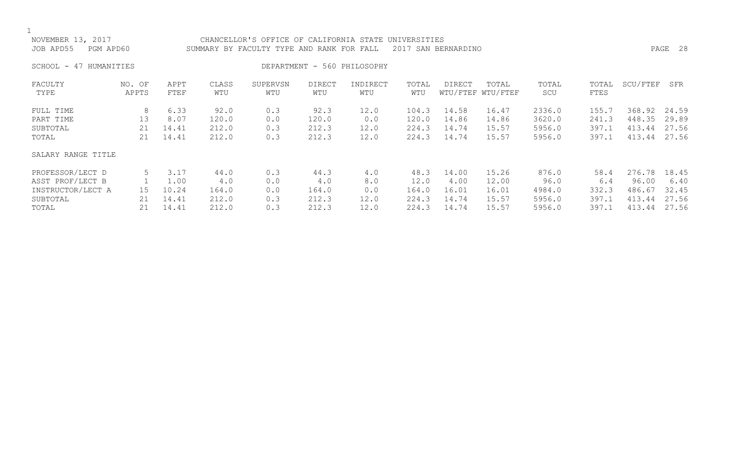NOVEMBER 13, 2017 CHANCELLOR'S OFFICE OF CALIFORNIA STATE UNIVERSITIES
JOB APD55 PGM APD60 SUMMARY BY FACULTY TYPE AND RANK FOR FALL 2017 SAN BERNARDINO

SCHOOL - 47 HUMANITIES DEPARTMENT - 560 PHILOSOPHY

| FACULTY TYPE | NO. OF APPTS | APPT FTEF | CLASS WTU | SUPERVSN WTU | DIRECT WTU | INDIRECT WTU | TOTAL WTU | DIRECT WTU/FTEF | TOTAL WTU/FTEF | TOTAL SCU | TOTAL FTES | SCU/FTEF | SFR |
|---|---|---|---|---|---|---|---|---|---|---|---|---|---|
| FULL TIME | 8 | 6.33 | 92.0 | 0.3 | 92.3 | 12.0 | 104.3 | 14.58 | 16.47 | 2336.0 | 155.7 | 368.92 | 24.59 |
| PART TIME | 13 | 8.07 | 120.0 | 0.0 | 120.0 | 0.0 | 120.0 | 14.86 | 14.86 | 3620.0 | 241.3 | 448.35 | 29.89 |
| SUBTOTAL | 21 | 14.41 | 212.0 | 0.3 | 212.3 | 12.0 | 224.3 | 14.74 | 15.57 | 5956.0 | 397.1 | 413.44 | 27.56 |
| TOTAL | 21 | 14.41 | 212.0 | 0.3 | 212.3 | 12.0 | 224.3 | 14.74 | 15.57 | 5956.0 | 397.1 | 413.44 | 27.56 |
| **SALARY RANGE TITLE** | | | | | | | | | | | | | |
| PROFESSOR/LECT D | 5 | 3.17 | 44.0 | 0.3 | 44.3 | 4.0 | 48.3 | 14.00 | 15.26 | 876.0 | 58.4 | 276.78 | 18.45 |
| ASST PROF/LECT B | 1 | 1.00 | 4.0 | 0.0 | 4.0 | 8.0 | 12.0 | 4.00 | 12.00 | 96.0 | 6.4 | 96.00 | 6.40 |
| INSTRUCTOR/LECT A | 15 | 10.24 | 164.0 | 0.0 | 164.0 | 0.0 | 164.0 | 16.01 | 16.01 | 4984.0 | 332.3 | 486.67 | 32.45 |
| SUBTOTAL | 21 | 14.41 | 212.0 | 0.3 | 212.3 | 12.0 | 224.3 | 14.74 | 15.57 | 5956.0 | 397.1 | 413.44 | 27.56 |
| TOTAL | 21 | 14.41 | 212.0 | 0.3 | 212.3 | 12.0 | 224.3 | 14.74 | 15.57 | 5956.0 | 397.1 | 413.44 | 27.56 |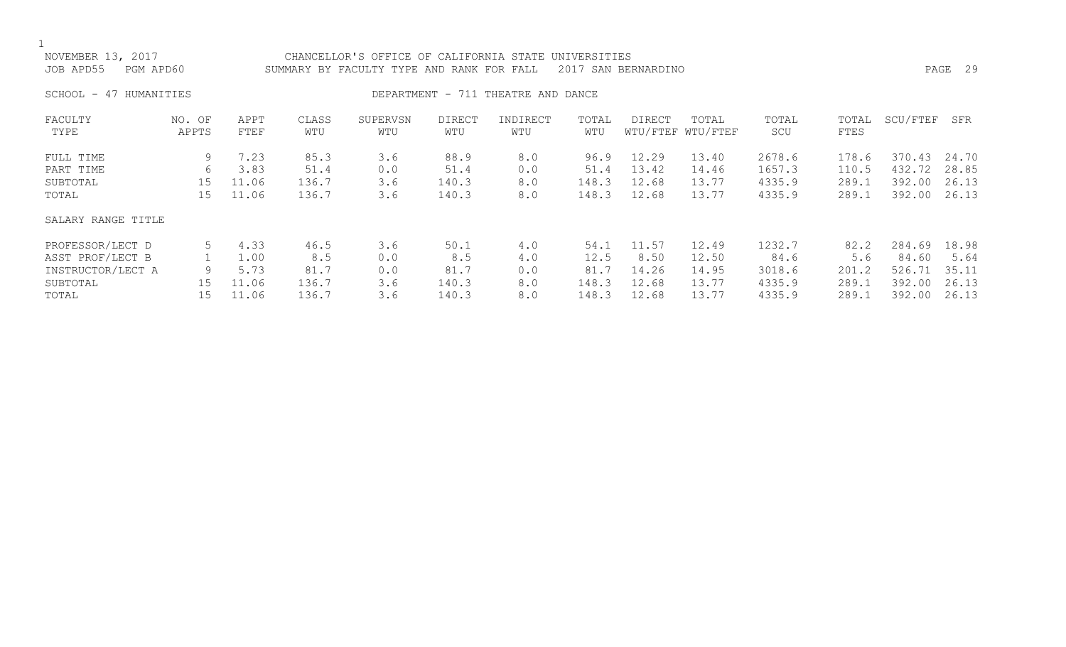NOVEMBER 13, 2017 CHANCELLOR'S OFFICE OF CALIFORNIA STATE UNIVERSITIES
JOB APD55 PGM APD60 SUMMARY BY FACULTY TYPE AND RANK FOR FALL 2017 SAN BERNARDINO

SCHOOL - 47 HUMANITIES DEPARTMENT - 711 THEATRE AND DANCE

| FACULTY TYPE | NO. OF APPTS | APPT FTEF | CLASS WTU | SUPERVSN WTU | DIRECT WTU | INDIRECT WTU | TOTAL WTU | DIRECT WTU/FTEF | TOTAL WTU/FTEF | TOTAL SCU | TOTAL FTES | SCU/FTEF | SFR |
|---|---|---|---|---|---|---|---|---|---|---|---|---|---|
| FULL TIME | 9 | 7.23 | 85.3 | 3.6 | 88.9 | 8.0 | 96.9 | 12.29 | 13.40 | 2678.6 | 178.6 | 370.43 | 24.70 |
| PART TIME | 6 | 3.83 | 51.4 | 0.0 | 51.4 | 0.0 | 51.4 | 13.42 | 14.46 | 1657.3 | 110.5 | 432.72 | 28.85 |
| SUBTOTAL | 15 | 11.06 | 136.7 | 3.6 | 140.3 | 8.0 | 148.3 | 12.68 | 13.77 | 4335.9 | 289.1 | 392.00 | 26.13 |
| TOTAL | 15 | 11.06 | 136.7 | 3.6 | 140.3 | 8.0 | 148.3 | 12.68 | 13.77 | 4335.9 | 289.1 | 392.00 | 26.13 |
| SALARY RANGE TITLE | | | | | | | | | | | | | |
| PROFESSOR/LECT D | 5 | 4.33 | 46.5 | 3.6 | 50.1 | 4.0 | 54.1 | 11.57 | 12.49 | 1232.7 | 82.2 | 284.69 | 18.98 |
| ASST PROF/LECT B | 1 | 1.00 | 8.5 | 0.0 | 8.5 | 4.0 | 12.5 | 8.50 | 12.50 | 84.6 | 5.6 | 84.60 | 5.64 |
| INSTRUCTOR/LECT A | 9 | 5.73 | 81.7 | 0.0 | 81.7 | 0.0 | 81.7 | 14.26 | 14.95 | 3018.6 | 201.2 | 526.71 | 35.11 |
| SUBTOTAL | 15 | 11.06 | 136.7 | 3.6 | 140.3 | 8.0 | 148.3 | 12.68 | 13.77 | 4335.9 | 289.1 | 392.00 | 26.13 |
| TOTAL | 15 | 11.06 | 136.7 | 3.6 | 140.3 | 8.0 | 148.3 | 12.68 | 13.77 | 4335.9 | 289.1 | 392.00 | 26.13 |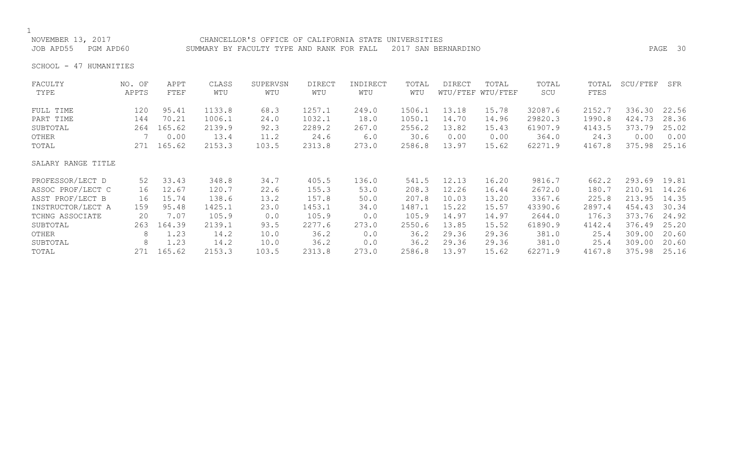NOVEMBER 13, 2017 CHANCELLOR'S OFFICE OF CALIFORNIA STATE UNIVERSITIES
JOB APD55 PGM APD60 SUMMARY BY FACULTY TYPE AND RANK FOR FALL 2017 SAN BERNARDINO

SCHOOL - 47 HUMANITIES

| FACULTY TYPE | NO. OF APPTS | APPT FTEF | CLASS WTU | SUPERVSN WTU | DIRECT WTU | INDIRECT WTU | TOTAL WTU | DIRECT WTU/FTEF | TOTAL WTU/FTEF | TOTAL SCU | TOTAL FTES | SCU/FTEF | SFR |
|---|---|---|---|---|---|---|---|---|---|---|---|---|---|
| FULL TIME | 120 | 95.41 | 1133.8 | 68.3 | 1257.1 | 249.0 | 1506.1 | 13.18 | 15.78 | 32087.6 | 2152.7 | 336.30 | 22.56 |
| PART TIME | 144 | 70.21 | 1006.1 | 24.0 | 1032.1 | 18.0 | 1050.1 | 14.70 | 14.96 | 29820.3 | 1990.8 | 424.73 | 28.36 |
| SUBTOTAL | 264 | 165.62 | 2139.9 | 92.3 | 2289.2 | 267.0 | 2556.2 | 13.82 | 15.43 | 61907.9 | 4143.5 | 373.79 | 25.02 |
| OTHER | 7 | 0.00 | 13.4 | 11.2 | 24.6 | 6.0 | 30.6 | 0.00 | 0.00 | 364.0 | 24.3 | 0.00 | 0.00 |
| TOTAL | 271 | 165.62 | 2153.3 | 103.5 | 2313.8 | 273.0 | 2586.8 | 13.97 | 15.62 | 62271.9 | 4167.8 | 375.98 | 25.16 |
| SALARY RANGE TITLE | | | | | | | | | | | | | |
| PROFESSOR/LECT D | 52 | 33.43 | 348.8 | 34.7 | 405.5 | 136.0 | 541.5 | 12.13 | 16.20 | 9816.7 | 662.2 | 293.69 | 19.81 |
| ASSOC PROF/LECT C | 16 | 12.67 | 120.7 | 22.6 | 155.3 | 53.0 | 208.3 | 12.26 | 16.44 | 2672.0 | 180.7 | 210.91 | 14.26 |
| ASST PROF/LECT B | 16 | 15.74 | 138.6 | 13.2 | 157.8 | 50.0 | 207.8 | 10.03 | 13.20 | 3367.6 | 225.8 | 213.95 | 14.35 |
| INSTRUCTOR/LECT A | 159 | 95.48 | 1425.1 | 23.0 | 1453.1 | 34.0 | 1487.1 | 15.22 | 15.57 | 43390.6 | 2897.4 | 454.43 | 30.34 |
| TCHNG ASSOCIATE | 20 | 7.07 | 105.9 | 0.0 | 105.9 | 0.0 | 105.9 | 14.97 | 14.97 | 2644.0 | 176.3 | 373.76 | 24.92 |
| SUBTOTAL | 263 | 164.39 | 2139.1 | 93.5 | 2277.6 | 273.0 | 2550.6 | 13.85 | 15.52 | 61890.9 | 4142.4 | 376.49 | 25.20 |
| OTHER | 8 | 1.23 | 14.2 | 10.0 | 36.2 | 0.0 | 36.2 | 29.36 | 29.36 | 381.0 | 25.4 | 309.00 | 20.60 |
| SUBTOTAL | 8 | 1.23 | 14.2 | 10.0 | 36.2 | 0.0 | 36.2 | 29.36 | 29.36 | 381.0 | 25.4 | 309.00 | 20.60 |
| TOTAL | 271 | 165.62 | 2153.3 | 103.5 | 2313.8 | 273.0 | 2586.8 | 13.97 | 15.62 | 62271.9 | 4167.8 | 375.98 | 25.16 |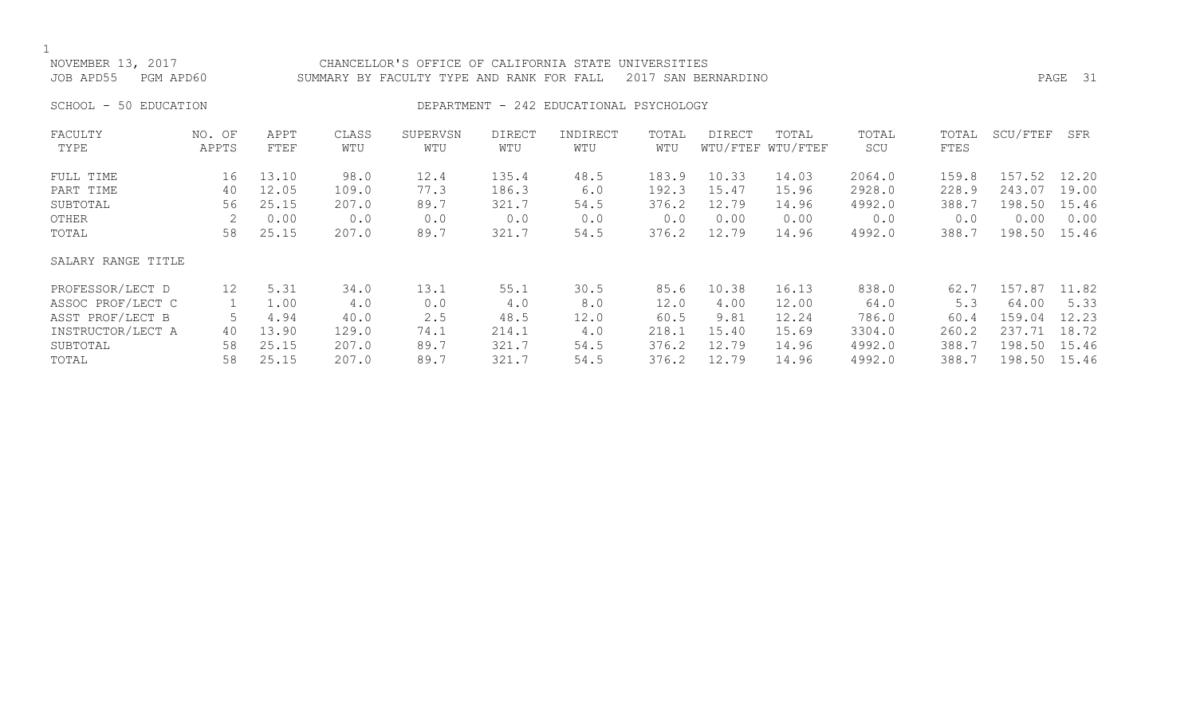NOVEMBER 13, 2017 CHANCELLOR'S OFFICE OF CALIFORNIA STATE UNIVERSITIES
JOB APD55 PGM APD60 SUMMARY BY FACULTY TYPE AND RANK FOR FALL 2017 SAN BERNARDINO

SCHOOL - 50 EDUCATION DEPARTMENT - 242 EDUCATIONAL PSYCHOLOGY

| FACULTY TYPE | NO. OF APPTS | APPT FTEF | CLASS WTU | SUPERVSN WTU | DIRECT WTU | INDIRECT WTU | TOTAL WTU | DIRECT WTU/FTEF | TOTAL WTU/FTEF | TOTAL SCU | TOTAL FTES | SCU/FTEF | SFR |
|---|---|---|---|---|---|---|---|---|---|---|---|---|---|
| FULL TIME | 16 | 13.10 | 98.0 | 12.4 | 135.4 | 48.5 | 183.9 | 10.33 | 14.03 | 2064.0 | 159.8 | 157.52 | 12.20 |
| PART TIME | 40 | 12.05 | 109.0 | 77.3 | 186.3 | 6.0 | 192.3 | 15.47 | 15.96 | 2928.0 | 228.9 | 243.07 | 19.00 |
| SUBTOTAL | 56 | 25.15 | 207.0 | 89.7 | 321.7 | 54.5 | 376.2 | 12.79 | 14.96 | 4992.0 | 388.7 | 198.50 | 15.46 |
| OTHER | 2 | 0.00 | 0.0 | 0.0 | 0.0 | 0.0 | 0.0 | 0.00 | 0.00 | 0.0 | 0.0 | 0.00 | 0.00 |
| TOTAL | 58 | 25.15 | 207.0 | 89.7 | 321.7 | 54.5 | 376.2 | 12.79 | 14.96 | 4992.0 | 388.7 | 198.50 | 15.46 |
| SALARY RANGE TITLE | | | | | | | | | | | | | |
| PROFESSOR/LECT D | 12 | 5.31 | 34.0 | 13.1 | 55.1 | 30.5 | 85.6 | 10.38 | 16.13 | 838.0 | 62.7 | 157.87 | 11.82 |
| ASSOC PROF/LECT C | 1 | 1.00 | 4.0 | 0.0 | 4.0 | 8.0 | 12.0 | 4.00 | 12.00 | 64.0 | 5.3 | 64.00 | 5.33 |
| ASST PROF/LECT B | 5 | 4.94 | 40.0 | 2.5 | 48.5 | 12.0 | 60.5 | 9.81 | 12.24 | 786.0 | 60.4 | 159.04 | 12.23 |
| INSTRUCTOR/LECT A | 40 | 13.90 | 129.0 | 74.1 | 214.1 | 4.0 | 218.1 | 15.40 | 15.69 | 3304.0 | 260.2 | 237.71 | 18.72 |
| SUBTOTAL | 58 | 25.15 | 207.0 | 89.7 | 321.7 | 54.5 | 376.2 | 12.79 | 14.96 | 4992.0 | 388.7 | 198.50 | 15.46 |
| TOTAL | 58 | 25.15 | 207.0 | 89.7 | 321.7 | 54.5 | 376.2 | 12.79 | 14.96 | 4992.0 | 388.7 | 198.50 | 15.46 |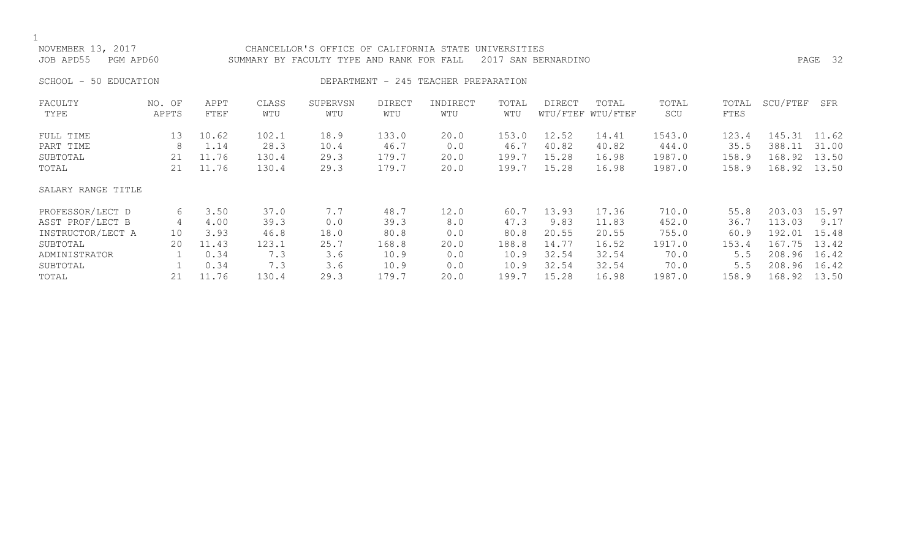NOVEMBER 13, 2017 CHANCELLOR'S OFFICE OF CALIFORNIA STATE UNIVERSITIES
JOB APD55 PGM APD60 SUMMARY BY FACULTY TYPE AND RANK FOR FALL 2017 SAN BERNARDINO

SCHOOL - 50 EDUCATION DEPARTMENT - 245 TEACHER PREPARATION

| FACULTY TYPE | NO. OF APPTS | APPT FTEF | CLASS WTU | SUPERVSN WTU | DIRECT WTU | INDIRECT WTU | TOTAL WTU | DIRECT WTU/FTEF | TOTAL WTU/FTEF | TOTAL SCU | TOTAL FTES | SCU/FTEF | SFR |
|---|---|---|---|---|---|---|---|---|---|---|---|---|---|
| FULL TIME | 13 | 10.62 | 102.1 | 18.9 | 133.0 | 20.0 | 153.0 | 12.52 | 14.41 | 1543.0 | 123.4 | 145.31 | 11.62 |
| PART TIME | 8 | 1.14 | 28.3 | 10.4 | 46.7 | 0.0 | 46.7 | 40.82 | 40.82 | 444.0 | 35.5 | 388.11 | 31.00 |
| SUBTOTAL | 21 | 11.76 | 130.4 | 29.3 | 179.7 | 20.0 | 199.7 | 15.28 | 16.98 | 1987.0 | 158.9 | 168.92 | 13.50 |
| TOTAL | 21 | 11.76 | 130.4 | 29.3 | 179.7 | 20.0 | 199.7 | 15.28 | 16.98 | 1987.0 | 158.9 | 168.92 | 13.50 |
| SALARY RANGE TITLE | | | | | | | | | | | | | |
| PROFESSOR/LECT D | 6 | 3.50 | 37.0 | 7.7 | 48.7 | 12.0 | 60.7 | 13.93 | 17.36 | 710.0 | 55.8 | 203.03 | 15.97 |
| ASST PROF/LECT B | 4 | 4.00 | 39.3 | 0.0 | 39.3 | 8.0 | 47.3 | 9.83 | 11.83 | 452.0 | 36.7 | 113.03 | 9.17 |
| INSTRUCTOR/LECT A | 10 | 3.93 | 46.8 | 18.0 | 80.8 | 0.0 | 80.8 | 20.55 | 20.55 | 755.0 | 60.9 | 192.01 | 15.48 |
| SUBTOTAL | 20 | 11.43 | 123.1 | 25.7 | 168.8 | 20.0 | 188.8 | 14.77 | 16.52 | 1917.0 | 153.4 | 167.75 | 13.42 |
| ADMINISTRATOR | 1 | 0.34 | 7.3 | 3.6 | 10.9 | 0.0 | 10.9 | 32.54 | 32.54 | 70.0 | 5.5 | 208.96 | 16.42 |
| SUBTOTAL | 1 | 0.34 | 7.3 | 3.6 | 10.9 | 0.0 | 10.9 | 32.54 | 32.54 | 70.0 | 5.5 | 208.96 | 16.42 |
| TOTAL | 21 | 11.76 | 130.4 | 29.3 | 179.7 | 20.0 | 199.7 | 15.28 | 16.98 | 1987.0 | 158.9 | 168.92 | 13.50 |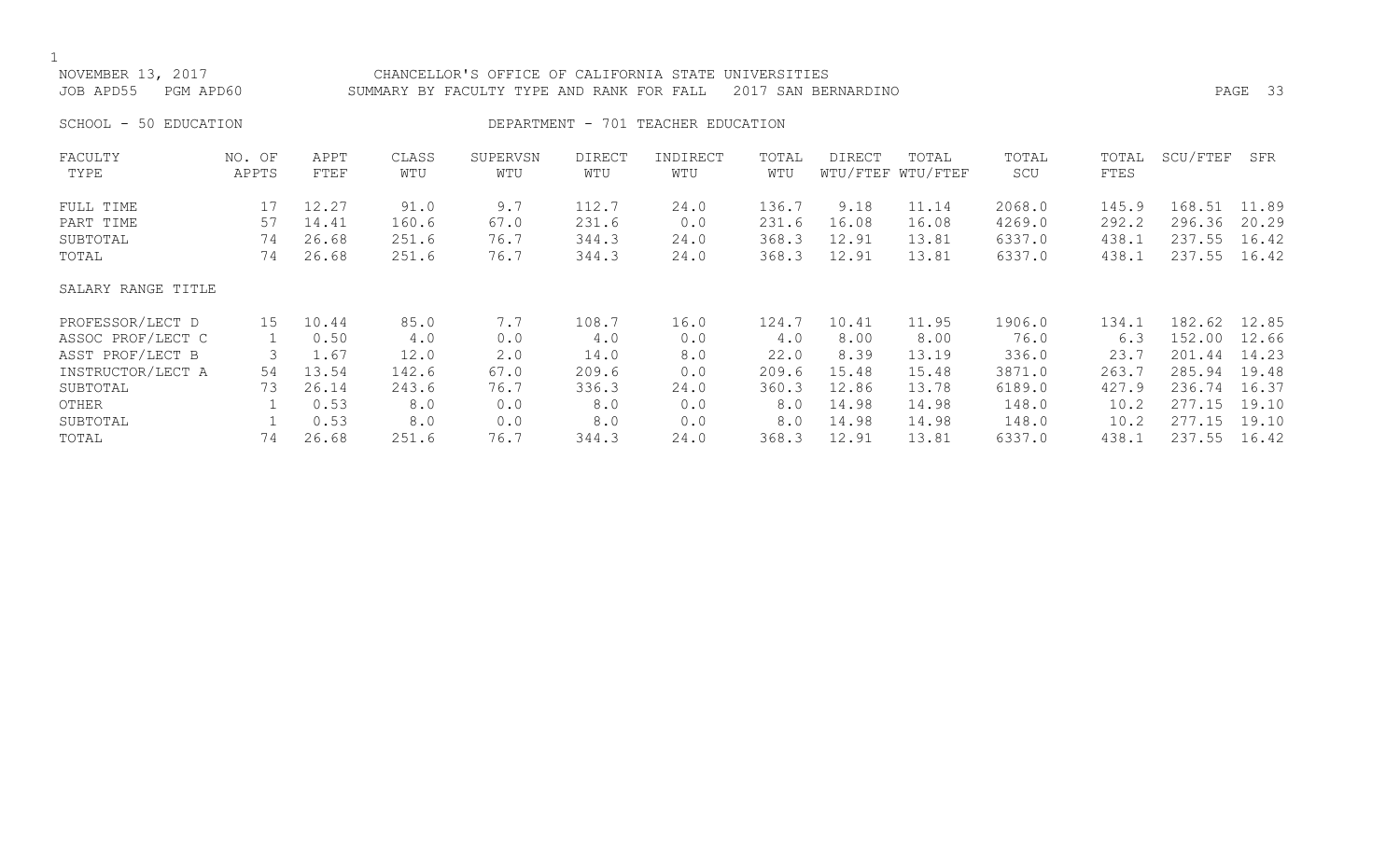NOVEMBER 13, 2017 — CHANCELLOR'S OFFICE OF CALIFORNIA STATE UNIVERSITIES

JOB APD55 PGM APD60 — SUMMARY BY FACULTY TYPE AND RANK FOR FALL 2017 SAN BERNARDINO

SCHOOL - 50 EDUCATION — DEPARTMENT - 701 TEACHER EDUCATION

| FACULTY TYPE | NO. OF APPTS | APPT FTEF | CLASS WTU | SUPERVSN WTU | DIRECT WTU | INDIRECT WTU | TOTAL WTU | DIRECT WTU/FTEF | TOTAL WTU/FTEF | TOTAL SCU | TOTAL FTES | SCU/FTEF | SFR |
|---|---|---|---|---|---|---|---|---|---|---|---|---|---|
| FULL TIME | 17 | 12.27 | 91.0 | 9.7 | 112.7 | 24.0 | 136.7 | 9.18 | 11.14 | 2068.0 | 145.9 | 168.51 | 11.89 |
| PART TIME | 57 | 14.41 | 160.6 | 67.0 | 231.6 | 0.0 | 231.6 | 16.08 | 16.08 | 4269.0 | 292.2 | 296.36 | 20.29 |
| SUBTOTAL | 74 | 26.68 | 251.6 | 76.7 | 344.3 | 24.0 | 368.3 | 12.91 | 13.81 | 6337.0 | 438.1 | 237.55 | 16.42 |
| TOTAL | 74 | 26.68 | 251.6 | 76.7 | 344.3 | 24.0 | 368.3 | 12.91 | 13.81 | 6337.0 | 438.1 | 237.55 | 16.42 |
| SALARY RANGE TITLE | | | | | | | | | | | | | |
| PROFESSOR/LECT D | 15 | 10.44 | 85.0 | 7.7 | 108.7 | 16.0 | 124.7 | 10.41 | 11.95 | 1906.0 | 134.1 | 182.62 | 12.85 |
| ASSOC PROF/LECT C | 1 | 0.50 | 4.0 | 0.0 | 4.0 | 0.0 | 4.0 | 8.00 | 8.00 | 76.0 | 6.3 | 152.00 | 12.66 |
| ASST PROF/LECT B | 3 | 1.67 | 12.0 | 2.0 | 14.0 | 8.0 | 22.0 | 8.39 | 13.19 | 336.0 | 23.7 | 201.44 | 14.23 |
| INSTRUCTOR/LECT A | 54 | 13.54 | 142.6 | 67.0 | 209.6 | 0.0 | 209.6 | 15.48 | 15.48 | 3871.0 | 263.7 | 285.94 | 19.48 |
| SUBTOTAL | 73 | 26.14 | 243.6 | 76.7 | 336.3 | 24.0 | 360.3 | 12.86 | 13.78 | 6189.0 | 427.9 | 236.74 | 16.37 |
| OTHER | 1 | 0.53 | 8.0 | 0.0 | 8.0 | 0.0 | 8.0 | 14.98 | 14.98 | 148.0 | 10.2 | 277.15 | 19.10 |
| SUBTOTAL | 1 | 0.53 | 8.0 | 0.0 | 8.0 | 0.0 | 8.0 | 14.98 | 14.98 | 148.0 | 10.2 | 277.15 | 19.10 |
| TOTAL | 74 | 26.68 | 251.6 | 76.7 | 344.3 | 24.0 | 368.3 | 12.91 | 13.81 | 6337.0 | 438.1 | 237.55 | 16.42 |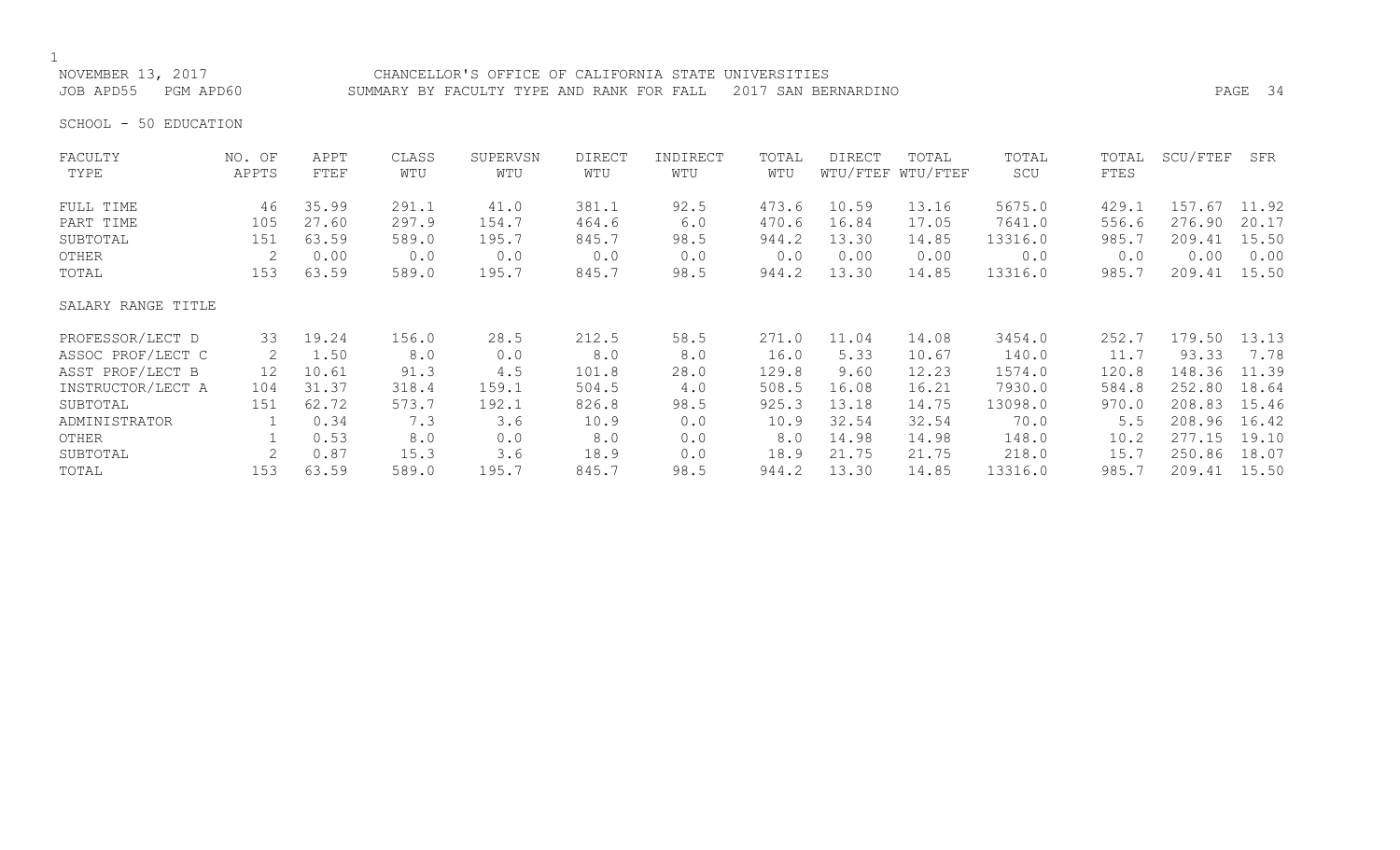NOVEMBER 13, 2017 CHANCELLOR'S OFFICE OF CALIFORNIA STATE UNIVERSITIES
JOB APD55 PGM APD60 SUMMARY BY FACULTY TYPE AND RANK FOR FALL 2017 SAN BERNARDINO

SCHOOL - 50 EDUCATION

| FACULTY TYPE | NO. OF APPTS | APPT FTEF | CLASS WTU | SUPERVSN WTU | DIRECT WTU | INDIRECT WTU | TOTAL WTU | DIRECT WTU/FTEF | TOTAL WTU/FTEF | TOTAL SCU | TOTAL FTES | SCU/FTEF | SFR |
|---|---|---|---|---|---|---|---|---|---|---|---|---|---|
| FULL TIME | 46 | 35.99 | 291.1 | 41.0 | 381.1 | 92.5 | 473.6 | 10.59 | 13.16 | 5675.0 | 429.1 | 157.67 | 11.92 |
| PART TIME | 105 | 27.60 | 297.9 | 154.7 | 464.6 | 6.0 | 470.6 | 16.84 | 17.05 | 7641.0 | 556.6 | 276.90 | 20.17 |
| SUBTOTAL | 151 | 63.59 | 589.0 | 195.7 | 845.7 | 98.5 | 944.2 | 13.30 | 14.85 | 13316.0 | 985.7 | 209.41 | 15.50 |
| OTHER | 2 | 0.00 | 0.0 | 0.0 | 0.0 | 0.0 | 0.0 | 0.00 | 0.00 | 0.0 | 0.0 | 0.00 | 0.00 |
| TOTAL | 153 | 63.59 | 589.0 | 195.7 | 845.7 | 98.5 | 944.2 | 13.30 | 14.85 | 13316.0 | 985.7 | 209.41 | 15.50 |
| SALARY RANGE TITLE | | | | | | | | | | | | | |
| PROFESSOR/LECT D | 33 | 19.24 | 156.0 | 28.5 | 212.5 | 58.5 | 271.0 | 11.04 | 14.08 | 3454.0 | 252.7 | 179.50 | 13.13 |
| ASSOC PROF/LECT C | 2 | 1.50 | 8.0 | 0.0 | 8.0 | 8.0 | 16.0 | 5.33 | 10.67 | 140.0 | 11.7 | 93.33 | 7.78 |
| ASST PROF/LECT B | 12 | 10.61 | 91.3 | 4.5 | 101.8 | 28.0 | 129.8 | 9.60 | 12.23 | 1574.0 | 120.8 | 148.36 | 11.39 |
| INSTRUCTOR/LECT A | 104 | 31.37 | 318.4 | 159.1 | 504.5 | 4.0 | 508.5 | 16.08 | 16.21 | 7930.0 | 584.8 | 252.80 | 18.64 |
| SUBTOTAL | 151 | 62.72 | 573.7 | 192.1 | 826.8 | 98.5 | 925.3 | 13.18 | 14.75 | 13098.0 | 970.0 | 208.83 | 15.46 |
| ADMINISTRATOR | 1 | 0.34 | 7.3 | 3.6 | 10.9 | 0.0 | 10.9 | 32.54 | 32.54 | 70.0 | 5.5 | 208.96 | 16.42 |
| OTHER | 1 | 0.53 | 8.0 | 0.0 | 8.0 | 0.0 | 8.0 | 14.98 | 14.98 | 148.0 | 10.2 | 277.15 | 19.10 |
| SUBTOTAL | 2 | 0.87 | 15.3 | 3.6 | 18.9 | 0.0 | 18.9 | 21.75 | 21.75 | 218.0 | 15.7 | 250.86 | 18.07 |
| TOTAL | 153 | 63.59 | 589.0 | 195.7 | 845.7 | 98.5 | 944.2 | 13.30 | 14.85 | 13316.0 | 985.7 | 209.41 | 15.50 |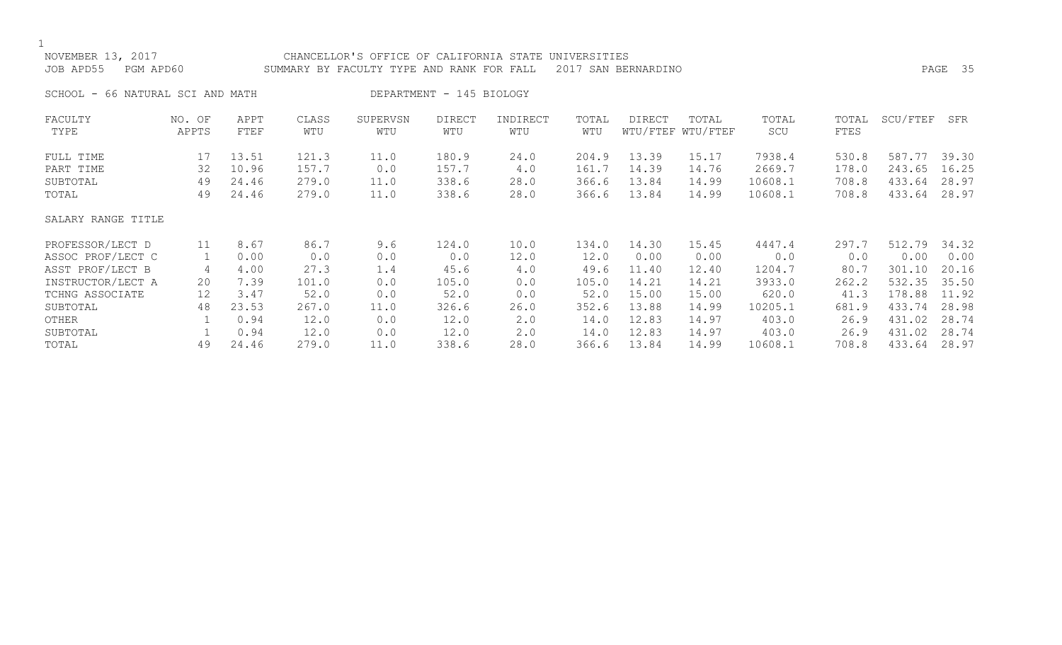NOVEMBER 13, 2017 CHANCELLOR'S OFFICE OF CALIFORNIA STATE UNIVERSITIES
JOB APD55 PGM APD60 SUMMARY BY FACULTY TYPE AND RANK FOR FALL 2017 SAN BERNARDINO

SCHOOL - 66 NATURAL SCI AND MATH DEPARTMENT - 145 BIOLOGY

| FACULTY TYPE | NO. OF APPTS | APPT FTEF | CLASS WTU | SUPERVSN WTU | DIRECT WTU | INDIRECT WTU | TOTAL WTU | DIRECT WTU/FTEF | TOTAL WTU/FTEF | TOTAL SCU | TOTAL FTES | SCU/FTEF | SFR |
|---|---|---|---|---|---|---|---|---|---|---|---|---|---|
| FULL TIME | 17 | 13.51 | 121.3 | 11.0 | 180.9 | 24.0 | 204.9 | 13.39 | 15.17 | 7938.4 | 530.8 | 587.77 | 39.30 |
| PART TIME | 32 | 10.96 | 157.7 | 0.0 | 157.7 | 4.0 | 161.7 | 14.39 | 14.76 | 2669.7 | 178.0 | 243.65 | 16.25 |
| SUBTOTAL | 49 | 24.46 | 279.0 | 11.0 | 338.6 | 28.0 | 366.6 | 13.84 | 14.99 | 10608.1 | 708.8 | 433.64 | 28.97 |
| TOTAL | 49 | 24.46 | 279.0 | 11.0 | 338.6 | 28.0 | 366.6 | 13.84 | 14.99 | 10608.1 | 708.8 | 433.64 | 28.97 |
| SALARY RANGE TITLE | | | | | | | | | | | | | |
| PROFESSOR/LECT D | 11 | 8.67 | 86.7 | 9.6 | 124.0 | 10.0 | 134.0 | 14.30 | 15.45 | 4447.4 | 297.7 | 512.79 | 34.32 |
| ASSOC PROF/LECT C | 1 | 0.00 | 0.0 | 0.0 | 0.0 | 12.0 | 12.0 | 0.00 | 0.00 | 0.0 | 0.0 | 0.00 | 0.00 |
| ASST PROF/LECT B | 4 | 4.00 | 27.3 | 1.4 | 45.6 | 4.0 | 49.6 | 11.40 | 12.40 | 1204.7 | 80.7 | 301.10 | 20.16 |
| INSTRUCTOR/LECT A | 20 | 7.39 | 101.0 | 0.0 | 105.0 | 0.0 | 105.0 | 14.21 | 14.21 | 3933.0 | 262.2 | 532.35 | 35.50 |
| TCHNG ASSOCIATE | 12 | 3.47 | 52.0 | 0.0 | 52.0 | 0.0 | 52.0 | 15.00 | 15.00 | 620.0 | 41.3 | 178.88 | 11.92 |
| SUBTOTAL | 48 | 23.53 | 267.0 | 11.0 | 326.6 | 26.0 | 352.6 | 13.88 | 14.99 | 10205.1 | 681.9 | 433.74 | 28.98 |
| OTHER | 1 | 0.94 | 12.0 | 0.0 | 12.0 | 2.0 | 14.0 | 12.83 | 14.97 | 403.0 | 26.9 | 431.02 | 28.74 |
| SUBTOTAL | 1 | 0.94 | 12.0 | 0.0 | 12.0 | 2.0 | 14.0 | 12.83 | 14.97 | 403.0 | 26.9 | 431.02 | 28.74 |
| TOTAL | 49 | 24.46 | 279.0 | 11.0 | 338.6 | 28.0 | 366.6 | 13.84 | 14.99 | 10608.1 | 708.8 | 433.64 | 28.97 |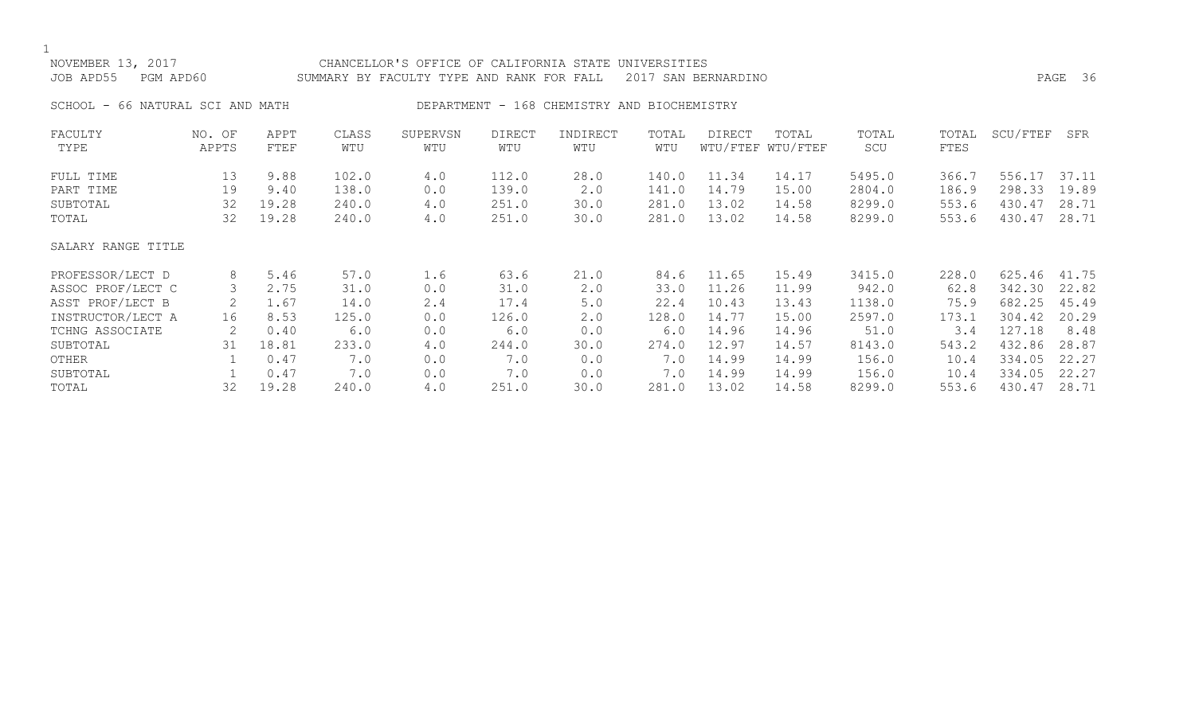NOVEMBER 13, 2017 CHANCELLOR'S OFFICE OF CALIFORNIA STATE UNIVERSITIES
JOB APD55 PGM APD60 SUMMARY BY FACULTY TYPE AND RANK FOR FALL 2017 SAN BERNARDINO

SCHOOL - 66 NATURAL SCI AND MATH DEPARTMENT - 168 CHEMISTRY AND BIOCHEMISTRY

| FACULTY TYPE | NO. OF APPTS | APPT FTEF | CLASS WTU | SUPERVSN WTU | DIRECT WTU | INDIRECT WTU | TOTAL WTU | DIRECT WTU/FTEF | TOTAL WTU/FTEF | TOTAL SCU | TOTAL FTES | SCU/FTEF | SFR |
|---|---|---|---|---|---|---|---|---|---|---|---|---|---|
| FULL TIME | 13 | 9.88 | 102.0 | 4.0 | 112.0 | 28.0 | 140.0 | 11.34 | 14.17 | 5495.0 | 366.7 | 556.17 | 37.11 |
| PART TIME | 19 | 9.40 | 138.0 | 0.0 | 139.0 | 2.0 | 141.0 | 14.79 | 15.00 | 2804.0 | 186.9 | 298.33 | 19.89 |
| SUBTOTAL | 32 | 19.28 | 240.0 | 4.0 | 251.0 | 30.0 | 281.0 | 13.02 | 14.58 | 8299.0 | 553.6 | 430.47 | 28.71 |
| TOTAL | 32 | 19.28 | 240.0 | 4.0 | 251.0 | 30.0 | 281.0 | 13.02 | 14.58 | 8299.0 | 553.6 | 430.47 | 28.71 |
| SALARY RANGE TITLE | | | | | | | | | | | | | |
| PROFESSOR/LECT D | 8 | 5.46 | 57.0 | 1.6 | 63.6 | 21.0 | 84.6 | 11.65 | 15.49 | 3415.0 | 228.0 | 625.46 | 41.75 |
| ASSOC PROF/LECT C | 3 | 2.75 | 31.0 | 0.0 | 31.0 | 2.0 | 33.0 | 11.26 | 11.99 | 942.0 | 62.8 | 342.30 | 22.82 |
| ASST PROF/LECT B | 2 | 1.67 | 14.0 | 2.4 | 17.4 | 5.0 | 22.4 | 10.43 | 13.43 | 1138.0 | 75.9 | 682.25 | 45.49 |
| INSTRUCTOR/LECT A | 16 | 8.53 | 125.0 | 0.0 | 126.0 | 2.0 | 128.0 | 14.77 | 15.00 | 2597.0 | 173.1 | 304.42 | 20.29 |
| TCHNG ASSOCIATE | 2 | 0.40 | 6.0 | 0.0 | 6.0 | 0.0 | 6.0 | 14.96 | 14.96 | 51.0 | 3.4 | 127.18 | 8.48 |
| SUBTOTAL | 31 | 18.81 | 233.0 | 4.0 | 244.0 | 30.0 | 274.0 | 12.97 | 14.57 | 8143.0 | 543.2 | 432.86 | 28.87 |
| OTHER | 1 | 0.47 | 7.0 | 0.0 | 7.0 | 0.0 | 7.0 | 14.99 | 14.99 | 156.0 | 10.4 | 334.05 | 22.27 |
| SUBTOTAL | 1 | 0.47 | 7.0 | 0.0 | 7.0 | 0.0 | 7.0 | 14.99 | 14.99 | 156.0 | 10.4 | 334.05 | 22.27 |
| TOTAL | 32 | 19.28 | 240.0 | 4.0 | 251.0 | 30.0 | 281.0 | 13.02 | 14.58 | 8299.0 | 553.6 | 430.47 | 28.71 |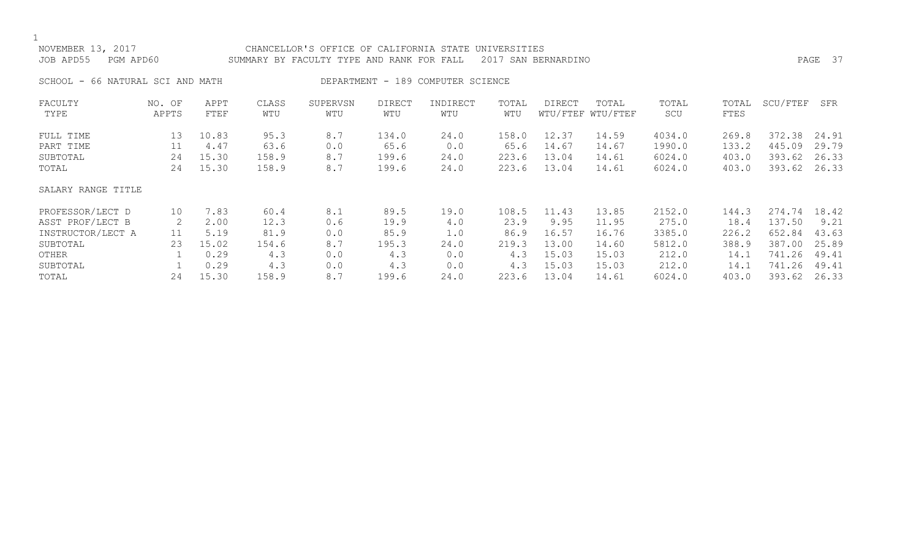NOVEMBER 13, 2017 CHANCELLOR'S OFFICE OF CALIFORNIA STATE UNIVERSITIES
JOB APD55 PGM APD60 SUMMARY BY FACULTY TYPE AND RANK FOR FALL 2017 SAN BERNARDINO

SCHOOL - 66 NATURAL SCI AND MATH DEPARTMENT - 189 COMPUTER SCIENCE

| FACULTY TYPE | NO. OF APPTS | APPT FTEF | CLASS WTU | SUPERVSN WTU | DIRECT WTU | INDIRECT WTU | TOTAL WTU | DIRECT WTU/FTEF | TOTAL WTU/FTEF | TOTAL SCU | TOTAL FTES | SCU/FTEF | SFR |
|---|---|---|---|---|---|---|---|---|---|---|---|---|---|
| FULL TIME | 13 | 10.83 | 95.3 | 8.7 | 134.0 | 24.0 | 158.0 | 12.37 | 14.59 | 4034.0 | 269.8 | 372.38 | 24.91 |
| PART TIME | 11 | 4.47 | 63.6 | 0.0 | 65.6 | 0.0 | 65.6 | 14.67 | 14.67 | 1990.0 | 133.2 | 445.09 | 29.79 |
| SUBTOTAL | 24 | 15.30 | 158.9 | 8.7 | 199.6 | 24.0 | 223.6 | 13.04 | 14.61 | 6024.0 | 403.0 | 393.62 | 26.33 |
| TOTAL | 24 | 15.30 | 158.9 | 8.7 | 199.6 | 24.0 | 223.6 | 13.04 | 14.61 | 6024.0 | 403.0 | 393.62 | 26.33 |
| SALARY RANGE TITLE | | | | | | | | | | | | | |
| PROFESSOR/LECT D | 10 | 7.83 | 60.4 | 8.1 | 89.5 | 19.0 | 108.5 | 11.43 | 13.85 | 2152.0 | 144.3 | 274.74 | 18.42 |
| ASST PROF/LECT B | 2 | 2.00 | 12.3 | 0.6 | 19.9 | 4.0 | 23.9 | 9.95 | 11.95 | 275.0 | 18.4 | 137.50 | 9.21 |
| INSTRUCTOR/LECT A | 11 | 5.19 | 81.9 | 0.0 | 85.9 | 1.0 | 86.9 | 16.57 | 16.76 | 3385.0 | 226.2 | 652.84 | 43.63 |
| SUBTOTAL | 23 | 15.02 | 154.6 | 8.7 | 195.3 | 24.0 | 219.3 | 13.00 | 14.60 | 5812.0 | 388.9 | 387.00 | 25.89 |
| OTHER | 1 | 0.29 | 4.3 | 0.0 | 4.3 | 0.0 | 4.3 | 15.03 | 15.03 | 212.0 | 14.1 | 741.26 | 49.41 |
| SUBTOTAL | 1 | 0.29 | 4.3 | 0.0 | 4.3 | 0.0 | 4.3 | 15.03 | 15.03 | 212.0 | 14.1 | 741.26 | 49.41 |
| TOTAL | 24 | 15.30 | 158.9 | 8.7 | 199.6 | 24.0 | 223.6 | 13.04 | 14.61 | 6024.0 | 403.0 | 393.62 | 26.33 |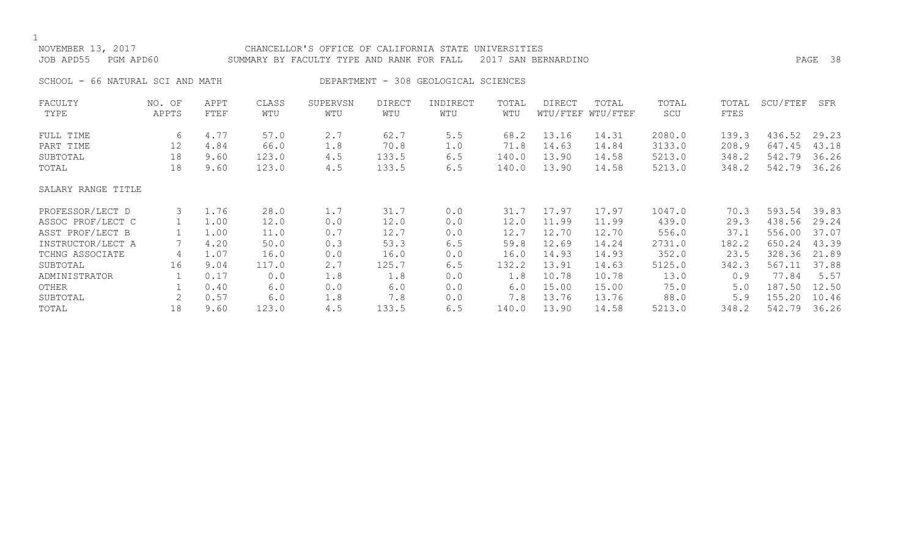NOVEMBER 13, 2017 CHANCELLOR'S OFFICE OF CALIFORNIA STATE UNIVERSITIES
JOB APD55 PGM APD60 SUMMARY BY FACULTY TYPE AND RANK FOR FALL 2017 SAN BERNARDINO

SCHOOL - 66 NATURAL SCI AND MATH DEPARTMENT - 308 GEOLOGICAL SCIENCES

| FACULTY TYPE | NO. OF APPTS | APPT FTEF | CLASS WTU | SUPERVSN WTU | DIRECT WTU | INDIRECT WTU | TOTAL WTU | DIRECT WTU/FTEF | TOTAL WTU/FTEF | TOTAL SCU | TOTAL FTES | SCU/FTEF | SFR |
|---|---|---|---|---|---|---|---|---|---|---|---|---|---|
| FULL TIME | 6 | 4.77 | 57.0 | 2.7 | 62.7 | 5.5 | 68.2 | 13.16 | 14.31 | 2080.0 | 139.3 | 436.52 | 29.23 |
| PART TIME | 12 | 4.84 | 66.0 | 1.8 | 70.8 | 1.0 | 71.8 | 14.63 | 14.84 | 3133.0 | 208.9 | 647.45 | 43.18 |
| SUBTOTAL | 18 | 9.60 | 123.0 | 4.5 | 133.5 | 6.5 | 140.0 | 13.90 | 14.58 | 5213.0 | 348.2 | 542.79 | 36.26 |
| TOTAL | 18 | 9.60 | 123.0 | 4.5 | 133.5 | 6.5 | 140.0 | 13.90 | 14.58 | 5213.0 | 348.2 | 542.79 | 36.26 |
| SALARY RANGE TITLE | | | | | | | | | | | | | |
| PROFESSOR/LECT D | 3 | 1.76 | 28.0 | 1.7 | 31.7 | 0.0 | 31.7 | 17.97 | 17.97 | 1047.0 | 70.3 | 593.54 | 39.83 |
| ASSOC PROF/LECT C | 1 | 1.00 | 12.0 | 0.0 | 12.0 | 0.0 | 12.0 | 11.99 | 11.99 | 439.0 | 29.3 | 438.56 | 29.24 |
| ASST PROF/LECT B | 1 | 1.00 | 11.0 | 0.7 | 12.7 | 0.0 | 12.7 | 12.70 | 12.70 | 556.0 | 37.1 | 556.00 | 37.07 |
| INSTRUCTOR/LECT A | 7 | 4.20 | 50.0 | 0.3 | 53.3 | 6.5 | 59.8 | 12.69 | 14.24 | 2731.0 | 182.2 | 650.24 | 43.39 |
| TCHNG ASSOCIATE | 4 | 1.07 | 16.0 | 0.0 | 16.0 | 0.0 | 16.0 | 14.93 | 14.93 | 352.0 | 23.5 | 328.36 | 21.89 |
| SUBTOTAL | 16 | 9.04 | 117.0 | 2.7 | 125.7 | 6.5 | 132.2 | 13.91 | 14.63 | 5125.0 | 342.3 | 567.11 | 37.88 |
| ADMINISTRATOR | 1 | 0.17 | 0.0 | 1.8 | 1.8 | 0.0 | 1.8 | 10.78 | 10.78 | 13.0 | 0.9 | 77.84 | 5.57 |
| OTHER | 1 | 0.40 | 6.0 | 0.0 | 6.0 | 0.0 | 6.0 | 15.00 | 15.00 | 75.0 | 5.0 | 187.50 | 12.50 |
| SUBTOTAL | 2 | 0.57 | 6.0 | 1.8 | 7.8 | 0.0 | 7.8 | 13.76 | 13.76 | 88.0 | 5.9 | 155.20 | 10.46 |
| TOTAL | 18 | 9.60 | 123.0 | 4.5 | 133.5 | 6.5 | 140.0 | 13.90 | 14.58 | 5213.0 | 348.2 | 542.79 | 36.26 |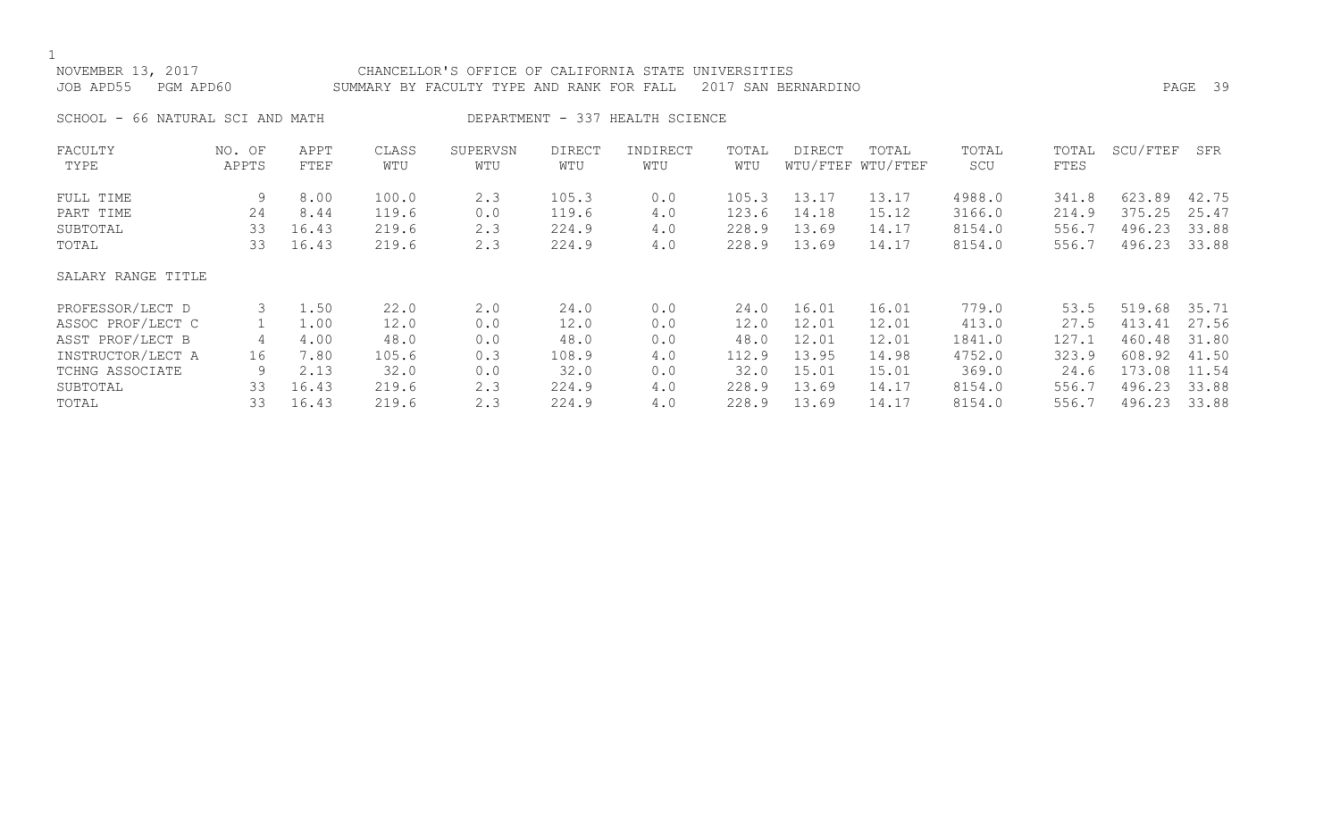NOVEMBER 13, 2017 CHANCELLOR'S OFFICE OF CALIFORNIA STATE UNIVERSITIES
JOB APD55 PGM APD60 SUMMARY BY FACULTY TYPE AND RANK FOR FALL 2017 SAN BERNARDINO

SCHOOL - 66 NATURAL SCI AND MATH DEPARTMENT - 337 HEALTH SCIENCE

| FACULTY TYPE | NO. OF APPTS | APPT FTEF | CLASS WTU | SUPERVSN WTU | DIRECT WTU | INDIRECT WTU | TOTAL WTU | DIRECT WTU/FTEF | TOTAL WTU/FTEF | TOTAL SCU | TOTAL FTES | SCU/FTEF | SFR |
|---|---|---|---|---|---|---|---|---|---|---|---|---|---|
| FULL TIME | 9 | 8.00 | 100.0 | 2.3 | 105.3 | 0.0 | 105.3 | 13.17 | 13.17 | 4988.0 | 341.8 | 623.89 | 42.75 |
| PART TIME | 24 | 8.44 | 119.6 | 0.0 | 119.6 | 4.0 | 123.6 | 14.18 | 15.12 | 3166.0 | 214.9 | 375.25 | 25.47 |
| SUBTOTAL | 33 | 16.43 | 219.6 | 2.3 | 224.9 | 4.0 | 228.9 | 13.69 | 14.17 | 8154.0 | 556.7 | 496.23 | 33.88 |
| TOTAL | 33 | 16.43 | 219.6 | 2.3 | 224.9 | 4.0 | 228.9 | 13.69 | 14.17 | 8154.0 | 556.7 | 496.23 | 33.88 |
| SALARY RANGE TITLE | | | | | | | | | | | | | |
| PROFESSOR/LECT D | 3 | 1.50 | 22.0 | 2.0 | 24.0 | 0.0 | 24.0 | 16.01 | 16.01 | 779.0 | 53.5 | 519.68 | 35.71 |
| ASSOC PROF/LECT C | 1 | 1.00 | 12.0 | 0.0 | 12.0 | 0.0 | 12.0 | 12.01 | 12.01 | 413.0 | 27.5 | 413.41 | 27.56 |
| ASST PROF/LECT B | 4 | 4.00 | 48.0 | 0.0 | 48.0 | 0.0 | 48.0 | 12.01 | 12.01 | 1841.0 | 127.1 | 460.48 | 31.80 |
| INSTRUCTOR/LECT A | 16 | 7.80 | 105.6 | 0.3 | 108.9 | 4.0 | 112.9 | 13.95 | 14.98 | 4752.0 | 323.9 | 608.92 | 41.50 |
| TCHNG ASSOCIATE | 9 | 2.13 | 32.0 | 0.0 | 32.0 | 0.0 | 32.0 | 15.01 | 15.01 | 369.0 | 24.6 | 173.08 | 11.54 |
| SUBTOTAL | 33 | 16.43 | 219.6 | 2.3 | 224.9 | 4.0 | 228.9 | 13.69 | 14.17 | 8154.0 | 556.7 | 496.23 | 33.88 |
| TOTAL | 33 | 16.43 | 219.6 | 2.3 | 224.9 | 4.0 | 228.9 | 13.69 | 14.17 | 8154.0 | 556.7 | 496.23 | 33.88 |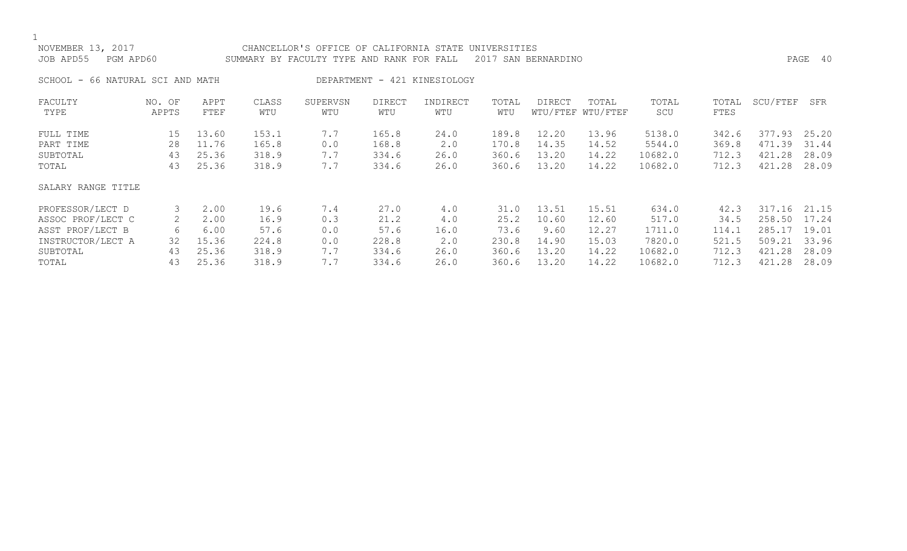NOVEMBER 13, 2017 CHANCELLOR'S OFFICE OF CALIFORNIA STATE UNIVERSITIES
JOB APD55 PGM APD60 SUMMARY BY FACULTY TYPE AND RANK FOR FALL 2017 SAN BERNARDINO

SCHOOL - 66 NATURAL SCI AND MATH DEPARTMENT - 421 KINESIOLOGY

| FACULTY TYPE | NO. OF APPTS | APPT FTEF | CLASS WTU | SUPERVSN WTU | DIRECT WTU | INDIRECT WTU | TOTAL WTU | DIRECT WTU/FTEF | TOTAL WTU/FTEF | TOTAL SCU | TOTAL FTES | SCU/FTEF | SFR |
|---|---|---|---|---|---|---|---|---|---|---|---|---|---|
| FULL TIME | 15 | 13.60 | 153.1 | 7.7 | 165.8 | 24.0 | 189.8 | 12.20 | 13.96 | 5138.0 | 342.6 | 377.93 | 25.20 |
| PART TIME | 28 | 11.76 | 165.8 | 0.0 | 168.8 | 2.0 | 170.8 | 14.35 | 14.52 | 5544.0 | 369.8 | 471.39 | 31.44 |
| SUBTOTAL | 43 | 25.36 | 318.9 | 7.7 | 334.6 | 26.0 | 360.6 | 13.20 | 14.22 | 10682.0 | 712.3 | 421.28 | 28.09 |
| TOTAL | 43 | 25.36 | 318.9 | 7.7 | 334.6 | 26.0 | 360.6 | 13.20 | 14.22 | 10682.0 | 712.3 | 421.28 | 28.09 |
| SALARY RANGE TITLE | | | | | | | | | | | | | |
| PROFESSOR/LECT D | 3 | 2.00 | 19.6 | 7.4 | 27.0 | 4.0 | 31.0 | 13.51 | 15.51 | 634.0 | 42.3 | 317.16 | 21.15 |
| ASSOC PROF/LECT C | 2 | 2.00 | 16.9 | 0.3 | 21.2 | 4.0 | 25.2 | 10.60 | 12.60 | 517.0 | 34.5 | 258.50 | 17.24 |
| ASST PROF/LECT B | 6 | 6.00 | 57.6 | 0.0 | 57.6 | 16.0 | 73.6 | 9.60 | 12.27 | 1711.0 | 114.1 | 285.17 | 19.01 |
| INSTRUCTOR/LECT A | 32 | 15.36 | 224.8 | 0.0 | 228.8 | 2.0 | 230.8 | 14.90 | 15.03 | 7820.0 | 521.5 | 509.21 | 33.96 |
| SUBTOTAL | 43 | 25.36 | 318.9 | 7.7 | 334.6 | 26.0 | 360.6 | 13.20 | 14.22 | 10682.0 | 712.3 | 421.28 | 28.09 |
| TOTAL | 43 | 25.36 | 318.9 | 7.7 | 334.6 | 26.0 | 360.6 | 13.20 | 14.22 | 10682.0 | 712.3 | 421.28 | 28.09 |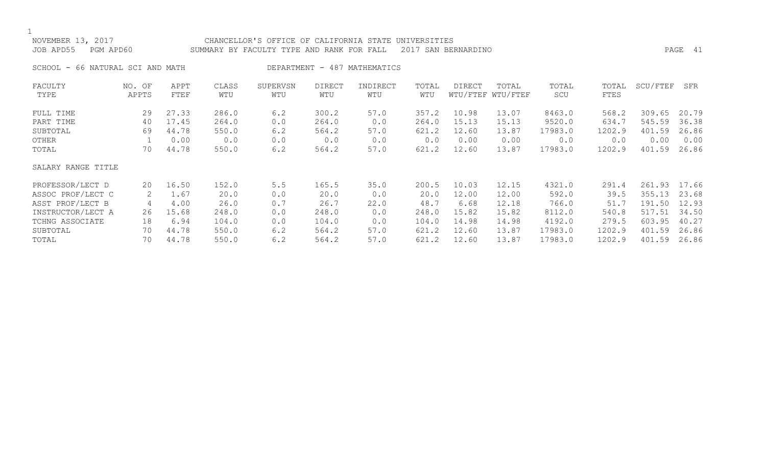NOVEMBER 13, 2017 CHANCELLOR'S OFFICE OF CALIFORNIA STATE UNIVERSITIES

JOB APD55 PGM APD60 SUMMARY BY FACULTY TYPE AND RANK FOR FALL 2017 SAN BERNARDINO

SCHOOL - 66 NATURAL SCI AND MATH DEPARTMENT - 487 MATHEMATICS

| FACULTY TYPE | NO. OF APPTS | APPT FTEF | CLASS WTU | SUPERVSN WTU | DIRECT WTU | INDIRECT WTU | TOTAL WTU | DIRECT WTU/FTEF | TOTAL WTU/FTEF | TOTAL SCU | TOTAL FTES | SCU/FTEF | SFR |
|---|---|---|---|---|---|---|---|---|---|---|---|---|---|
| FULL TIME | 29 | 27.33 | 286.0 | 6.2 | 300.2 | 57.0 | 357.2 | 10.98 | 13.07 | 8463.0 | 568.2 | 309.65 | 20.79 |
| PART TIME | 40 | 17.45 | 264.0 | 0.0 | 264.0 | 0.0 | 264.0 | 15.13 | 15.13 | 9520.0 | 634.7 | 545.59 | 36.38 |
| SUBTOTAL | 69 | 44.78 | 550.0 | 6.2 | 564.2 | 57.0 | 621.2 | 12.60 | 13.87 | 17983.0 | 1202.9 | 401.59 | 26.86 |
| OTHER | 1 | 0.00 | 0.0 | 0.0 | 0.0 | 0.0 | 0.0 | 0.00 | 0.00 | 0.0 | 0.0 | 0.00 | 0.00 |
| TOTAL | 70 | 44.78 | 550.0 | 6.2 | 564.2 | 57.0 | 621.2 | 12.60 | 13.87 | 17983.0 | 1202.9 | 401.59 | 26.86 |
| SALARY RANGE TITLE | | | | | | | | | | | | | |
| PROFESSOR/LECT D | 20 | 16.50 | 152.0 | 5.5 | 165.5 | 35.0 | 200.5 | 10.03 | 12.15 | 4321.0 | 291.4 | 261.93 | 17.66 |
| ASSOC PROF/LECT C | 2 | 1.67 | 20.0 | 0.0 | 20.0 | 0.0 | 20.0 | 12.00 | 12.00 | 592.0 | 39.5 | 355.13 | 23.68 |
| ASST PROF/LECT B | 4 | 4.00 | 26.0 | 0.7 | 26.7 | 22.0 | 48.7 | 6.68 | 12.18 | 766.0 | 51.7 | 191.50 | 12.93 |
| INSTRUCTOR/LECT A | 26 | 15.68 | 248.0 | 0.0 | 248.0 | 0.0 | 248.0 | 15.82 | 15.82 | 8112.0 | 540.8 | 517.51 | 34.50 |
| TCHNG ASSOCIATE | 18 | 6.94 | 104.0 | 0.0 | 104.0 | 0.0 | 104.0 | 14.98 | 14.98 | 4192.0 | 279.5 | 603.95 | 40.27 |
| SUBTOTAL | 70 | 44.78 | 550.0 | 6.2 | 564.2 | 57.0 | 621.2 | 12.60 | 13.87 | 17983.0 | 1202.9 | 401.59 | 26.86 |
| TOTAL | 70 | 44.78 | 550.0 | 6.2 | 564.2 | 57.0 | 621.2 | 12.60 | 13.87 | 17983.0 | 1202.9 | 401.59 | 26.86 |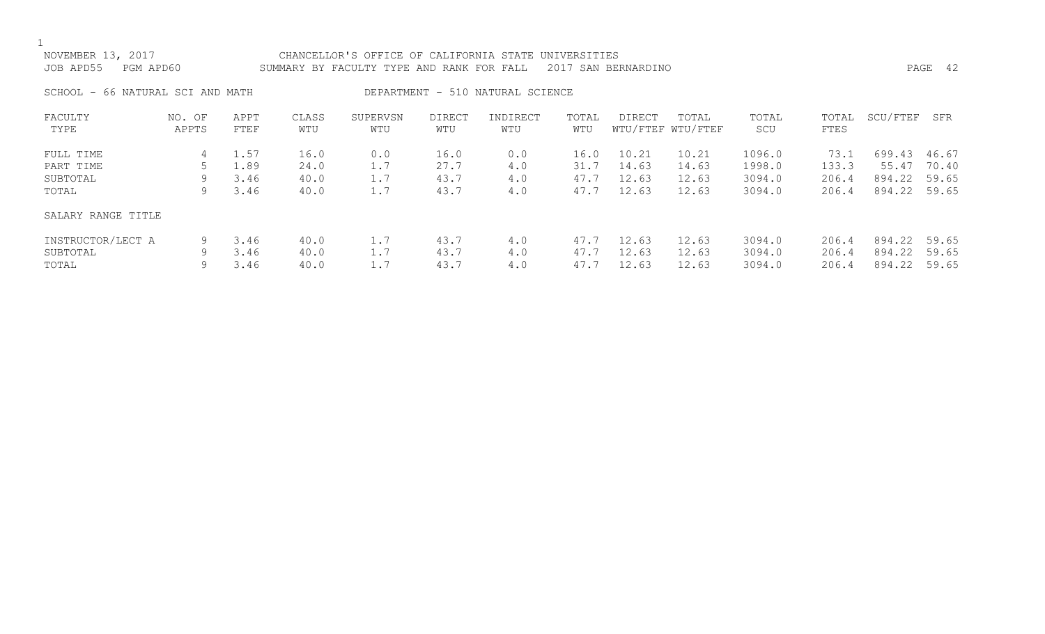NOVEMBER 13, 2017 CHANCELLOR'S OFFICE OF CALIFORNIA STATE UNIVERSITIES
JOB APD55 PGM APD60 SUMMARY BY FACULTY TYPE AND RANK FOR FALL 2017 SAN BERNARDINO

SCHOOL - 66 NATURAL SCI AND MATH DEPARTMENT - 510 NATURAL SCIENCE

| FACULTY TYPE | NO. OF APPTS | APPT FTEF | CLASS WTU | SUPERVSN WTU | DIRECT WTU | INDIRECT WTU | TOTAL WTU | DIRECT WTU/FTEF | TOTAL WTU/FTEF | TOTAL SCU | TOTAL FTES | SCU/FTEF | SFR |
|---|---|---|---|---|---|---|---|---|---|---|---|---|---|
| FULL TIME | 4 | 1.57 | 16.0 | 0.0 | 16.0 | 0.0 | 16.0 | 10.21 | 10.21 | 1096.0 | 73.1 | 699.43 | 46.67 |
| PART TIME | 5 | 1.89 | 24.0 | 1.7 | 27.7 | 4.0 | 31.7 | 14.63 | 14.63 | 1998.0 | 133.3 | 55.47 | 70.40 |
| SUBTOTAL | 9 | 3.46 | 40.0 | 1.7 | 43.7 | 4.0 | 47.7 | 12.63 | 12.63 | 3094.0 | 206.4 | 894.22 | 59.65 |
| TOTAL | 9 | 3.46 | 40.0 | 1.7 | 43.7 | 4.0 | 47.7 | 12.63 | 12.63 | 3094.0 | 206.4 | 894.22 | 59.65 |
| SALARY RANGE TITLE | | | | | | | | | | | | | |
| INSTRUCTOR/LECT A | 9 | 3.46 | 40.0 | 1.7 | 43.7 | 4.0 | 47.7 | 12.63 | 12.63 | 3094.0 | 206.4 | 894.22 | 59.65 |
| SUBTOTAL | 9 | 3.46 | 40.0 | 1.7 | 43.7 | 4.0 | 47.7 | 12.63 | 12.63 | 3094.0 | 206.4 | 894.22 | 59.65 |
| TOTAL | 9 | 3.46 | 40.0 | 1.7 | 43.7 | 4.0 | 47.7 | 12.63 | 12.63 | 3094.0 | 206.4 | 894.22 | 59.65 |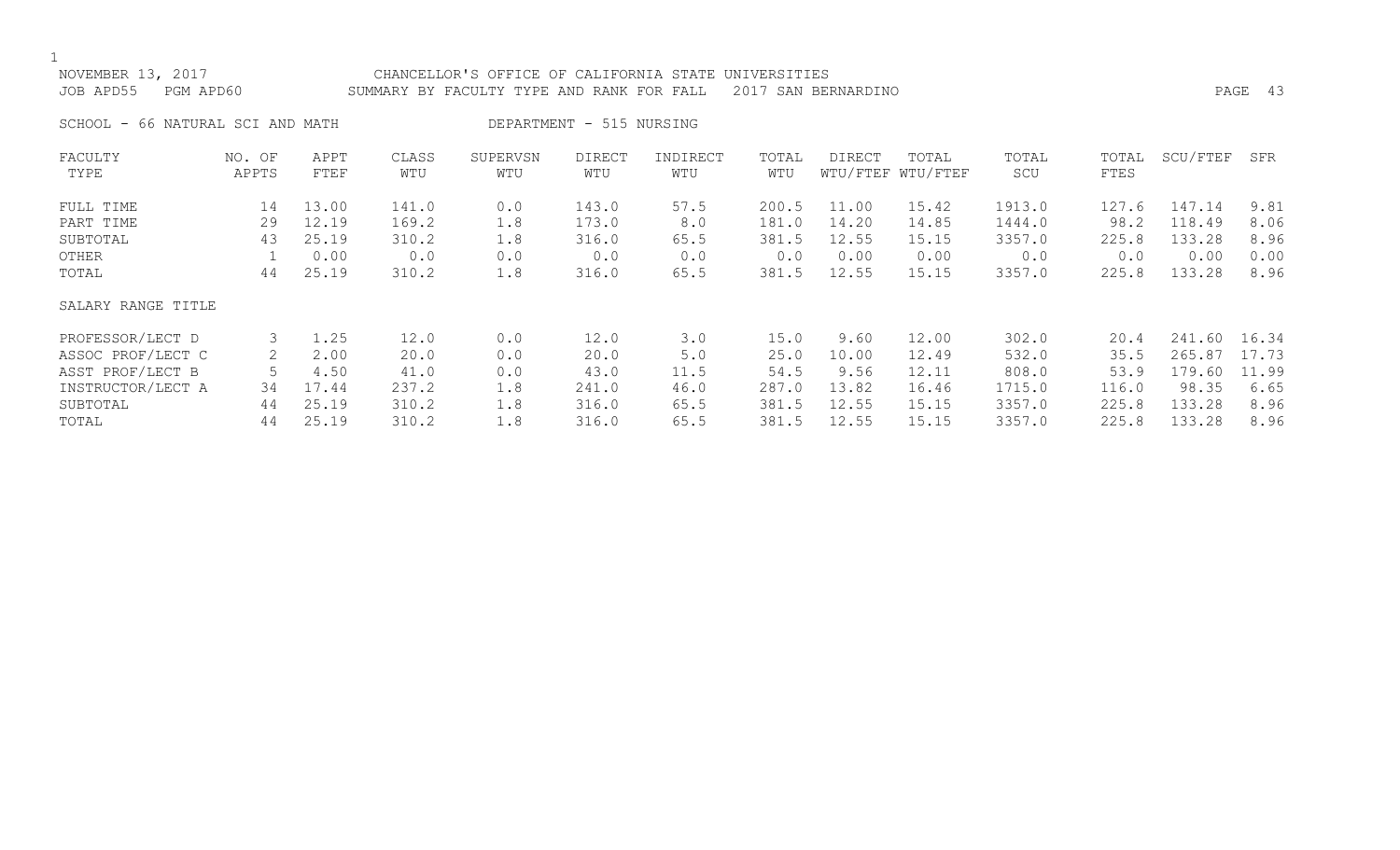NOVEMBER 13, 2017 CHANCELLOR'S OFFICE OF CALIFORNIA STATE UNIVERSITIES
JOB APD55 PGM APD60 SUMMARY BY FACULTY TYPE AND RANK FOR FALL 2017 SAN BERNARDINO

SCHOOL - 66 NATURAL SCI AND MATH DEPARTMENT - 515 NURSING

| FACULTY TYPE | NO. OF APPTS | APPT FTEF | CLASS WTU | SUPERVSN WTU | DIRECT WTU | INDIRECT WTU | TOTAL WTU | DIRECT WTU/FTEF | TOTAL WTU/FTEF | TOTAL SCU | TOTAL FTES | SCU/FTEF | SFR |
|---|---|---|---|---|---|---|---|---|---|---|---|---|---|
| FULL TIME | 14 | 13.00 | 141.0 | 0.0 | 143.0 | 57.5 | 200.5 | 11.00 | 15.42 | 1913.0 | 127.6 | 147.14 | 9.81 |
| PART TIME | 29 | 12.19 | 169.2 | 1.8 | 173.0 | 8.0 | 181.0 | 14.20 | 14.85 | 1444.0 | 98.2 | 118.49 | 8.06 |
| SUBTOTAL | 43 | 25.19 | 310.2 | 1.8 | 316.0 | 65.5 | 381.5 | 12.55 | 15.15 | 3357.0 | 225.8 | 133.28 | 8.96 |
| OTHER | 1 | 0.00 | 0.0 | 0.0 | 0.0 | 0.0 | 0.0 | 0.00 | 0.00 | 0.0 | 0.0 | 0.00 | 0.00 |
| TOTAL | 44 | 25.19 | 310.2 | 1.8 | 316.0 | 65.5 | 381.5 | 12.55 | 15.15 | 3357.0 | 225.8 | 133.28 | 8.96 |
| SALARY RANGE TITLE | | | | | | | | | | | | | |
| PROFESSOR/LECT D | 3 | 1.25 | 12.0 | 0.0 | 12.0 | 3.0 | 15.0 | 9.60 | 12.00 | 302.0 | 20.4 | 241.60 | 16.34 |
| ASSOC PROF/LECT C | 2 | 2.00 | 20.0 | 0.0 | 20.0 | 5.0 | 25.0 | 10.00 | 12.49 | 532.0 | 35.5 | 265.87 | 17.73 |
| ASST PROF/LECT B | 5 | 4.50 | 41.0 | 0.0 | 43.0 | 11.5 | 54.5 | 9.56 | 12.11 | 808.0 | 53.9 | 179.60 | 11.99 |
| INSTRUCTOR/LECT A | 34 | 17.44 | 237.2 | 1.8 | 241.0 | 46.0 | 287.0 | 13.82 | 16.46 | 1715.0 | 116.0 | 98.35 | 6.65 |
| SUBTOTAL | 44 | 25.19 | 310.2 | 1.8 | 316.0 | 65.5 | 381.5 | 12.55 | 15.15 | 3357.0 | 225.8 | 133.28 | 8.96 |
| TOTAL | 44 | 25.19 | 310.2 | 1.8 | 316.0 | 65.5 | 381.5 | 12.55 | 15.15 | 3357.0 | 225.8 | 133.28 | 8.96 |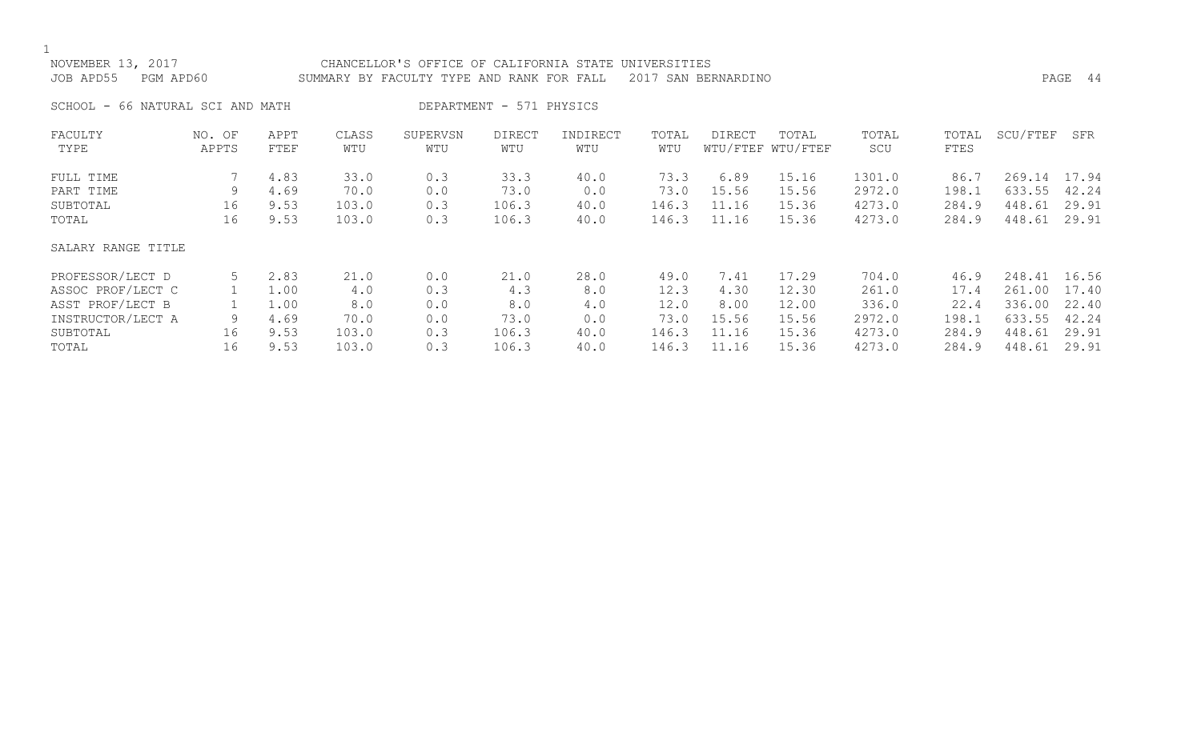NOVEMBER 13, 2017 CHANCELLOR'S OFFICE OF CALIFORNIA STATE UNIVERSITIES
JOB APD55 PGM APD60 SUMMARY BY FACULTY TYPE AND RANK FOR FALL 2017 SAN BERNARDINO

SCHOOL - 66 NATURAL SCI AND MATH DEPARTMENT - 571 PHYSICS

| FACULTY TYPE | NO. OF APPTS | APPT FTEF | CLASS WTU | SUPERVSN WTU | DIRECT WTU | INDIRECT WTU | TOTAL WTU | DIRECT WTU/FTEF | TOTAL WTU/FTEF | TOTAL SCU | TOTAL FTES | SCU/FTEF | SFR |
|---|---|---|---|---|---|---|---|---|---|---|---|---|---|
| FULL TIME | 7 | 4.83 | 33.0 | 0.3 | 33.3 | 40.0 | 73.3 | 6.89 | 15.16 | 1301.0 | 86.7 | 269.14 | 17.94 |
| PART TIME | 9 | 4.69 | 70.0 | 0.0 | 73.0 | 0.0 | 73.0 | 15.56 | 15.56 | 2972.0 | 198.1 | 633.55 | 42.24 |
| SUBTOTAL | 16 | 9.53 | 103.0 | 0.3 | 106.3 | 40.0 | 146.3 | 11.16 | 15.36 | 4273.0 | 284.9 | 448.61 | 29.91 |
| TOTAL | 16 | 9.53 | 103.0 | 0.3 | 106.3 | 40.0 | 146.3 | 11.16 | 15.36 | 4273.0 | 284.9 | 448.61 | 29.91 |
| **SALARY RANGE TITLE** | | | | | | | | | | | | | |
| PROFESSOR/LECT D | 5 | 2.83 | 21.0 | 0.0 | 21.0 | 28.0 | 49.0 | 7.41 | 17.29 | 704.0 | 46.9 | 248.41 | 16.56 |
| ASSOC PROF/LECT C | 1 | 1.00 | 4.0 | 0.3 | 4.3 | 8.0 | 12.3 | 4.30 | 12.30 | 261.0 | 17.4 | 261.00 | 17.40 |
| ASST PROF/LECT B | 1 | 1.00 | 8.0 | 0.0 | 8.0 | 4.0 | 12.0 | 8.00 | 12.00 | 336.0 | 22.4 | 336.00 | 22.40 |
| INSTRUCTOR/LECT A | 9 | 4.69 | 70.0 | 0.0 | 73.0 | 0.0 | 73.0 | 15.56 | 15.56 | 2972.0 | 198.1 | 633.55 | 42.24 |
| SUBTOTAL | 16 | 9.53 | 103.0 | 0.3 | 106.3 | 40.0 | 146.3 | 11.16 | 15.36 | 4273.0 | 284.9 | 448.61 | 29.91 |
| TOTAL | 16 | 9.53 | 103.0 | 0.3 | 106.3 | 40.0 | 146.3 | 11.16 | 15.36 | 4273.0 | 284.9 | 448.61 | 29.91 |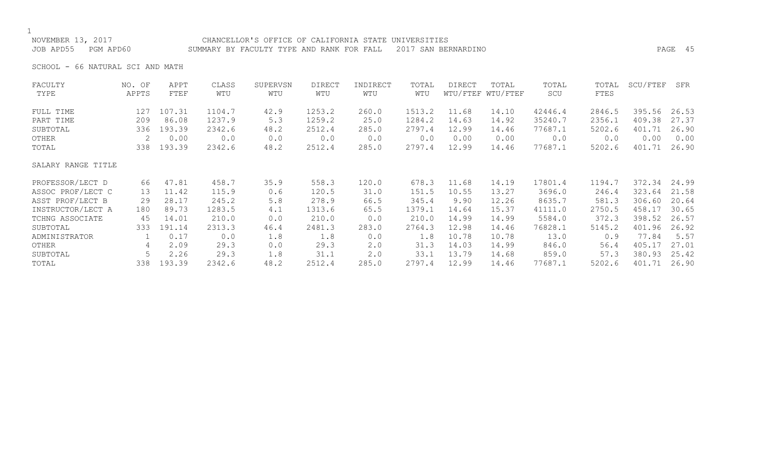NOVEMBER 13, 2017 CHANCELLOR'S OFFICE OF CALIFORNIA STATE UNIVERSITIES
JOB APD55 PGM APD60 SUMMARY BY FACULTY TYPE AND RANK FOR FALL 2017 SAN BERNARDINO

SCHOOL - 66 NATURAL SCI AND MATH

| FACULTY TYPE | NO. OF APPTS | APPT FTEF | CLASS WTU | SUPERVSN WTU | DIRECT WTU | INDIRECT WTU | TOTAL WTU | DIRECT WTU/FTEF | TOTAL WTU/FTEF | TOTAL SCU | TOTAL FTES | SCU/FTEF | SFR |
|---|---|---|---|---|---|---|---|---|---|---|---|---|---|
| FULL TIME | 127 | 107.31 | 1104.7 | 42.9 | 1253.2 | 260.0 | 1513.2 | 11.68 | 14.10 | 42446.4 | 2846.5 | 395.56 | 26.53 |
| PART TIME | 209 | 86.08 | 1237.9 | 5.3 | 1259.2 | 25.0 | 1284.2 | 14.63 | 14.92 | 35240.7 | 2356.1 | 409.38 | 27.37 |
| SUBTOTAL | 336 | 193.39 | 2342.6 | 48.2 | 2512.4 | 285.0 | 2797.4 | 12.99 | 14.46 | 77687.1 | 5202.6 | 401.71 | 26.90 |
| OTHER | 2 | 0.00 | 0.0 | 0.0 | 0.0 | 0.0 | 0.0 | 0.00 | 0.00 | 0.0 | 0.0 | 0.00 | 0.00 |
| TOTAL | 338 | 193.39 | 2342.6 | 48.2 | 2512.4 | 285.0 | 2797.4 | 12.99 | 14.46 | 77687.1 | 5202.6 | 401.71 | 26.90 |
| SALARY RANGE TITLE | | | | | | | | | | | | | |
| PROFESSOR/LECT D | 66 | 47.81 | 458.7 | 35.9 | 558.3 | 120.0 | 678.3 | 11.68 | 14.19 | 17801.4 | 1194.7 | 372.34 | 24.99 |
| ASSOC PROF/LECT C | 13 | 11.42 | 115.9 | 0.6 | 120.5 | 31.0 | 151.5 | 10.55 | 13.27 | 3696.0 | 246.4 | 323.64 | 21.58 |
| ASST PROF/LECT B | 29 | 28.17 | 245.2 | 5.8 | 278.9 | 66.5 | 345.4 | 9.90 | 12.26 | 8635.7 | 581.3 | 306.60 | 20.64 |
| INSTRUCTOR/LECT A | 180 | 89.73 | 1283.5 | 4.1 | 1313.6 | 65.5 | 1379.1 | 14.64 | 15.37 | 41111.0 | 2750.5 | 458.17 | 30.65 |
| TCHNG ASSOCIATE | 45 | 14.01 | 210.0 | 0.0 | 210.0 | 0.0 | 210.0 | 14.99 | 14.99 | 5584.0 | 372.3 | 398.52 | 26.57 |
| SUBTOTAL | 333 | 191.14 | 2313.3 | 46.4 | 2481.3 | 283.0 | 2764.3 | 12.98 | 14.46 | 76828.1 | 5145.2 | 401.96 | 26.92 |
| ADMINISTRATOR | 1 | 0.17 | 0.0 | 1.8 | 1.8 | 0.0 | 1.8 | 10.78 | 10.78 | 13.0 | 0.9 | 77.84 | 5.57 |
| OTHER | 4 | 2.09 | 29.3 | 0.0 | 29.3 | 2.0 | 31.3 | 14.03 | 14.99 | 846.0 | 56.4 | 405.17 | 27.01 |
| SUBTOTAL | 5 | 2.26 | 29.3 | 1.8 | 31.1 | 2.0 | 33.1 | 13.79 | 14.68 | 859.0 | 57.3 | 380.93 | 25.42 |
| TOTAL | 338 | 193.39 | 2342.6 | 48.2 | 2512.4 | 285.0 | 2797.4 | 12.99 | 14.46 | 77687.1 | 5202.6 | 401.71 | 26.90 |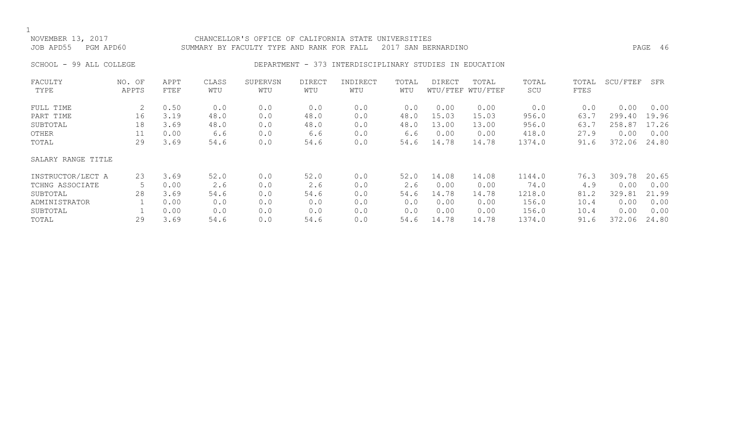NOVEMBER 13, 2017 CHANCELLOR'S OFFICE OF CALIFORNIA STATE UNIVERSITIES
JOB APD55 PGM APD60 SUMMARY BY FACULTY TYPE AND RANK FOR FALL 2017 SAN BERNARDINO

SCHOOL - 99 ALL COLLEGE DEPARTMENT - 373 INTERDISCIPLINARY STUDIES IN EDUCATION

| FACULTY TYPE | NO. OF APPTS | APPT FTEF | CLASS WTU | SUPERVSN WTU | DIRECT WTU | INDIRECT WTU | TOTAL WTU | DIRECT WTU/FTEF | TOTAL WTU/FTEF | TOTAL SCU | TOTAL FTES | SCU/FTEF | SFR |
|---|---|---|---|---|---|---|---|---|---|---|---|---|---|
| FULL TIME | 2 | 0.50 | 0.0 | 0.0 | 0.0 | 0.0 | 0.0 | 0.00 | 0.00 | 0.0 | 0.0 | 0.00 | 0.00 |
| PART TIME | 16 | 3.19 | 48.0 | 0.0 | 48.0 | 0.0 | 48.0 | 15.03 | 15.03 | 956.0 | 63.7 | 299.40 | 19.96 |
| SUBTOTAL | 18 | 3.69 | 48.0 | 0.0 | 48.0 | 0.0 | 48.0 | 13.00 | 13.00 | 956.0 | 63.7 | 258.87 | 17.26 |
| OTHER | 11 | 0.00 | 6.6 | 0.0 | 6.6 | 0.0 | 6.6 | 0.00 | 0.00 | 418.0 | 27.9 | 0.00 | 0.00 |
| TOTAL | 29 | 3.69 | 54.6 | 0.0 | 54.6 | 0.0 | 54.6 | 14.78 | 14.78 | 1374.0 | 91.6 | 372.06 | 24.80 |
| SALARY RANGE TITLE | | | | | | | | | | | | | |
| INSTRUCTOR/LECT A | 23 | 3.69 | 52.0 | 0.0 | 52.0 | 0.0 | 52.0 | 14.08 | 14.08 | 1144.0 | 76.3 | 309.78 | 20.65 |
| TCHNG ASSOCIATE | 5 | 0.00 | 2.6 | 0.0 | 2.6 | 0.0 | 2.6 | 0.00 | 0.00 | 74.0 | 4.9 | 0.00 | 0.00 |
| SUBTOTAL | 28 | 3.69 | 54.6 | 0.0 | 54.6 | 0.0 | 54.6 | 14.78 | 14.78 | 1218.0 | 81.2 | 329.81 | 21.99 |
| ADMINISTRATOR | 1 | 0.00 | 0.0 | 0.0 | 0.0 | 0.0 | 0.0 | 0.00 | 0.00 | 156.0 | 10.4 | 0.00 | 0.00 |
| SUBTOTAL | 1 | 0.00 | 0.0 | 0.0 | 0.0 | 0.0 | 0.0 | 0.00 | 0.00 | 156.0 | 10.4 | 0.00 | 0.00 |
| TOTAL | 29 | 3.69 | 54.6 | 0.0 | 54.6 | 0.0 | 54.6 | 14.78 | 14.78 | 1374.0 | 91.6 | 372.06 | 24.80 |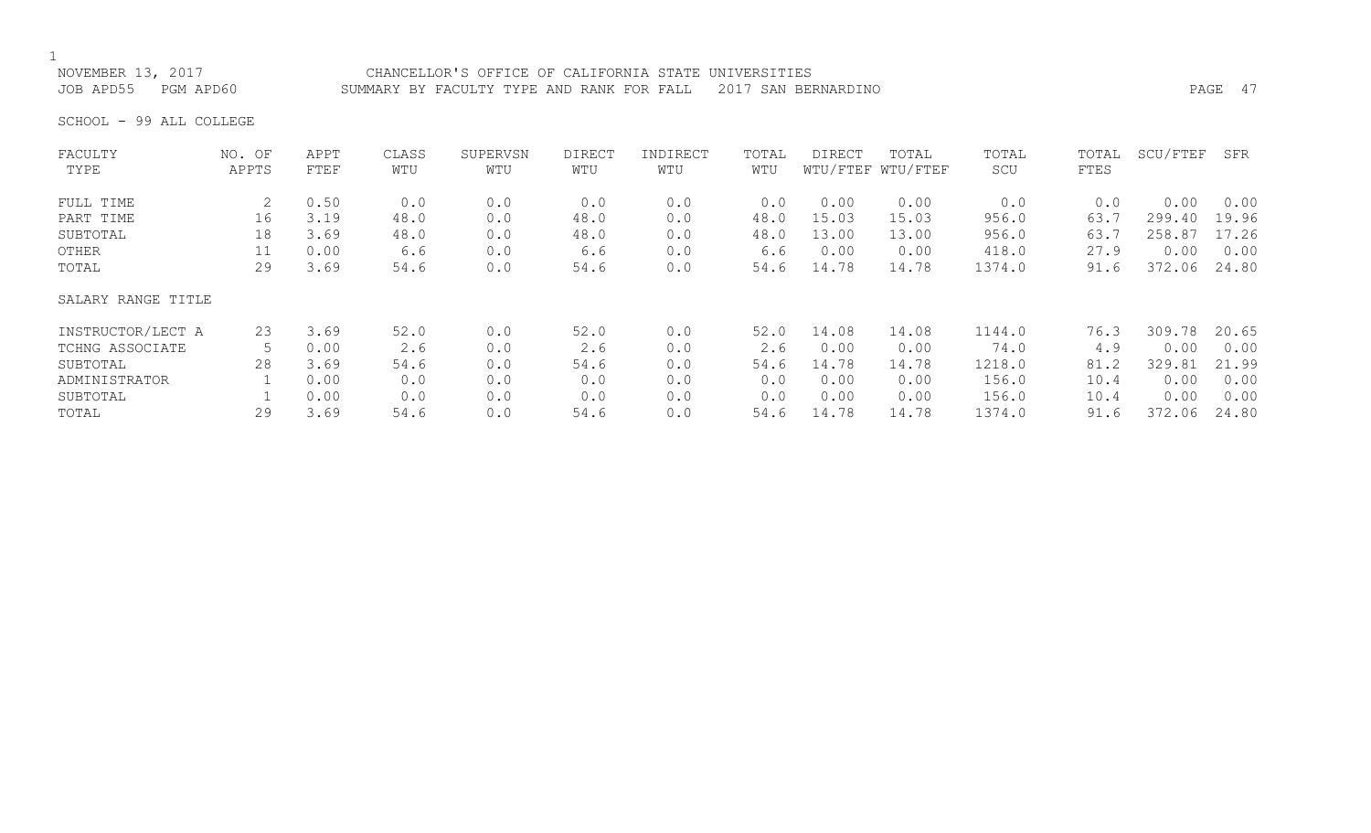NOVEMBER 13, 2017 CHANCELLOR'S OFFICE OF CALIFORNIA STATE UNIVERSITIES
JOB APD55 PGM APD60 SUMMARY BY FACULTY TYPE AND RANK FOR FALL 2017 SAN BERNARDINO

SCHOOL - 99 ALL COLLEGE

| FACULTY TYPE | NO. OF APPTS | APPT FTEF | CLASS WTU | SUPERVSN WTU | DIRECT WTU | INDIRECT WTU | TOTAL WTU | DIRECT WTU/FTEF | TOTAL WTU/FTEF | TOTAL SCU | TOTAL FTES | SCU/FTEF | SFR |
|---|---|---|---|---|---|---|---|---|---|---|---|---|---|
| FULL TIME | 2 | 0.50 | 0.0 | 0.0 | 0.0 | 0.0 | 0.0 | 0.00 | 0.00 | 0.0 | 0.0 | 0.00 | 0.00 |
| PART TIME | 16 | 3.19 | 48.0 | 0.0 | 48.0 | 0.0 | 48.0 | 15.03 | 15.03 | 956.0 | 63.7 | 299.40 | 19.96 |
| SUBTOTAL | 18 | 3.69 | 48.0 | 0.0 | 48.0 | 0.0 | 48.0 | 13.00 | 13.00 | 956.0 | 63.7 | 258.87 | 17.26 |
| OTHER | 11 | 0.00 | 6.6 | 0.0 | 6.6 | 0.0 | 6.6 | 0.00 | 0.00 | 418.0 | 27.9 | 0.00 | 0.00 |
| TOTAL | 29 | 3.69 | 54.6 | 0.0 | 54.6 | 0.0 | 54.6 | 14.78 | 14.78 | 1374.0 | 91.6 | 372.06 | 24.80 |
| **SALARY RANGE TITLE** | | | | | | | | | | | | | |
| INSTRUCTOR/LECT A | 23 | 3.69 | 52.0 | 0.0 | 52.0 | 0.0 | 52.0 | 14.08 | 14.08 | 1144.0 | 76.3 | 309.78 | 20.65 |
| TCHNG ASSOCIATE | 5 | 0.00 | 2.6 | 0.0 | 2.6 | 0.0 | 2.6 | 0.00 | 0.00 | 74.0 | 4.9 | 0.00 | 0.00 |
| SUBTOTAL | 28 | 3.69 | 54.6 | 0.0 | 54.6 | 0.0 | 54.6 | 14.78 | 14.78 | 1218.0 | 81.2 | 329.81 | 21.99 |
| ADMINISTRATOR | 1 | 0.00 | 0.0 | 0.0 | 0.0 | 0.0 | 0.0 | 0.00 | 0.00 | 156.0 | 10.4 | 0.00 | 0.00 |
| SUBTOTAL | 1 | 0.00 | 0.0 | 0.0 | 0.0 | 0.0 | 0.0 | 0.00 | 0.00 | 156.0 | 10.4 | 0.00 | 0.00 |
| TOTAL | 29 | 3.69 | 54.6 | 0.0 | 54.6 | 0.0 | 54.6 | 14.78 | 14.78 | 1374.0 | 91.6 | 372.06 | 24.80 |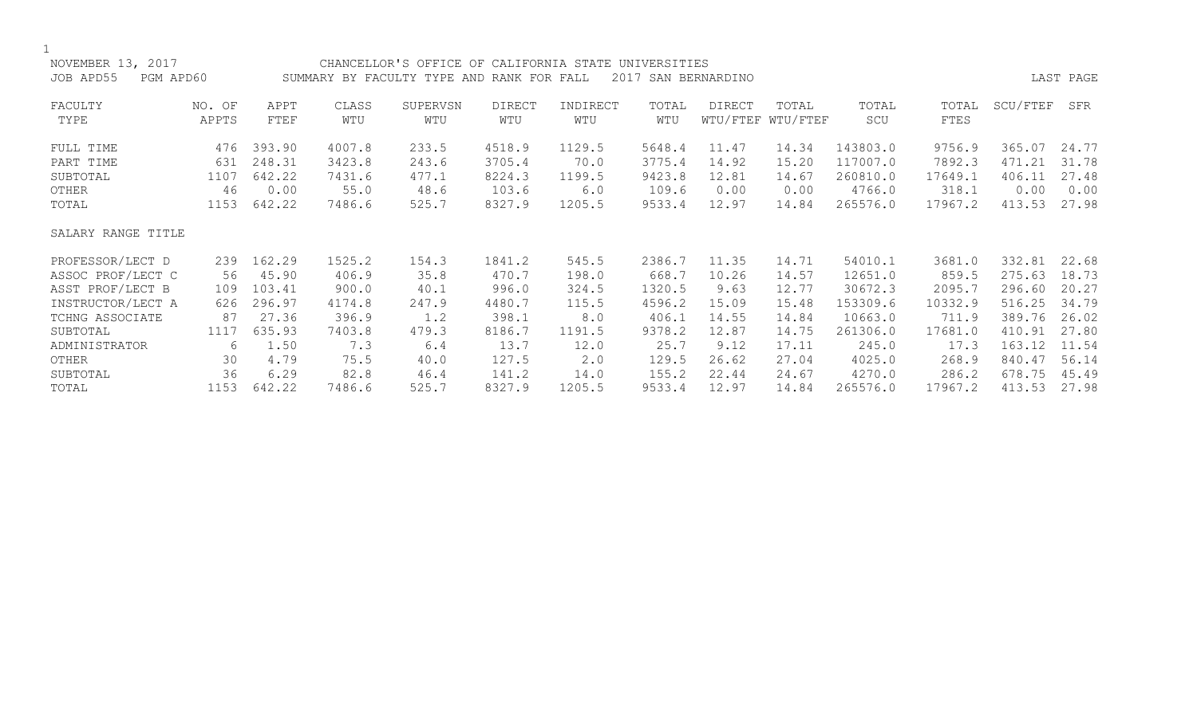NOVEMBER 13, 2017 CHANCELLOR'S OFFICE OF CALIFORNIA STATE UNIVERSITIES

JOB APD55 PGM APD60 SUMMARY BY FACULTY TYPE AND RANK FOR FALL 2017 SAN BERNARDINO LAST PAGE

| FACULTY TYPE | NO. OF APPTS | APPT FTEF | CLASS WTU | SUPERVSN WTU | DIRECT WTU | INDIRECT WTU | TOTAL WTU | DIRECT WTU/FTEF | TOTAL WTU/FTEF | TOTAL SCU | TOTAL FTES | SCU/FTEF | SFR |
|---|---|---|---|---|---|---|---|---|---|---|---|---|---|
| FULL TIME | 476 | 393.90 | 4007.8 | 233.5 | 4518.9 | 1129.5 | 5648.4 | 11.47 | 14.34 | 143803.0 | 9756.9 | 365.07 | 24.77 |
| PART TIME | 631 | 248.31 | 3423.8 | 243.6 | 3705.4 | 70.0 | 3775.4 | 14.92 | 15.20 | 117007.0 | 7892.3 | 471.21 | 31.78 |
| SUBTOTAL | 1107 | 642.22 | 7431.6 | 477.1 | 8224.3 | 1199.5 | 9423.8 | 12.81 | 14.67 | 260810.0 | 17649.1 | 406.11 | 27.48 |
| OTHER | 46 | 0.00 | 55.0 | 48.6 | 103.6 | 6.0 | 109.6 | 0.00 | 0.00 | 4766.0 | 318.1 | 0.00 | 0.00 |
| TOTAL | 1153 | 642.22 | 7486.6 | 525.7 | 8327.9 | 1205.5 | 9533.4 | 12.97 | 14.84 | 265576.0 | 17967.2 | 413.53 | 27.98 |
| SALARY RANGE TITLE | | | | | | | | | | | | | |
| PROFESSOR/LECT D | 239 | 162.29 | 1525.2 | 154.3 | 1841.2 | 545.5 | 2386.7 | 11.35 | 14.71 | 54010.1 | 3681.0 | 332.81 | 22.68 |
| ASSOC PROF/LECT C | 56 | 45.90 | 406.9 | 35.8 | 470.7 | 198.0 | 668.7 | 10.26 | 14.57 | 12651.0 | 859.5 | 275.63 | 18.73 |
| ASST PROF/LECT B | 109 | 103.41 | 900.0 | 40.1 | 996.0 | 324.5 | 1320.5 | 9.63 | 12.77 | 30672.3 | 2095.7 | 296.60 | 20.27 |
| INSTRUCTOR/LECT A | 626 | 296.97 | 4174.8 | 247.9 | 4480.7 | 115.5 | 4596.2 | 15.09 | 15.48 | 153309.6 | 10332.9 | 516.25 | 34.79 |
| TCHNG ASSOCIATE | 87 | 27.36 | 396.9 | 1.2 | 398.1 | 8.0 | 406.1 | 14.55 | 14.84 | 10663.0 | 711.9 | 389.76 | 26.02 |
| SUBTOTAL | 1117 | 635.93 | 7403.8 | 479.3 | 8186.7 | 1191.5 | 9378.2 | 12.87 | 14.75 | 261306.0 | 17681.0 | 410.91 | 27.80 |
| ADMINISTRATOR | 6 | 1.50 | 7.3 | 6.4 | 13.7 | 12.0 | 25.7 | 9.12 | 17.11 | 245.0 | 17.3 | 163.12 | 11.54 |
| OTHER | 30 | 4.79 | 75.5 | 40.0 | 127.5 | 2.0 | 129.5 | 26.62 | 27.04 | 4025.0 | 268.9 | 840.47 | 56.14 |
| SUBTOTAL | 36 | 6.29 | 82.8 | 46.4 | 141.2 | 14.0 | 155.2 | 22.44 | 24.67 | 4270.0 | 286.2 | 678.75 | 45.49 |
| TOTAL | 1153 | 642.22 | 7486.6 | 525.7 | 8327.9 | 1205.5 | 9533.4 | 12.97 | 14.84 | 265576.0 | 17967.2 | 413.53 | 27.98 |